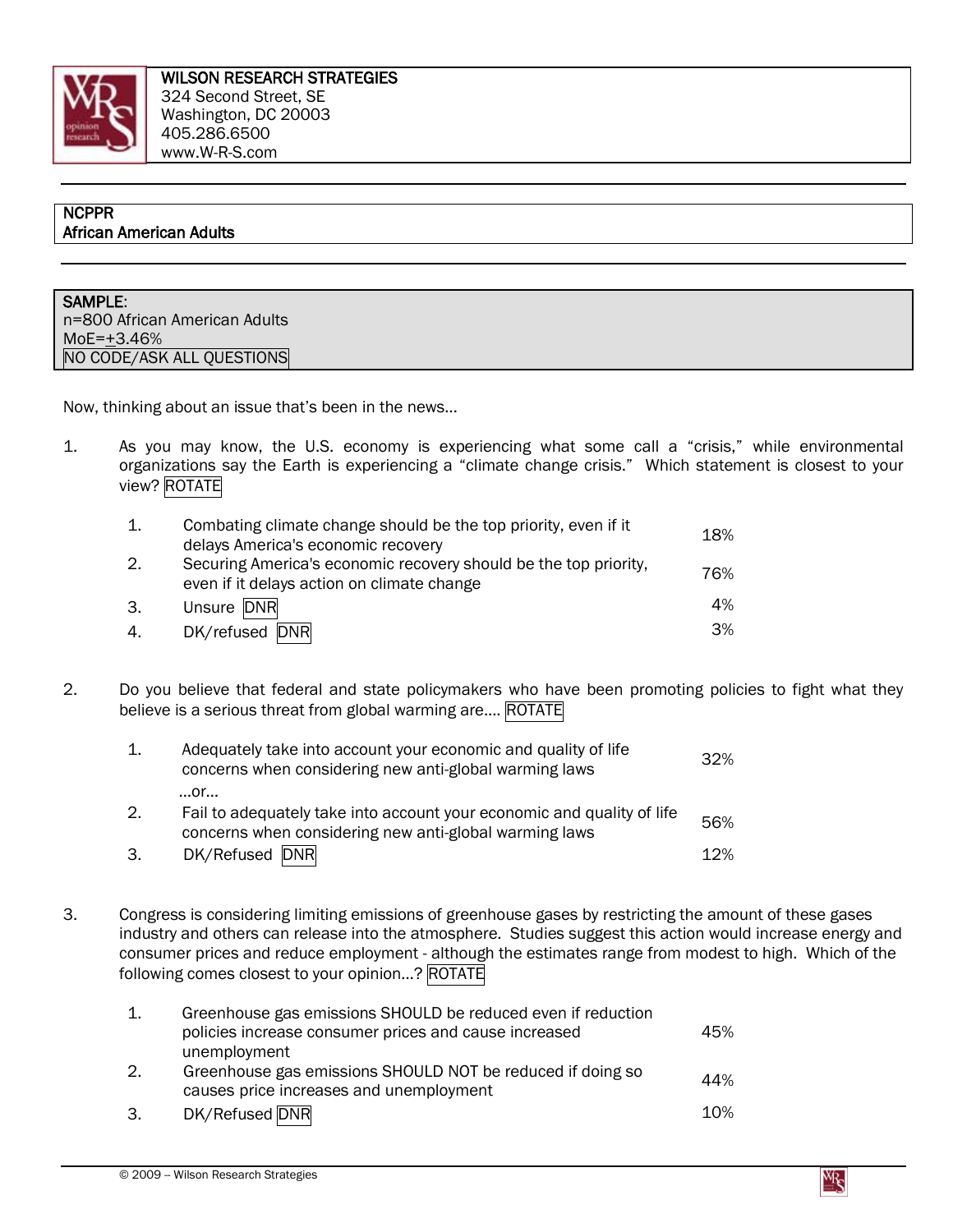**WILSON RESEARCH STRATEGIES**
324 Second Street, SE
Washington, DC 20003
405.286.6500
www.W-R-S.com

---

**NCPPR**
**African American Adults**

---

**SAMPLE:**
n=800 African American Adults
MoE=±3.46%
NO CODE/ASK ALL QUESTIONS

Now, thinking about an issue that's been in the news...

1. As you may know, the U.S. economy is experiencing what some call a "crisis," while environmental organizations say the Earth is experiencing a "climate change crisis." Which statement is closest to your view? ROTATE

| | | |
|---|---|---|
| 1. | Combating climate change should be the top priority, even if it delays America's economic recovery | 18% |
| 2. | Securing America's economic recovery should be the top priority, even if it delays action on climate change | 76% |
| 3. | Unsure DNR | 4% |
| 4. | DK/refused DNR | 3% |

2. Do you believe that federal and state policymakers who have been promoting policies to fight what they believe is a serious threat from global warming are.... ROTATE

| | | |
|---|---|---|
| 1. | Adequately take into account your economic and quality of life concerns when considering new anti-global warming laws | 32% |
| | ...or... | |
| 2. | Fail to adequately take into account your economic and quality of life concerns when considering new anti-global warming laws | 56% |
| 3. | DK/Refused DNR | 12% |

3. Congress is considering limiting emissions of greenhouse gases by restricting the amount of these gases industry and others can release into the atmosphere. Studies suggest this action would increase energy and consumer prices and reduce employment - although the estimates range from modest to high. Which of the following comes closest to your opinion...? ROTATE

| | | |
|---|---|---|
| 1. | Greenhouse gas emissions SHOULD be reduced even if reduction policies increase consumer prices and cause increased unemployment | 45% |
| 2. | Greenhouse gas emissions SHOULD NOT be reduced if doing so causes price increases and unemployment | 44% |
| 3. | DK/Refused DNR | 10% |

© 2009 – Wilson Research Strategies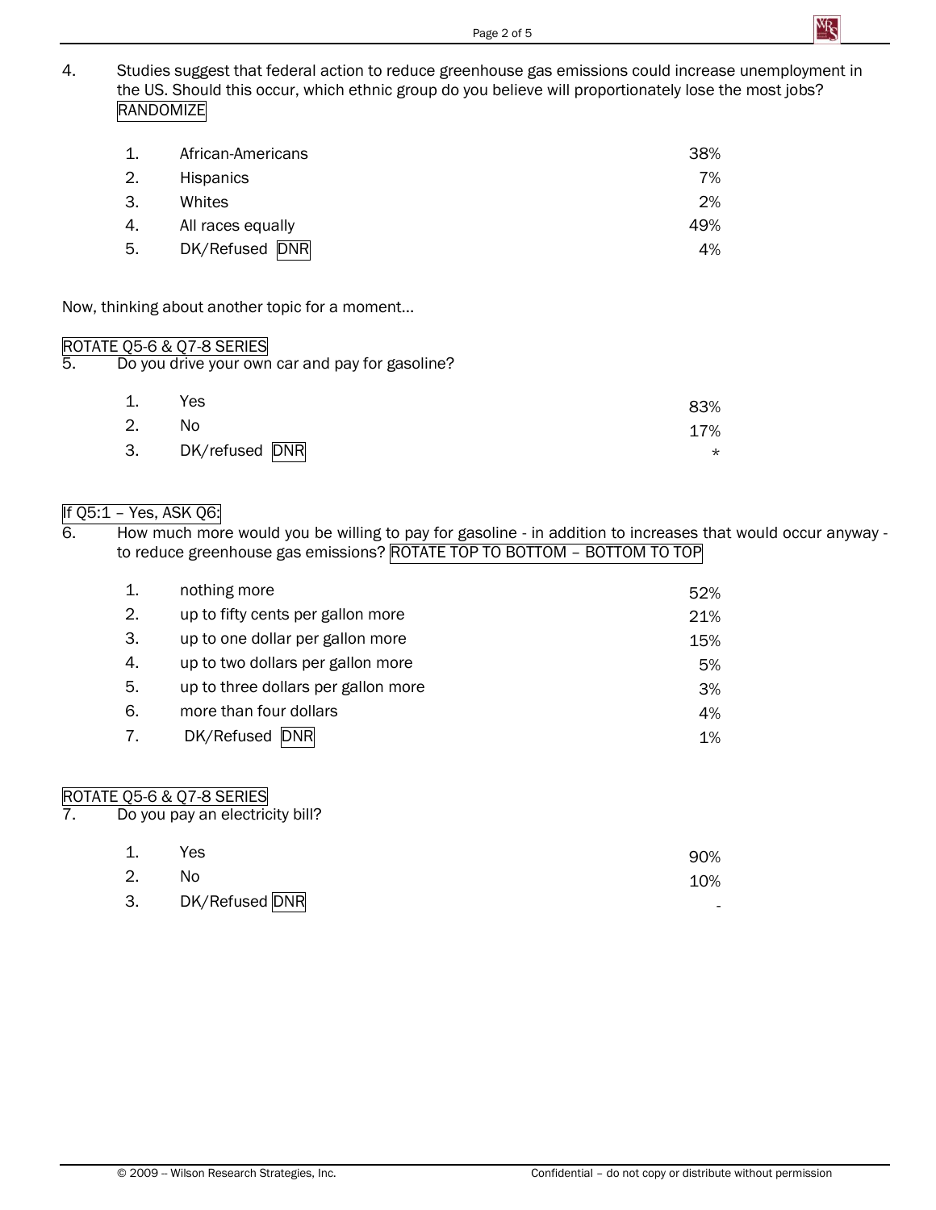4. Studies suggest that federal action to reduce greenhouse gas emissions could increase unemployment in the US. Should this occur, which ethnic group do you believe will proportionately lose the most jobs? RANDOMIZE

| | | |
|---|---|---|
| 1. | African-Americans | 38% |
| 2. | Hispanics | 7% |
| 3. | Whites | 2% |
| 4. | All races equally | 49% |
| 5. | DK/Refused DNR | 4% |

Now, thinking about another topic for a moment...

ROTATE Q5-6 & Q7-8 SERIES

5. Do you drive your own car and pay for gasoline?

| | | |
|---|---|---|
| 1. | Yes | 83% |
| 2. | No | 17% |
| 3. | DK/refused DNR | * |

If Q5:1 – Yes, ASK Q6:

6. How much more would you be willing to pay for gasoline - in addition to increases that would occur anyway - to reduce greenhouse gas emissions? ROTATE TOP TO BOTTOM – BOTTOM TO TOP

| | | |
|---|---|---|
| 1. | nothing more | 52% |
| 2. | up to fifty cents per gallon more | 21% |
| 3. | up to one dollar per gallon more | 15% |
| 4. | up to two dollars per gallon more | 5% |
| 5. | up to three dollars per gallon more | 3% |
| 6. | more than four dollars | 4% |
| 7. | DK/Refused DNR | 1% |

ROTATE Q5-6 & Q7-8 SERIES

7. Do you pay an electricity bill?

| | | |
|---|---|---|
| 1. | Yes | 90% |
| 2. | No | 10% |
| 3. | DK/Refused DNR | - |

© 2009 – Wilson Research Strategies, Inc. Confidential – do not copy or distribute without permission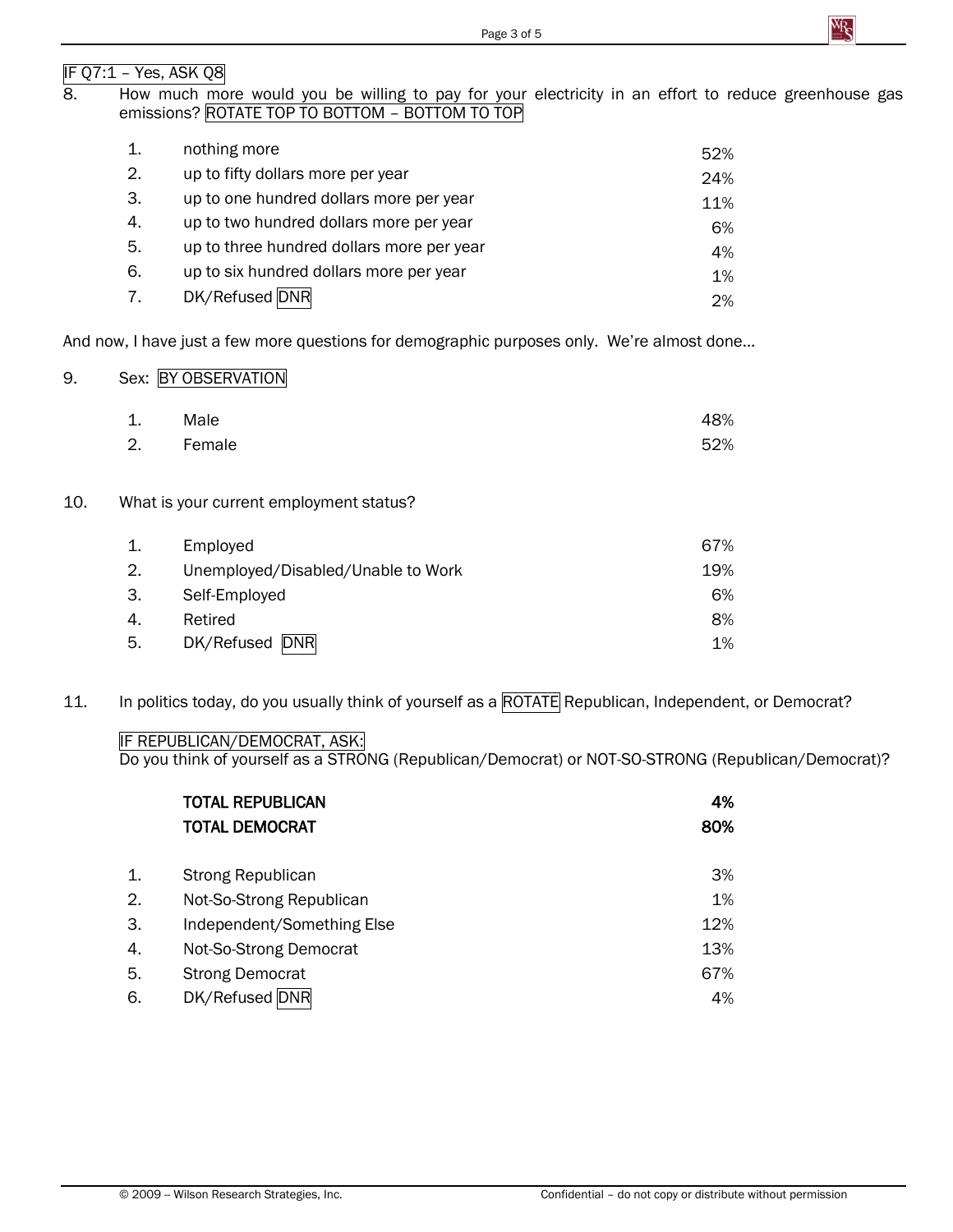IF Q7:1 – Yes, ASK Q8

8. How much more would you be willing to pay for your electricity in an effort to reduce greenhouse gas emissions? ROTATE TOP TO BOTTOM – BOTTOM TO TOP

| | | |
|---|---|---|
| 1. | nothing more | 52% |
| 2. | up to fifty dollars more per year | 24% |
| 3. | up to one hundred dollars more per year | 11% |
| 4. | up to two hundred dollars more per year | 6% |
| 5. | up to three hundred dollars more per year | 4% |
| 6. | up to six hundred dollars more per year | 1% |
| 7. | DK/Refused DNR | 2% |

And now, I have just a few more questions for demographic purposes only. We're almost done…

9. Sex: BY OBSERVATION

| | | |
|---|---|---|
| 1. | Male | 48% |
| 2. | Female | 52% |

10. What is your current employment status?

| | | |
|---|---|---|
| 1. | Employed | 67% |
| 2. | Unemployed/Disabled/Unable to Work | 19% |
| 3. | Self-Employed | 6% |
| 4. | Retired | 8% |
| 5. | DK/Refused DNR | 1% |

11. In politics today, do you usually think of yourself as a ROTATE Republican, Independent, or Democrat?

IF REPUBLICAN/DEMOCRAT, ASK:
Do you think of yourself as a STRONG (Republican/Democrat) or NOT-SO-STRONG (Republican/Democrat)?

| | | |
|---|---|---|
| | **TOTAL REPUBLICAN** | **4%** |
| | **TOTAL DEMOCRAT** | **80%** |
| 1. | Strong Republican | 3% |
| 2. | Not-So-Strong Republican | 1% |
| 3. | Independent/Something Else | 12% |
| 4. | Not-So-Strong Democrat | 13% |
| 5. | Strong Democrat | 67% |
| 6. | DK/Refused DNR | 4% |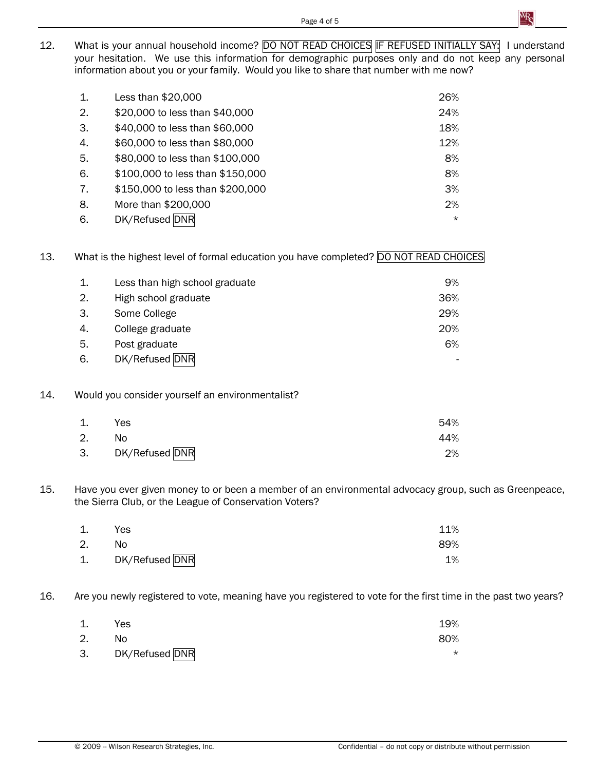12. What is your annual household income? DO NOT READ CHOICES IF REFUSED INITIALLY SAY: I understand your hesitation. We use this information for demographic purposes only and do not keep any personal information about you or your family. Would you like to share that number with me now?

| | | |
|---|---|---|
| 1. | Less than $20,000 | 26% |
| 2. | $20,000 to less than $40,000 | 24% |
| 3. | $40,000 to less than $60,000 | 18% |
| 4. | $60,000 to less than $80,000 | 12% |
| 5. | $80,000 to less than $100,000 | 8% |
| 6. | $100,000 to less than $150,000 | 8% |
| 7. | $150,000 to less than $200,000 | 3% |
| 8. | More than $200,000 | 2% |
| 6. | DK/Refused DNR | * |

13. What is the highest level of formal education you have completed? DO NOT READ CHOICES

| | | |
|---|---|---|
| 1. | Less than high school graduate | 9% |
| 2. | High school graduate | 36% |
| 3. | Some College | 29% |
| 4. | College graduate | 20% |
| 5. | Post graduate | 6% |
| 6. | DK/Refused DNR | - |

14. Would you consider yourself an environmentalist?

| | | |
|---|---|---|
| 1. | Yes | 54% |
| 2. | No | 44% |
| 3. | DK/Refused DNR | 2% |

15. Have you ever given money to or been a member of an environmental advocacy group, such as Greenpeace, the Sierra Club, or the League of Conservation Voters?

| | | |
|---|---|---|
| 1. | Yes | 11% |
| 2. | No | 89% |
| 1. | DK/Refused DNR | 1% |

16. Are you newly registered to vote, meaning have you registered to vote for the first time in the past two years?

| | | |
|---|---|---|
| 1. | Yes | 19% |
| 2. | No | 80% |
| 3. | DK/Refused DNR | * |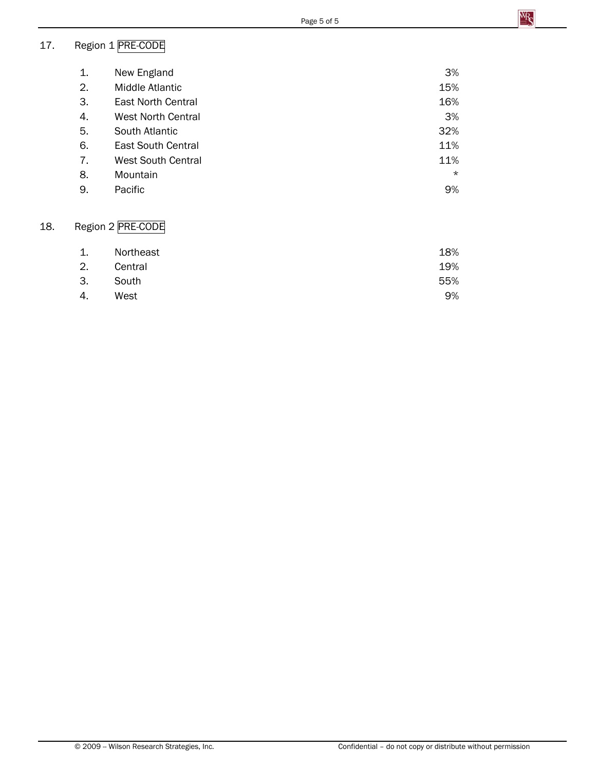17. Region 1 PRE-CODE

| | | |
|---|---|---|
| 1. | New England | 3% |
| 2. | Middle Atlantic | 15% |
| 3. | East North Central | 16% |
| 4. | West North Central | 3% |
| 5. | South Atlantic | 32% |
| 6. | East South Central | 11% |
| 7. | West South Central | 11% |
| 8. | Mountain | * |
| 9. | Pacific | 9% |

18. Region 2 PRE-CODE

| | | |
|---|---|---|
| 1. | Northeast | 18% |
| 2. | Central | 19% |
| 3. | South | 55% |
| 4. | West | 9% |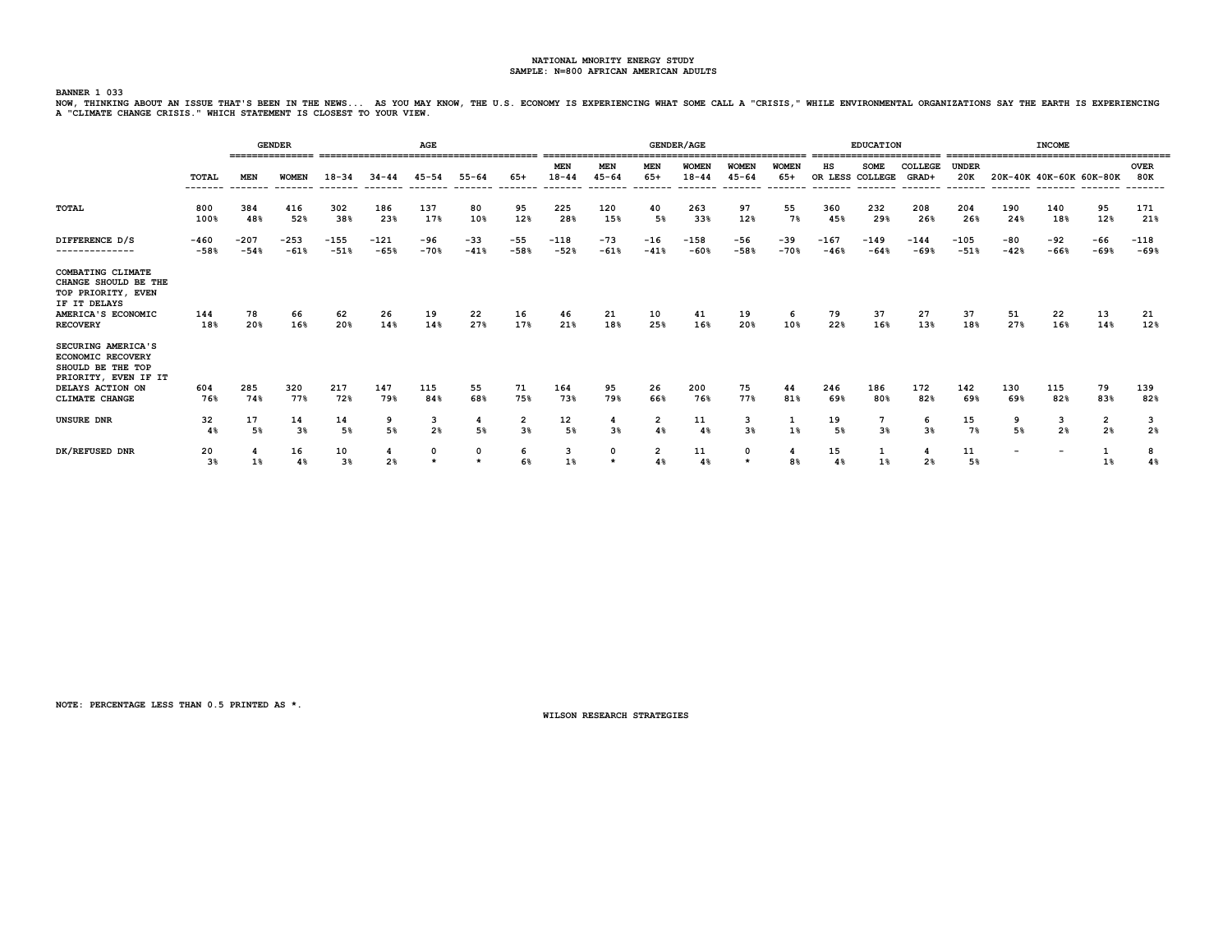NATIONAL MNORITY ENERGY STUDY
SAMPLE: N=800 AFRICAN AMERICAN ADULTS

BANNER 1 033

NOW, THINKING ABOUT AN ISSUE THAT'S BEEN IN THE NEWS... AS YOU MAY KNOW, THE U.S. ECONOMY IS EXPERIENCING WHAT SOME CALL A "CRISIS," WHILE ENVIRONMENTAL ORGANIZATIONS SAY THE EARTH IS EXPERIENCING A "CLIMATE CHANGE CRISIS." WHICH STATEMENT IS CLOSEST TO YOUR VIEW.

| | | GENDER | | AGE | | | | | GENDER/AGE | | | | | | EDUCATION | | | INCOME | | | | |
|---|---|---|---|---|---|---|---|---|---|---|---|---|---|---|---|---|---|---|---|---|---|---|
| | TOTAL | MEN | WOMEN | 18-34 | 34-44 | 45-54 | 55-64 | 65+ | MEN 18-44 | MEN 45-64 | MEN 65+ | WOMEN 18-44 | WOMEN 45-64 | WOMEN 65+ | HS OR LESS | SOME COLLEGE | COLLEGE GRAD+ | UNDER 20K | 20K-40K | 40K-60K | 60K-80K | OVER 80K |
| TOTAL | 800<br>100% | 384<br>48% | 416<br>52% | 302<br>38% | 186<br>23% | 137<br>17% | 80<br>10% | 95<br>12% | 225<br>28% | 120<br>15% | 40<br>5% | 263<br>33% | 97<br>12% | 55<br>7% | 360<br>45% | 232<br>29% | 208<br>26% | 204<br>26% | 190<br>24% | 140<br>18% | 95<br>12% | 171<br>21% |
| DIFFERENCE D/S | -460<br>-58% | -207<br>-54% | -253<br>-61% | -155<br>-51% | -121<br>-65% | -96<br>-70% | -33<br>-41% | -55<br>-58% | -118<br>-52% | -73<br>-61% | -16<br>-41% | -158<br>-60% | -56<br>-58% | -39<br>-70% | -167<br>-46% | -149<br>-64% | -144<br>-69% | -105<br>-51% | -80<br>-42% | -92<br>-66% | -66<br>-69% | -118<br>-69% |
| COMBATING CLIMATE CHANGE SHOULD BE THE TOP PRIORITY, EVEN IF IT DELAYS AMERICA'S ECONOMIC RECOVERY | 144<br>18% | 78<br>20% | 66<br>16% | 62<br>20% | 26<br>14% | 19<br>14% | 22<br>27% | 16<br>17% | 46<br>21% | 21<br>18% | 10<br>25% | 41<br>16% | 19<br>20% | 6<br>10% | 79<br>22% | 37<br>16% | 27<br>13% | 37<br>18% | 51<br>27% | 22<br>16% | 13<br>14% | 21<br>12% |
| SECURING AMERICA'S ECONOMIC RECOVERY SHOULD BE THE TOP PRIORITY, EVEN IF IT DELAYS ACTION ON CLIMATE CHANGE | 604<br>76% | 285<br>74% | 320<br>77% | 217<br>72% | 147<br>79% | 115<br>84% | 55<br>68% | 71<br>75% | 164<br>73% | 95<br>79% | 26<br>66% | 200<br>76% | 75<br>77% | 44<br>81% | 246<br>69% | 186<br>80% | 172<br>82% | 142<br>69% | 130<br>69% | 115<br>82% | 79<br>83% | 139<br>82% |
| UNSURE DNR | 32<br>4% | 17<br>5% | 14<br>3% | 14<br>5% | 9<br>5% | 3<br>2% | 4<br>5% | 2<br>3% | 12<br>5% | 4<br>3% | 2<br>4% | 11<br>4% | 3<br>3% | 1<br>1% | 19<br>5% | 7<br>3% | 6<br>3% | 15<br>7% | 9<br>5% | 3<br>2% | 2<br>2% | 3<br>2% |
| DK/REFUSED DNR | 20<br>3% | 4<br>1% | 16<br>4% | 10<br>3% | 4<br>2% | 0<br>* | 0<br>* | 6<br>6% | 3<br>1% | 0<br>* | 2<br>4% | 11<br>4% | 0<br>* | 4<br>8% | 15<br>4% | 1<br>1% | 4<br>2% | 11<br>5% | - | - | 1<br>1% | 8<br>4% |

NOTE: PERCENTAGE LESS THAN 0.5 PRINTED AS *.

WILSON RESEARCH STRATEGIES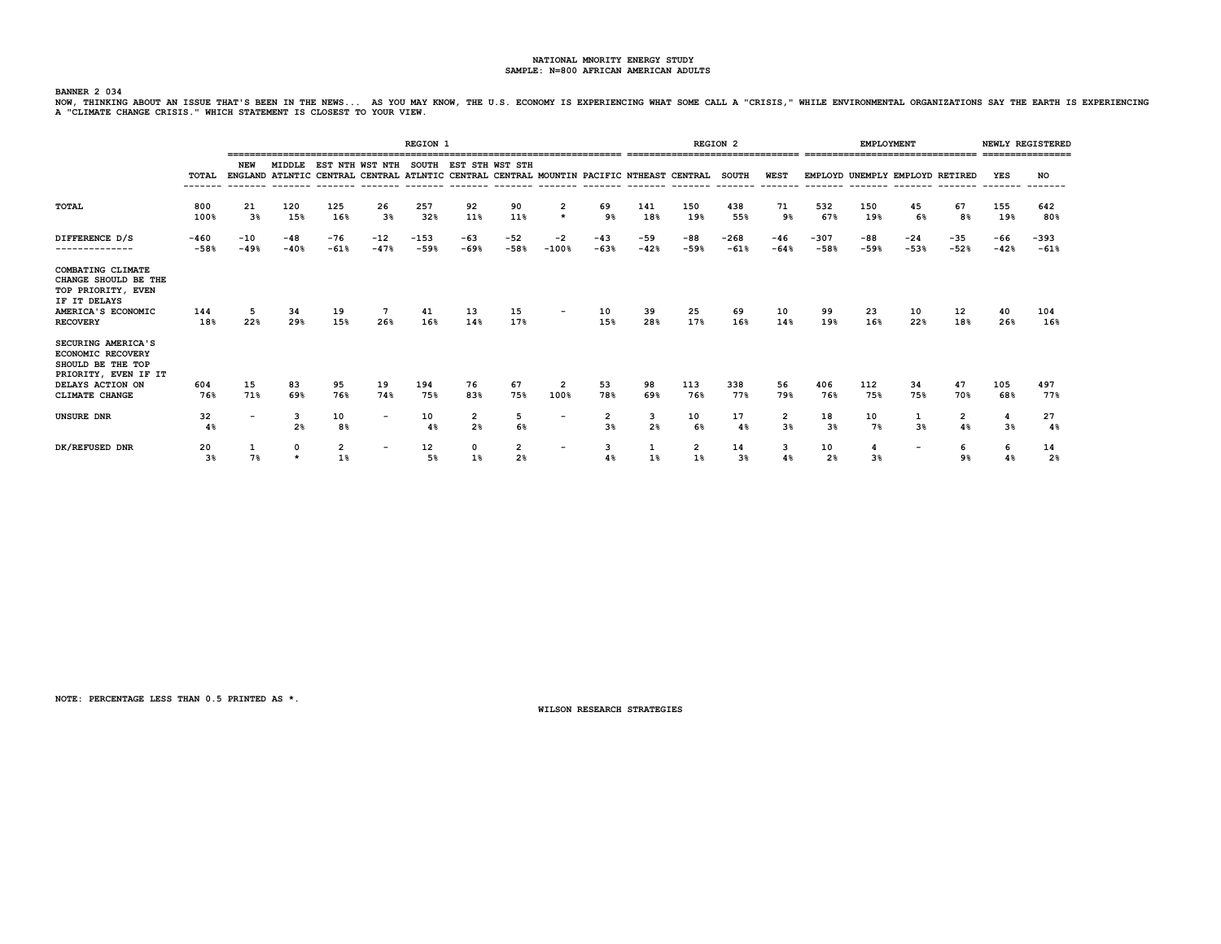NATIONAL MNORITY ENERGY STUDY
SAMPLE: N=800 AFRICAN AMERICAN ADULTS

BANNER 2 034

NOW, THINKING ABOUT AN ISSUE THAT'S BEEN IN THE NEWS... AS YOU MAY KNOW, THE U.S. ECONOMY IS EXPERIENCING WHAT SOME CALL A "CRISIS," WHILE ENVIRONMENTAL ORGANIZATIONS SAY THE EARTH IS EXPERIENCING A "CLIMATE CHANGE CRISIS." WHICH STATEMENT IS CLOSEST TO YOUR VIEW.

| | | REGION 1 | | | | | | | | | REGION 2 | | | | EMPLOYMENT | | | | NEWLY REGISTERED | |
|---|---|---|---|---|---|---|---|---|---|---|---|---|---|---|---|---|---|---|---|---|
| | TOTAL | NEW ENGLAND | MIDDLE ATLNTIC | EST NTH CENTRAL | WST NTH CENTRAL | SOUTH ATLNTIC | EST STH CENTRAL | WST STH CENTRAL | MOUNTIN | PACIFIC | NTHEAST | CENTRAL | SOUTH | WEST | EMPLOYD | UNEMPLY | EMPLOYD | RETIRED | YES | NO |
| TOTAL | 800<br>100% | 21<br>3% | 120<br>15% | 125<br>16% | 26<br>3% | 257<br>32% | 92<br>11% | 90<br>11% | 2<br>* | 69<br>9% | 141<br>18% | 150<br>19% | 438<br>55% | 71<br>9% | 532<br>67% | 150<br>19% | 45<br>6% | 67<br>8% | 155<br>19% | 642<br>80% |
| DIFFERENCE D/S | -460<br>-58% | -10<br>-49% | -48<br>-40% | -76<br>-61% | -12<br>-47% | -153<br>-59% | -63<br>-69% | -52<br>-58% | -2<br>-100% | -43<br>-63% | -59<br>-42% | -88<br>-59% | -268<br>-61% | -46<br>-64% | -307<br>-58% | -88<br>-59% | -24<br>-53% | -35<br>-52% | -66<br>-42% | -393<br>-61% |
| COMBATING CLIMATE CHANGE SHOULD BE THE TOP PRIORITY, EVEN IF IT DELAYS AMERICA'S ECONOMIC RECOVERY | 144<br>18% | 5<br>22% | 34<br>29% | 19<br>15% | 7<br>26% | 41<br>16% | 13<br>14% | 15<br>17% | - | 10<br>15% | 39<br>28% | 25<br>17% | 69<br>16% | 10<br>14% | 99<br>19% | 23<br>16% | 10<br>22% | 12<br>18% | 40<br>26% | 104<br>16% |
| SECURING AMERICA'S ECONOMIC RECOVERY SHOULD BE THE TOP PRIORITY, EVEN IF IT DELAYS ACTION ON CLIMATE CHANGE | 604<br>76% | 15<br>71% | 83<br>69% | 95<br>76% | 19<br>74% | 194<br>75% | 76<br>83% | 67<br>75% | 2<br>100% | 53<br>78% | 98<br>69% | 113<br>76% | 338<br>77% | 56<br>79% | 406<br>76% | 112<br>75% | 34<br>75% | 47<br>70% | 105<br>68% | 497<br>77% |
| UNSURE DNR | 32<br>4% | - | 3<br>2% | 10<br>8% | - | 10<br>4% | 2<br>2% | 5<br>6% | - | 2<br>3% | 3<br>2% | 10<br>6% | 17<br>4% | 2<br>3% | 18<br>3% | 10<br>7% | 1<br>3% | 2<br>4% | 4<br>3% | 27<br>4% |
| DK/REFUSED DNR | 20<br>3% | 1<br>7% | 0<br>* | 2<br>1% | - | 12<br>5% | 0<br>1% | 2<br>2% | - | 3<br>4% | 1<br>1% | 2<br>1% | 14<br>3% | 3<br>4% | 10<br>2% | 4<br>3% | - | 6<br>9% | 6<br>4% | 14<br>2% |

NOTE: PERCENTAGE LESS THAN 0.5 PRINTED AS *.

WILSON RESEARCH STRATEGIES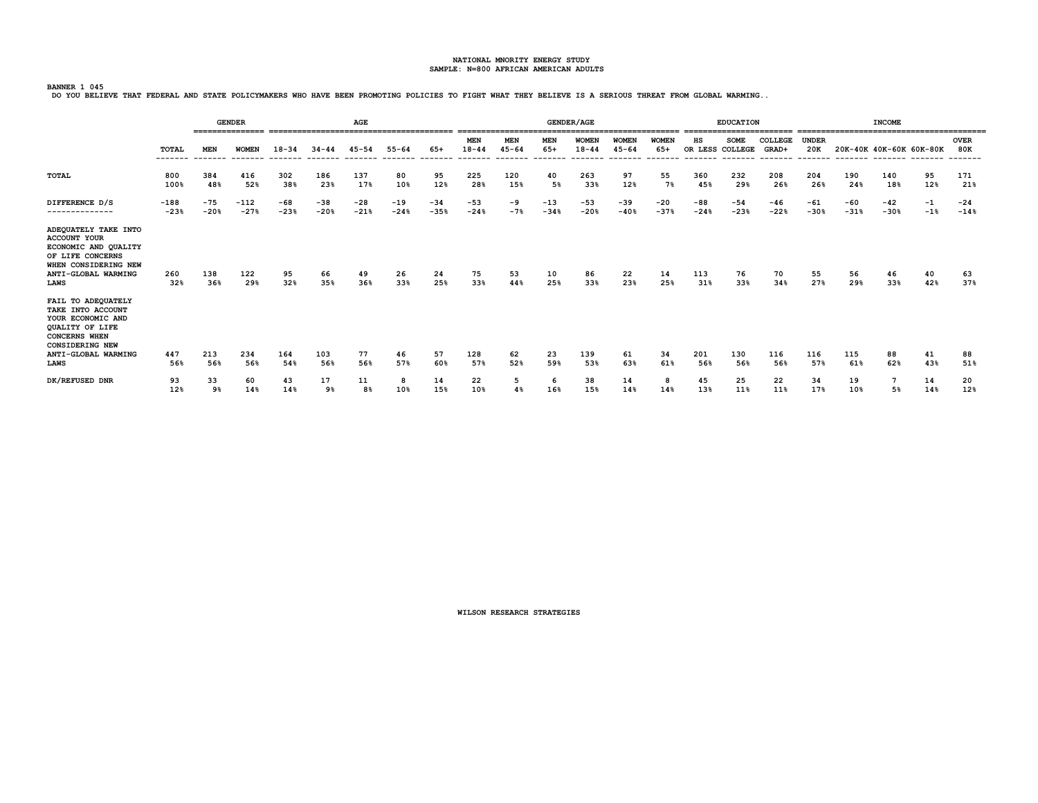NATIONAL MNORITY ENERGY STUDY
SAMPLE: N=800 AFRICAN AMERICAN ADULTS

BANNER 1 045
DO YOU BELIEVE THAT FEDERAL AND STATE POLICYMAKERS WHO HAVE BEEN PROMOTING POLICIES TO FIGHT WHAT THEY BELIEVE IS A SERIOUS THREAT FROM GLOBAL WARMING..

| | | GENDER | | AGE | | | | | GENDER/AGE | | | | | | EDUCATION | | | INCOME | | | | |
|---|---|---|---|---|---|---|---|---|---|---|---|---|---|---|---|---|---|---|---|---|---|---|
| | TOTAL | MEN | WOMEN | 18-34 | 34-44 | 45-54 | 55-64 | 65+ | MEN 18-44 | MEN 45-64 | MEN 65+ | WOMEN 18-44 | WOMEN 45-64 | WOMEN 65+ | HS OR LESS | SOME COLLEGE | COLLEGE GRAD+ | UNDER 20K | 20K-40K | 40K-60K | 60K-80K | OVER 80K |
| TOTAL | 800<br>100% | 384<br>48% | 416<br>52% | 302<br>38% | 186<br>23% | 137<br>17% | 80<br>10% | 95<br>12% | 225<br>28% | 120<br>15% | 40<br>5% | 263<br>33% | 97<br>12% | 55<br>7% | 360<br>45% | 232<br>29% | 208<br>26% | 204<br>26% | 190<br>24% | 140<br>18% | 95<br>12% | 171<br>21% |
| DIFFERENCE D/S | -188<br>-23% | -75<br>-20% | -112<br>-27% | -68<br>-23% | -38<br>-20% | -28<br>-21% | -19<br>-24% | -34<br>-35% | -53<br>-24% | -9<br>-7% | -13<br>-34% | -53<br>-20% | -39<br>-40% | -20<br>-37% | -88<br>-24% | -54<br>-23% | -46<br>-22% | -61<br>-30% | -60<br>-31% | -42<br>-30% | -1<br>-1% | -24<br>-14% |
| ADEQUATELY TAKE INTO ACCOUNT YOUR ECONOMIC AND QUALITY OF LIFE CONCERNS WHEN CONSIDERING NEW ANTI-GLOBAL WARMING LAWS | 260<br>32% | 138<br>36% | 122<br>29% | 95<br>32% | 66<br>35% | 49<br>36% | 26<br>33% | 24<br>25% | 75<br>33% | 53<br>44% | 10<br>25% | 86<br>33% | 22<br>23% | 14<br>25% | 113<br>31% | 76<br>33% | 70<br>34% | 55<br>27% | 56<br>29% | 46<br>33% | 40<br>42% | 63<br>37% |
| FAIL TO ADEQUATELY TAKE INTO ACCOUNT YOUR ECONOMIC AND QUALITY OF LIFE CONCERNS WHEN CONSIDERING NEW ANTI-GLOBAL WARMING LAWS | 447<br>56% | 213<br>56% | 234<br>56% | 164<br>54% | 103<br>56% | 77<br>56% | 46<br>57% | 57<br>60% | 128<br>57% | 62<br>52% | 23<br>59% | 139<br>53% | 61<br>63% | 34<br>61% | 201<br>56% | 130<br>56% | 116<br>56% | 116<br>57% | 115<br>61% | 88<br>62% | 41<br>43% | 88<br>51% |
| DK/REFUSED DNR | 93<br>12% | 33<br>9% | 60<br>14% | 43<br>14% | 17<br>9% | 11<br>8% | 8<br>10% | 14<br>15% | 22<br>10% | 5<br>4% | 6<br>16% | 38<br>15% | 14<br>14% | 8<br>14% | 45<br>13% | 25<br>11% | 22<br>11% | 34<br>17% | 19<br>10% | 7<br>5% | 14<br>14% | 20<br>12% |

WILSON RESEARCH STRATEGIES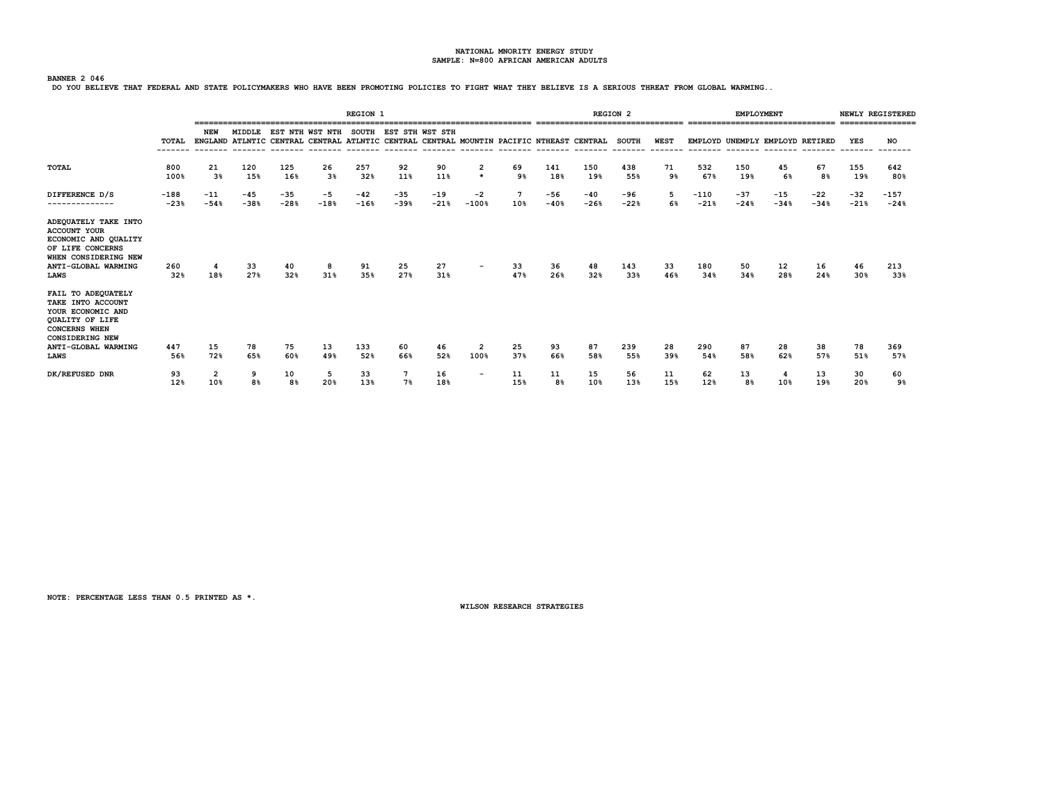NATIONAL MNORITY ENERGY STUDY
SAMPLE: N=800 AFRICAN AMERICAN ADULTS

BANNER 2 046

DO YOU BELIEVE THAT FEDERAL AND STATE POLICYMAKERS WHO HAVE BEEN PROMOTING POLICIES TO FIGHT WHAT THEY BELIEVE IS A SERIOUS THREAT FROM GLOBAL WARMING..

| | | REGION 1 | | | | | | | | | REGION 2 | | | | EMPLOYMENT | | | | NEWLY REGISTERED | |
|---|---|---|---|---|---|---|---|---|---|---|---|---|---|---|---|---|---|---|---|---|
| | TOTAL | NEW ENGLAND | MIDDLE ATLNTIC | EST NTH CENTRAL | WST NTH CENTRAL | SOUTH ATLNTIC | EST STH CENTRAL | WST STH CENTRAL | MOUNTIN | PACIFIC | NTHEAST | CENTRAL | SOUTH | WEST | EMPLOYD | UNEMPLY | EMPLOYD | RETIRED | YES | NO |
| TOTAL | 800<br>100% | 21<br>3% | 120<br>15% | 125<br>16% | 26<br>3% | 257<br>32% | 92<br>11% | 90<br>11% | 2<br>* | 69<br>9% | 141<br>18% | 150<br>19% | 438<br>55% | 71<br>9% | 532<br>67% | 150<br>19% | 45<br>6% | 67<br>8% | 155<br>19% | 642<br>80% |
| DIFFERENCE D/S | -188<br>-23% | -11<br>-54% | -45<br>-38% | -35<br>-28% | -5<br>-18% | -42<br>-16% | -35<br>-39% | -19<br>-21% | -2<br>-100% | 7<br>10% | -56<br>-40% | -40<br>-26% | -96<br>-22% | 5<br>6% | -110<br>-21% | -37<br>-24% | -15<br>-34% | -22<br>-34% | -32<br>-21% | -157<br>-24% |
| ADEQUATELY TAKE INTO ACCOUNT YOUR ECONOMIC AND QUALITY OF LIFE CONCERNS WHEN CONSIDERING NEW ANTI-GLOBAL WARMING LAWS | 260<br>32% | 4<br>18% | 33<br>27% | 40<br>32% | 8<br>31% | 91<br>35% | 25<br>27% | 27<br>31% | - | 33<br>47% | 36<br>26% | 48<br>32% | 143<br>33% | 33<br>46% | 180<br>34% | 50<br>34% | 12<br>28% | 16<br>24% | 46<br>30% | 213<br>33% |
| FAIL TO ADEQUATELY TAKE INTO ACCOUNT YOUR ECONOMIC AND QUALITY OF LIFE CONCERNS WHEN CONSIDERING NEW ANTI-GLOBAL WARMING LAWS | 447<br>56% | 15<br>72% | 78<br>65% | 75<br>60% | 13<br>49% | 133<br>52% | 60<br>66% | 46<br>52% | 2<br>100% | 25<br>37% | 93<br>66% | 87<br>58% | 239<br>55% | 28<br>39% | 290<br>54% | 87<br>58% | 28<br>62% | 38<br>57% | 78<br>51% | 369<br>57% |
| DK/REFUSED DNR | 93<br>12% | 2<br>10% | 9<br>8% | 10<br>8% | 5<br>20% | 33<br>13% | 7<br>7% | 16<br>18% | - | 11<br>15% | 11<br>8% | 15<br>10% | 56<br>13% | 11<br>15% | 62<br>12% | 13<br>8% | 4<br>10% | 13<br>19% | 30<br>20% | 60<br>9% |

NOTE: PERCENTAGE LESS THAN 0.5 PRINTED AS *.

WILSON RESEARCH STRATEGIES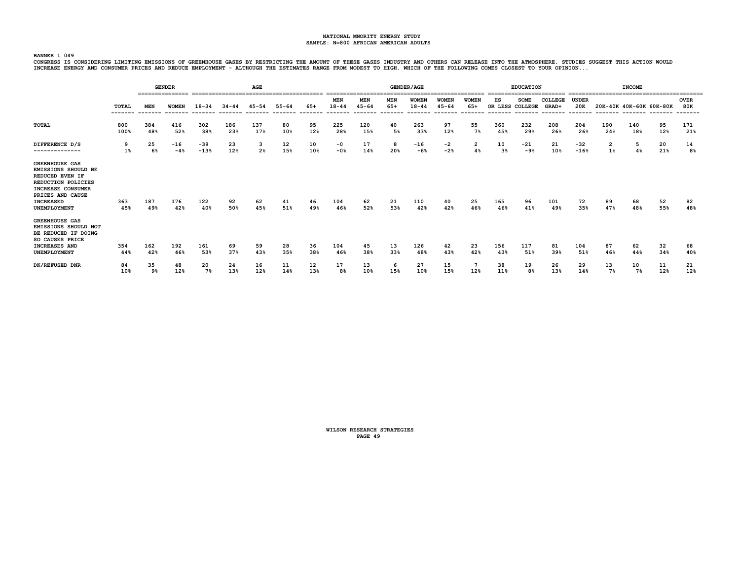NATIONAL MNORITY ENERGY STUDY
SAMPLE: N=800 AFRICAN AMERICAN ADULTS

BANNER 1 049

CONGRESS IS CONSIDERING LIMITING EMISSIONS OF GREENHOUSE GASES BY RESTRICTING THE AMOUNT OF THESE GASES INDUSTRY AND OTHERS CAN RELEASE INTO THE ATMOSPHERE. STUDIES SUGGEST THIS ACTION WOULD INCREASE ENERGY AND CONSUMER PRICES AND REDUCE EMPLOYMENT - ALTHOUGH THE ESTIMATES RANGE FROM MODEST TO HIGH. WHICH OF THE FOLLOWING COMES CLOSEST TO YOUR OPINION...

| | | GENDER | | AGE | | | | | GENDER/AGE | | | | | | EDUCATION | | | INCOME | | | | |
|---|---|---|---|---|---|---|---|---|---|---|---|---|---|---|---|---|---|---|---|---|---|---|
| | TOTAL | MEN | WOMEN | 18-34 | 34-44 | 45-54 | 55-64 | 65+ | MEN 18-44 | MEN 45-64 | MEN 65+ | WOMEN 18-44 | WOMEN 45-64 | WOMEN 65+ | HS OR LESS | SOME COLLEGE | COLLEGE GRAD+ | UNDER 20K | 20K-40K | 40K-60K | 60K-80K | OVER 80K |
| TOTAL | 800<br>100% | 384<br>48% | 416<br>52% | 302<br>38% | 186<br>23% | 137<br>17% | 80<br>10% | 95<br>12% | 225<br>28% | 120<br>15% | 40<br>5% | 263<br>33% | 97<br>12% | 55<br>7% | 360<br>45% | 232<br>29% | 208<br>26% | 204<br>26% | 190<br>24% | 140<br>18% | 95<br>12% | 171<br>21% |
| DIFFERENCE D/S | 9<br>1% | 25<br>6% | -16<br>-4% | -39<br>-13% | 23<br>12% | 3<br>2% | 12<br>15% | 10<br>10% | -0<br>-0% | 17<br>14% | 8<br>20% | -16<br>-6% | -2<br>-2% | 2<br>4% | 10<br>3% | -21<br>-9% | 21<br>10% | -32<br>-16% | 2<br>1% | 5<br>4% | 20<br>21% | 14<br>8% |
| GREENHOUSE GAS EMISSIONS SHOULD BE REDUCED EVEN IF REDUCTION POLICIES INCREASE CONSUMER PRICES AND CAUSE INCREASED UNEMPLOYMENT | 363<br>45% | 187<br>49% | 176<br>42% | 122<br>40% | 92<br>50% | 62<br>45% | 41<br>51% | 46<br>49% | 104<br>46% | 62<br>52% | 21<br>53% | 110<br>42% | 40<br>42% | 25<br>46% | 165<br>46% | 96<br>41% | 101<br>49% | 72<br>35% | 89<br>47% | 68<br>48% | 52<br>55% | 82<br>48% |
| GREENHOUSE GAS EMISSIONS SHOULD NOT BE REDUCED IF DOING SO CAUSES PRICE INCREASES AND UNEMPLOYMENT | 354<br>44% | 162<br>42% | 192<br>46% | 161<br>53% | 69<br>37% | 59<br>43% | 28<br>35% | 36<br>38% | 104<br>46% | 45<br>38% | 13<br>33% | 126<br>48% | 42<br>43% | 23<br>42% | 156<br>43% | 117<br>51% | 81<br>39% | 104<br>51% | 87<br>46% | 62<br>44% | 32<br>34% | 68<br>40% |
| DK/REFUSED DNR | 84<br>10% | 35<br>9% | 48<br>12% | 20<br>7% | 24<br>13% | 16<br>12% | 11<br>14% | 12<br>13% | 17<br>8% | 13<br>10% | 6<br>15% | 27<br>10% | 15<br>15% | 7<br>12% | 38<br>11% | 19<br>8% | 26<br>13% | 29<br>14% | 13<br>7% | 10<br>7% | 11<br>12% | 21<br>12% |

WILSON RESEARCH STRATEGIES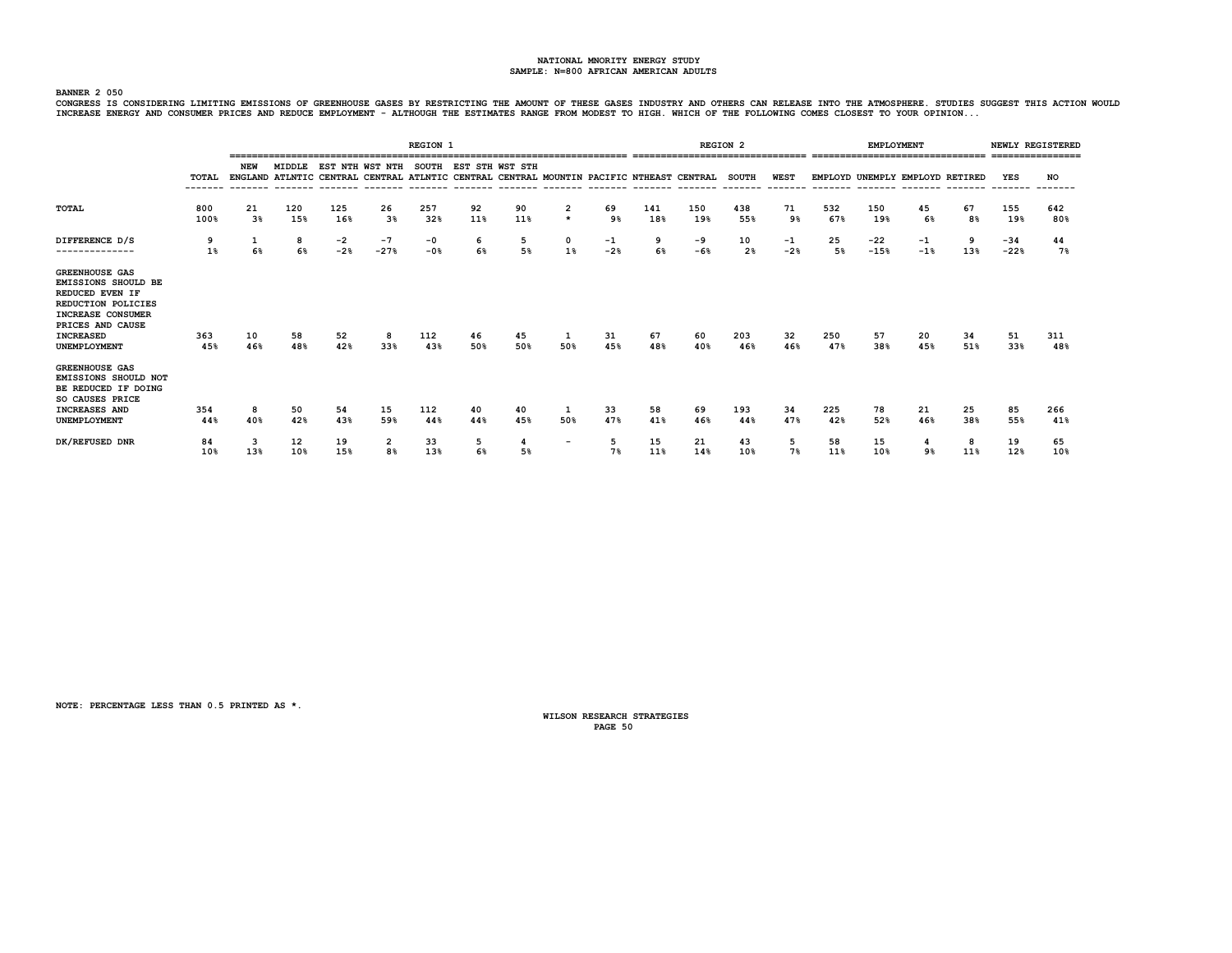NATIONAL MNORITY ENERGY STUDY
SAMPLE: N=800 AFRICAN AMERICAN ADULTS

BANNER 2 050

CONGRESS IS CONSIDERING LIMITING EMISSIONS OF GREENHOUSE GASES BY RESTRICTING THE AMOUNT OF THESE GASES INDUSTRY AND OTHERS CAN RELEASE INTO THE ATMOSPHERE. STUDIES SUGGEST THIS ACTION WOULD INCREASE ENERGY AND CONSUMER PRICES AND REDUCE EMPLOYMENT - ALTHOUGH THE ESTIMATES RANGE FROM MODEST TO HIGH. WHICH OF THE FOLLOWING COMES CLOSEST TO YOUR OPINION...

| | | REGION 1 | | | | | | | | | REGION 2 | | | | EMPLOYMENT | | | | NEWLY REGISTERED | |
|---|---|---|---|---|---|---|---|---|---|---|---|---|---|---|---|---|---|---|---|---|
| | TOTAL | NEW ENGLAND | MIDDLE ATLNTIC | EST NTH CENTRAL | WST NTH CENTRAL | SOUTH ATLNTIC | EST STH CENTRAL | WST STH CENTRAL | MOUNTIN | PACIFIC | NTHEAST | CENTRAL | SOUTH | WEST | EMPLOYD | UNEMPLY | EMPLOYD | RETIRED | YES | NO |
| TOTAL | 800<br>100% | 21<br>3% | 120<br>15% | 125<br>16% | 26<br>3% | 257<br>32% | 92<br>11% | 90<br>11% | 2<br>* | 69<br>9% | 141<br>18% | 150<br>19% | 438<br>55% | 71<br>9% | 532<br>67% | 150<br>19% | 45<br>6% | 67<br>8% | 155<br>19% | 642<br>80% |
| DIFFERENCE D/S | 9<br>1% | 1<br>6% | 8<br>6% | -2<br>-2% | -7<br>-27% | -0<br>-0% | 6<br>6% | 5<br>5% | 0<br>1% | -1<br>-2% | 9<br>6% | -9<br>-6% | 10<br>2% | -1<br>-2% | 25<br>5% | -22<br>-15% | -1<br>-1% | 9<br>13% | -34<br>-22% | 44<br>7% |
| GREENHOUSE GAS EMISSIONS SHOULD BE REDUCED EVEN IF REDUCTION POLICIES INCREASE CONSUMER PRICES AND CAUSE INCREASED UNEMPLOYMENT | 363<br>45% | 10<br>46% | 58<br>48% | 52<br>42% | 8<br>33% | 112<br>43% | 46<br>50% | 45<br>50% | 1<br>50% | 31<br>45% | 67<br>48% | 60<br>40% | 203<br>46% | 32<br>46% | 250<br>47% | 57<br>38% | 20<br>45% | 34<br>51% | 51<br>33% | 311<br>48% |
| GREENHOUSE GAS EMISSIONS SHOULD NOT BE REDUCED IF DOING SO CAUSES PRICE INCREASES AND UNEMPLOYMENT | 354<br>44% | 8<br>40% | 50<br>42% | 54<br>43% | 15<br>59% | 112<br>44% | 40<br>44% | 40<br>45% | 1<br>50% | 33<br>47% | 58<br>41% | 69<br>46% | 193<br>44% | 34<br>47% | 225<br>42% | 78<br>52% | 21<br>46% | 25<br>38% | 85<br>55% | 266<br>41% |
| DK/REFUSED DNR | 84<br>10% | 3<br>13% | 12<br>10% | 19<br>15% | 2<br>8% | 33<br>13% | 5<br>6% | 4<br>5% | - | 5<br>7% | 15<br>11% | 21<br>14% | 43<br>10% | 5<br>7% | 58<br>11% | 15<br>10% | 4<br>9% | 8<br>11% | 19<br>12% | 65<br>10% |

NOTE: PERCENTAGE LESS THAN 0.5 PRINTED AS *.

WILSON RESEARCH STRATEGIES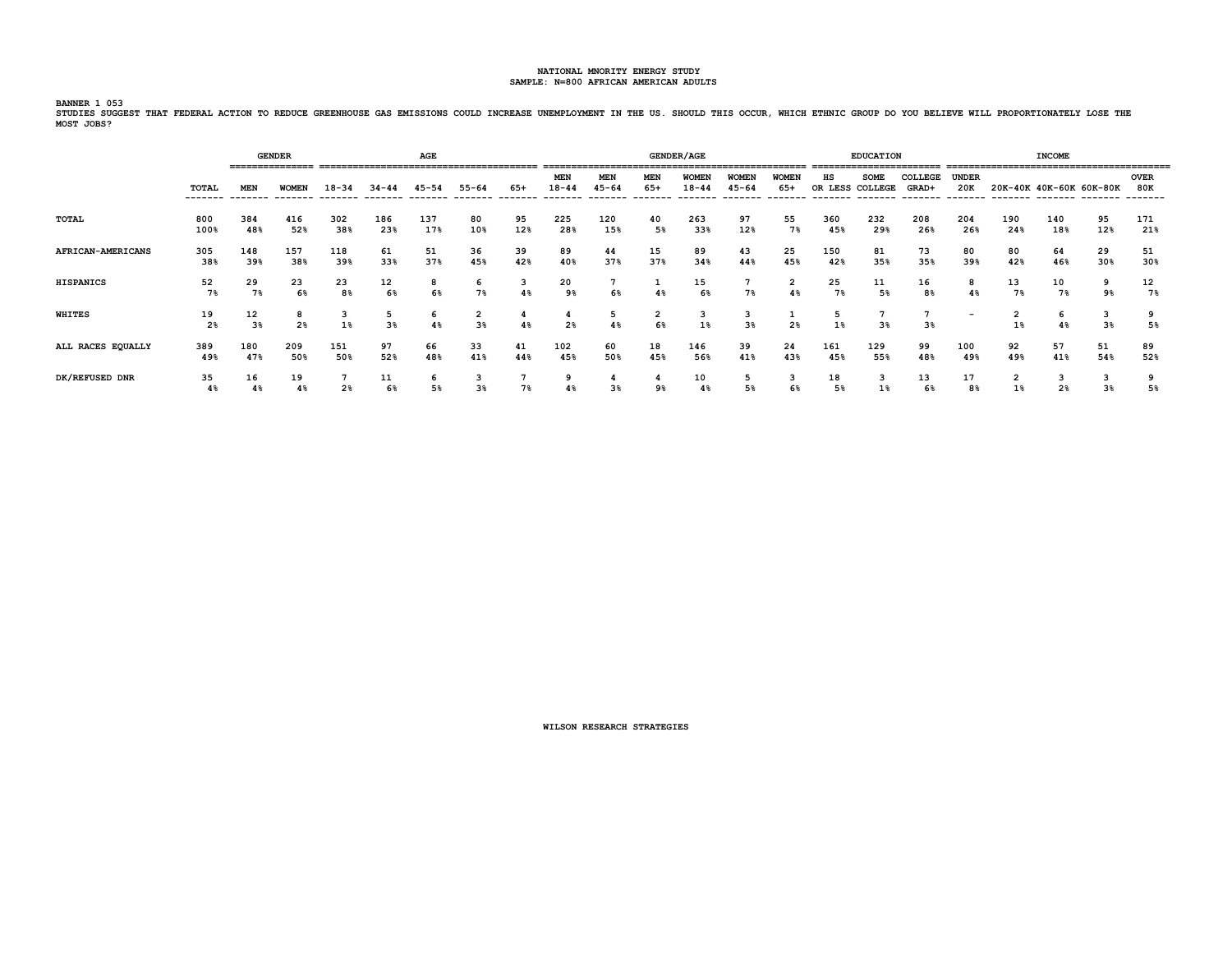NATIONAL MNORITY ENERGY STUDY
SAMPLE: N=800 AFRICAN AMERICAN ADULTS

BANNER 1 053
STUDIES SUGGEST THAT FEDERAL ACTION TO REDUCE GREENHOUSE GAS EMISSIONS COULD INCREASE UNEMPLOYMENT IN THE US. SHOULD THIS OCCUR, WHICH ETHNIC GROUP DO YOU BELIEVE WILL PROPORTIONATELY LOSE THE MOST JOBS?

| | | GENDER | | AGE | | | | | GENDER/AGE | | | | | | EDUCATION | | | INCOME | | | | |
|---|---|---|---|---|---|---|---|---|---|---|---|---|---|---|---|---|---|---|---|---|---|---|
| | TOTAL | MEN | WOMEN | 18-34 | 34-44 | 45-54 | 55-64 | 65+ | MEN 18-44 | MEN 45-64 | MEN 65+ | WOMEN 18-44 | WOMEN 45-64 | WOMEN 65+ | HS OR LESS | SOME COLLEGE | COLLEGE GRAD+ | UNDER 20K | 20K-40K | 40K-60K | 60K-80K | OVER 80K |
| TOTAL | 800 | 384 | 416 | 302 | 186 | 137 | 80 | 95 | 225 | 120 | 40 | 263 | 97 | 55 | 360 | 232 | 208 | 204 | 190 | 140 | 95 | 171 |
| | 100% | 48% | 52% | 38% | 23% | 17% | 10% | 12% | 28% | 15% | 5% | 33% | 12% | 7% | 45% | 29% | 26% | 26% | 24% | 18% | 12% | 21% |
| AFRICAN-AMERICANS | 305 | 148 | 157 | 118 | 61 | 51 | 36 | 39 | 89 | 44 | 15 | 89 | 43 | 25 | 150 | 81 | 73 | 80 | 80 | 64 | 29 | 51 |
| | 38% | 39% | 38% | 39% | 33% | 37% | 45% | 42% | 40% | 37% | 37% | 34% | 44% | 45% | 42% | 35% | 35% | 39% | 42% | 46% | 30% | 30% |
| HISPANICS | 52 | 29 | 23 | 23 | 12 | 8 | 6 | 3 | 20 | 7 | 1 | 15 | 7 | 2 | 25 | 11 | 16 | 8 | 13 | 10 | 9 | 12 |
| | 7% | 7% | 6% | 8% | 6% | 6% | 7% | 4% | 9% | 6% | 4% | 6% | 7% | 4% | 7% | 5% | 8% | 4% | 7% | 7% | 9% | 7% |
| WHITES | 19 | 12 | 8 | 3 | 5 | 6 | 2 | 4 | 4 | 5 | 2 | 3 | 3 | 1 | 5 | 7 | 7 | - | 2 | 6 | 3 | 9 |
| | 2% | 3% | 2% | 1% | 3% | 4% | 3% | 4% | 2% | 4% | 6% | 1% | 3% | 2% | 1% | 3% | 3% | | 1% | 4% | 3% | 5% |
| ALL RACES EQUALLY | 389 | 180 | 209 | 151 | 97 | 66 | 33 | 41 | 102 | 60 | 18 | 146 | 39 | 24 | 161 | 129 | 99 | 100 | 92 | 57 | 51 | 89 |
| | 49% | 47% | 50% | 50% | 52% | 48% | 41% | 44% | 45% | 50% | 45% | 56% | 41% | 43% | 45% | 55% | 48% | 49% | 49% | 41% | 54% | 52% |
| DK/REFUSED DNR | 35 | 16 | 19 | 7 | 11 | 6 | 3 | 7 | 9 | 4 | 4 | 10 | 5 | 3 | 18 | 3 | 13 | 17 | 2 | 3 | 3 | 9 |
| | 4% | 4% | 4% | 2% | 6% | 5% | 3% | 7% | 4% | 3% | 9% | 4% | 5% | 6% | 5% | 1% | 6% | 8% | 1% | 2% | 3% | 5% |

WILSON RESEARCH STRATEGIES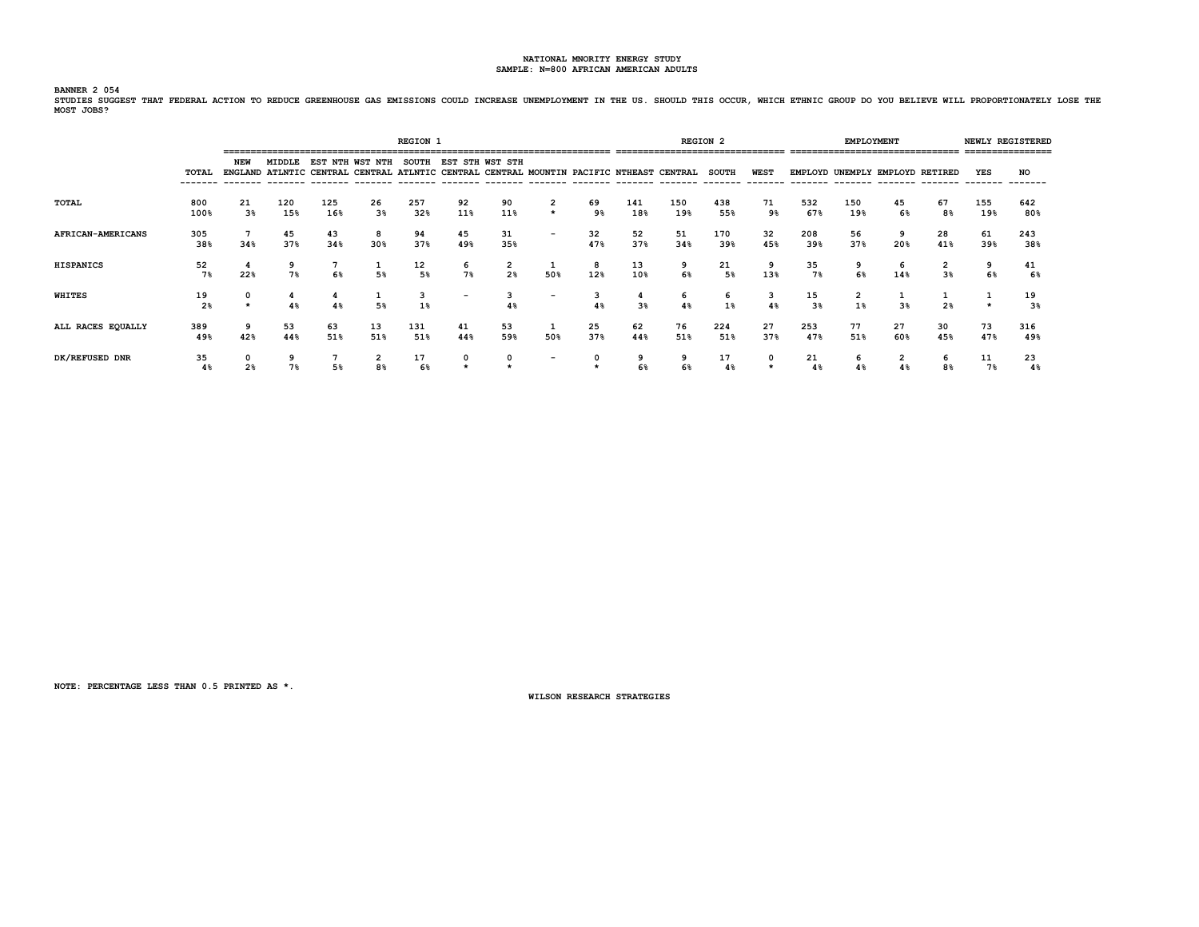NATIONAL MNORITY ENERGY STUDY
SAMPLE: N=800 AFRICAN AMERICAN ADULTS

BANNER 2 054
STUDIES SUGGEST THAT FEDERAL ACTION TO REDUCE GREENHOUSE GAS EMISSIONS COULD INCREASE UNEMPLOYMENT IN THE US. SHOULD THIS OCCUR, WHICH ETHNIC GROUP DO YOU BELIEVE WILL PROPORTIONATELY LOSE THE MOST JOBS?

| | | REGION 1 | | | | | | | | | REGION 2 | | | | EMPLOYMENT | | | | NEWLY REGISTERED | |
|---|---|---|---|---|---|---|---|---|---|---|---|---|---|---|---|---|---|---|---|---|
| | TOTAL | NEW ENGLAND | MIDDLE ATLNTIC | EST NTH CENTRAL | WST NTH CENTRAL | SOUTH ATLNTIC | EST STH CENTRAL | WST STH CENTRAL | MOUNTIN | PACIFIC | NTHEAST | CENTRAL | SOUTH | WEST | EMPLOYD | UNEMPLY | EMPLOYD | RETIRED | YES | NO |
| TOTAL | 800 | 21 | 120 | 125 | 26 | 257 | 92 | 90 | 2 | 69 | 141 | 150 | 438 | 71 | 532 | 150 | 45 | 67 | 155 | 642 |
| | 100% | 3% | 15% | 16% | 3% | 32% | 11% | 11% | * | 9% | 18% | 19% | 55% | 9% | 67% | 19% | 6% | 8% | 19% | 80% |
| AFRICAN-AMERICANS | 305 | 7 | 45 | 43 | 8 | 94 | 45 | 31 | - | 32 | 52 | 51 | 170 | 32 | 208 | 56 | 9 | 28 | 61 | 243 |
| | 38% | 34% | 37% | 34% | 30% | 37% | 49% | 35% | | 47% | 37% | 34% | 39% | 45% | 39% | 37% | 20% | 41% | 39% | 38% |
| HISPANICS | 52 | 4 | 9 | 7 | 1 | 12 | 6 | 2 | 1 | 8 | 13 | 9 | 21 | 9 | 35 | 9 | 6 | 2 | 9 | 41 |
| | 7% | 22% | 7% | 6% | 5% | 5% | 7% | 2% | 50% | 12% | 10% | 6% | 5% | 13% | 7% | 6% | 14% | 3% | 6% | 6% |
| WHITES | 19 | 0 | 4 | 4 | 1 | 3 | - | 3 | - | 3 | 4 | 6 | 6 | 3 | 15 | 2 | 1 | 1 | 1 | 19 |
| | 2% | * | 4% | 4% | 5% | 1% | | 4% | | 4% | 3% | 4% | 1% | 4% | 3% | 1% | 3% | 2% | * | 3% |
| ALL RACES EQUALLY | 389 | 9 | 53 | 63 | 13 | 131 | 41 | 53 | 1 | 25 | 62 | 76 | 224 | 27 | 253 | 77 | 27 | 30 | 73 | 316 |
| | 49% | 42% | 44% | 51% | 51% | 51% | 44% | 59% | 50% | 37% | 44% | 51% | 51% | 37% | 47% | 51% | 60% | 45% | 47% | 49% |
| DK/REFUSED DNR | 35 | 0 | 9 | 7 | 2 | 17 | 0 | 0 | - | 0 | 9 | 9 | 17 | 0 | 21 | 6 | 2 | 6 | 11 | 23 |
| | 4% | 2% | 7% | 5% | 8% | 6% | * | * | | * | 6% | 6% | 4% | * | 4% | 4% | 4% | 8% | 7% | 4% |

NOTE: PERCENTAGE LESS THAN 0.5 PRINTED AS *.

WILSON RESEARCH STRATEGIES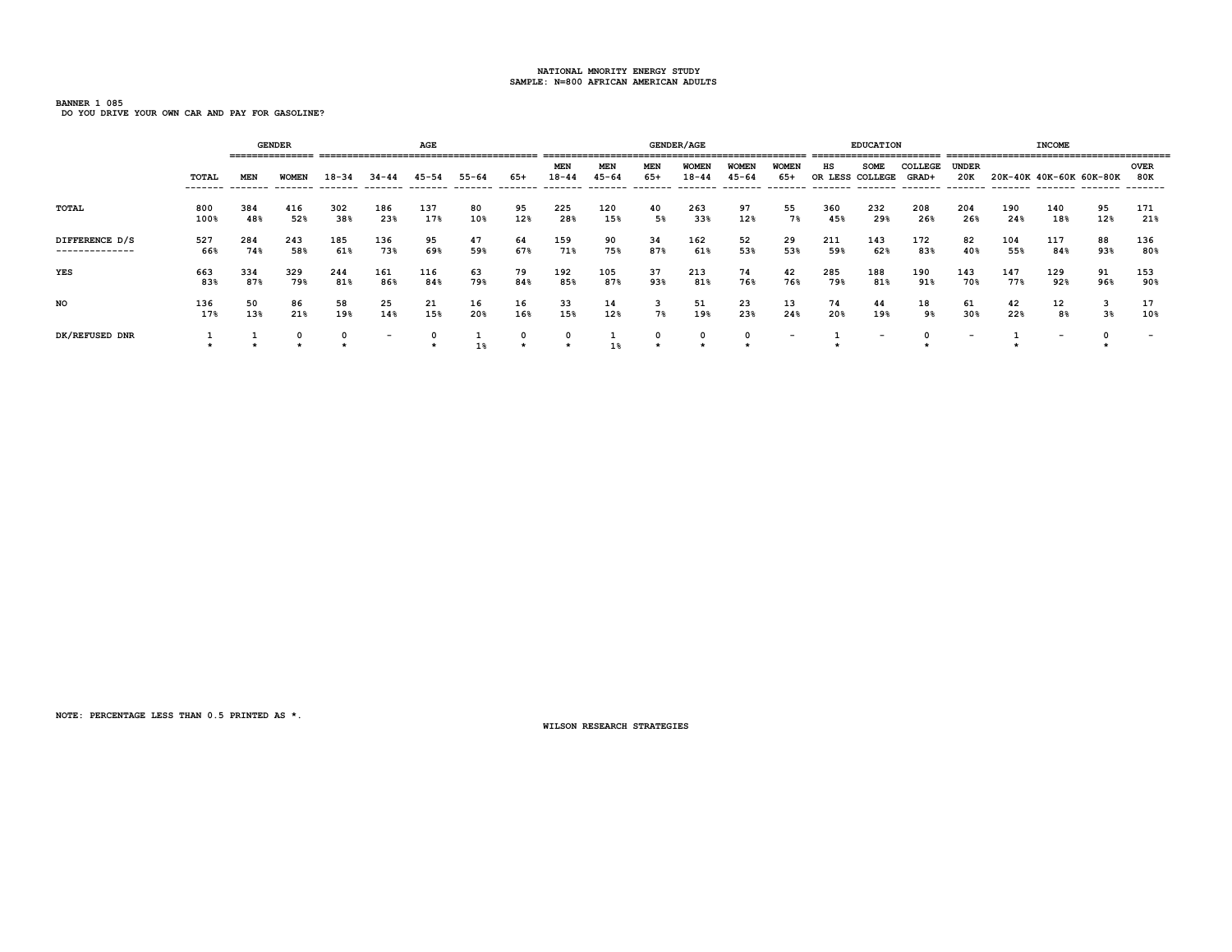NATIONAL MNORITY ENERGY STUDY
SAMPLE: N=800 AFRICAN AMERICAN ADULTS

BANNER 1 085
DO YOU DRIVE YOUR OWN CAR AND PAY FOR GASOLINE?

| | | GENDER | | AGE | | | | | GENDER/AGE | | | | | | EDUCATION | | | INCOME | | | | |
|---|---|---|---|---|---|---|---|---|---|---|---|---|---|---|---|---|---|---|---|---|---|---|
| | TOTAL | MEN | WOMEN | 18-34 | 34-44 | 45-54 | 55-64 | 65+ | MEN 18-44 | MEN 45-64 | MEN 65+ | WOMEN 18-44 | WOMEN 45-64 | WOMEN 65+ | HS OR LESS | SOME COLLEGE | COLLEGE GRAD+ | UNDER 20K | 20K-40K | 40K-60K | 60K-80K | OVER 80K |
| TOTAL | 800<br>100% | 384<br>48% | 416<br>52% | 302<br>38% | 186<br>23% | 137<br>17% | 80<br>10% | 95<br>12% | 225<br>28% | 120<br>15% | 40<br>5% | 263<br>33% | 97<br>12% | 55<br>7% | 360<br>45% | 232<br>29% | 208<br>26% | 204<br>26% | 190<br>24% | 140<br>18% | 95<br>12% | 171<br>21% |
| DIFFERENCE D/S | 527<br>66% | 284<br>74% | 243<br>58% | 185<br>61% | 136<br>73% | 95<br>69% | 47<br>59% | 64<br>67% | 159<br>71% | 90<br>75% | 34<br>87% | 162<br>61% | 52<br>53% | 29<br>53% | 211<br>59% | 143<br>62% | 172<br>83% | 82<br>40% | 104<br>55% | 117<br>84% | 88<br>93% | 136<br>80% |
| YES | 663<br>83% | 334<br>87% | 329<br>79% | 244<br>81% | 161<br>86% | 116<br>84% | 63<br>79% | 79<br>84% | 192<br>85% | 105<br>87% | 37<br>93% | 213<br>81% | 74<br>76% | 42<br>76% | 285<br>79% | 188<br>81% | 190<br>91% | 143<br>70% | 147<br>77% | 129<br>92% | 91<br>96% | 153<br>90% |
| NO | 136<br>17% | 50<br>13% | 86<br>21% | 58<br>19% | 25<br>14% | 21<br>15% | 16<br>20% | 16<br>16% | 33<br>15% | 14<br>12% | 3<br>7% | 51<br>19% | 23<br>23% | 13<br>24% | 74<br>20% | 44<br>19% | 18<br>9% | 61<br>30% | 42<br>22% | 12<br>8% | 3<br>3% | 17<br>10% |
| DK/REFUSED DNR | 1<br>* | 1<br>* | 0<br>* | 0<br>* | - | 0<br>* | 1<br>1% | 0<br>* | 0<br>* | 1<br>1% | 0<br>* | 0<br>* | 0<br>* | - | 1<br>* | - | 0<br>* | - | 1<br>* | - | 0<br>* | - |

NOTE: PERCENTAGE LESS THAN 0.5 PRINTED AS *.

WILSON RESEARCH STRATEGIES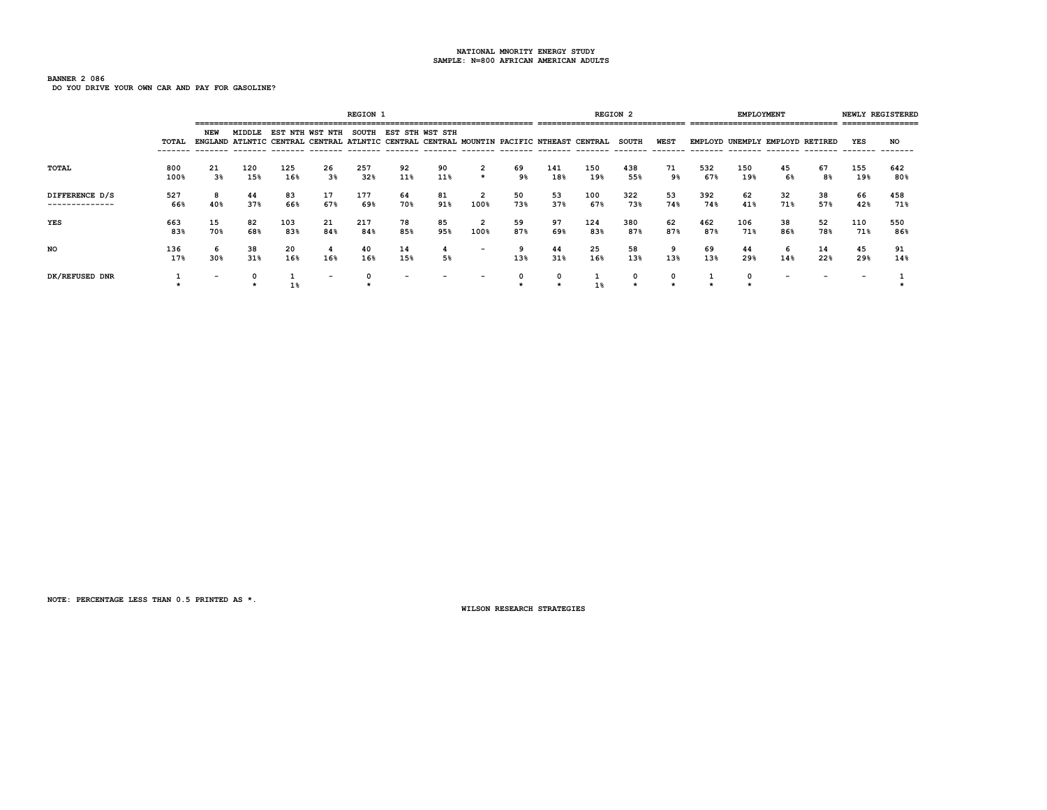NATIONAL MNORITY ENERGY STUDY
SAMPLE: N=800 AFRICAN AMERICAN ADULTS

BANNER 2 086
DO YOU DRIVE YOUR OWN CAR AND PAY FOR GASOLINE?

| | | REGION 1 | | | | | | | | | REGION 2 | | | | EMPLOYMENT | | | | NEWLY REGISTERED | |
|---|---|---|---|---|---|---|---|---|---|---|---|---|---|---|---|---|---|---|---|---|
| | TOTAL | NEW ENGLAND | MIDDLE ATLNTIC | EST NTH CENTRAL | WST NTH CENTRAL | SOUTH ATLNTIC | EST STH CENTRAL | WST STH CENTRAL | MOUNTIN | PACIFIC | NTHEAST | CENTRAL | SOUTH | WEST | EMPLOYD | UNEMPLY | EMPLOYD | RETIRED | YES | NO |
| TOTAL | 800 100% | 21 3% | 120 15% | 125 16% | 26 3% | 257 32% | 92 11% | 90 11% | 2 * | 69 9% | 141 18% | 150 19% | 438 55% | 71 9% | 532 67% | 150 19% | 45 6% | 67 8% | 155 19% | 642 80% |
| DIFFERENCE D/S | 527 66% | 8 40% | 44 37% | 83 66% | 17 67% | 177 69% | 64 70% | 81 91% | 2 100% | 50 73% | 53 37% | 100 67% | 322 73% | 53 74% | 392 74% | 62 41% | 32 71% | 38 57% | 66 42% | 458 71% |
| YES | 663 83% | 15 70% | 82 68% | 103 83% | 21 84% | 217 84% | 78 85% | 85 95% | 2 100% | 59 87% | 97 69% | 124 83% | 380 87% | 62 87% | 462 87% | 106 71% | 38 86% | 52 78% | 110 71% | 550 86% |
| NO | 136 17% | 6 30% | 38 31% | 20 16% | 4 16% | 40 16% | 14 15% | 4 5% | - | 9 13% | 44 31% | 25 16% | 58 13% | 9 13% | 69 13% | 44 29% | 6 14% | 14 22% | 45 29% | 91 14% |
| DK/REFUSED DNR | 1 * | - | 0 * | 1 1% | - | 0 * | - | - | - | 0 * | 0 * | 1 1% | 0 * | 0 * | 1 * | 0 * | - | - | - | 1 * |

NOTE: PERCENTAGE LESS THAN 0.5 PRINTED AS *.

WILSON RESEARCH STRATEGIES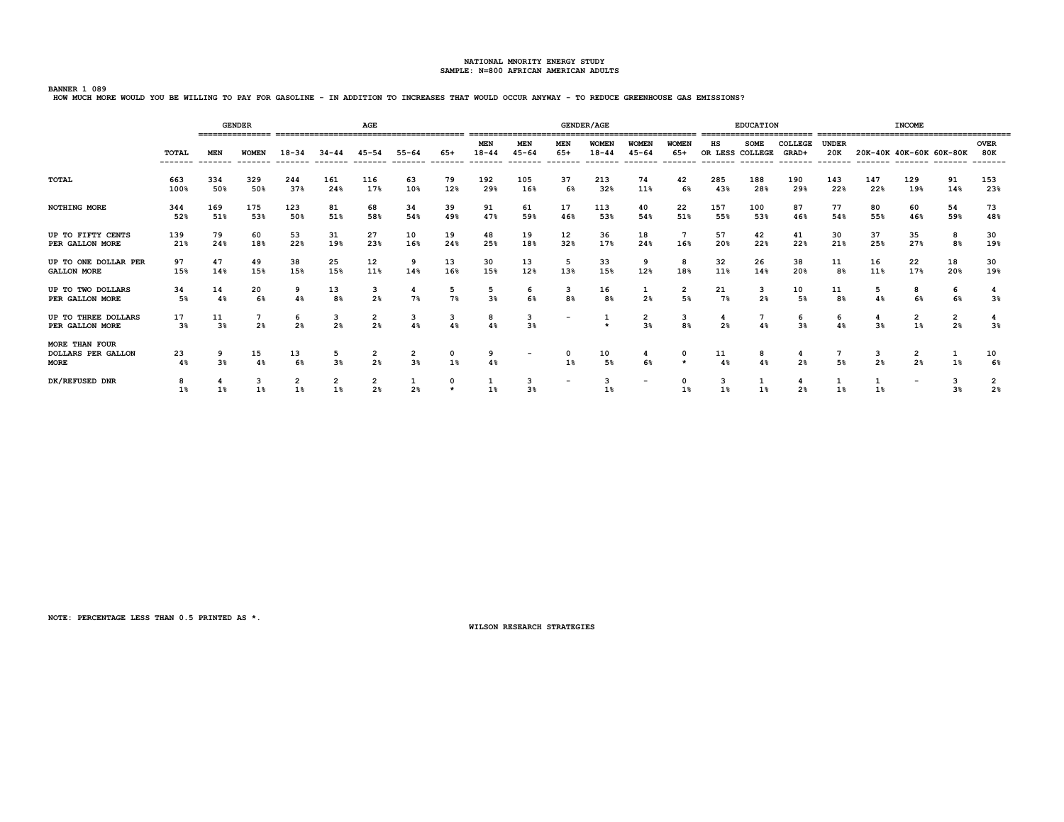NATIONAL MNORITY ENERGY STUDY
SAMPLE: N=800 AFRICAN AMERICAN ADULTS

BANNER 1 089
HOW MUCH MORE WOULD YOU BE WILLING TO PAY FOR GASOLINE - IN ADDITION TO INCREASES THAT WOULD OCCUR ANYWAY - TO REDUCE GREENHOUSE GAS EMISSIONS?

| | | GENDER | | AGE | | | | | GENDER/AGE | | | | | | EDUCATION | | | INCOME | | | | |
|---|---|---|---|---|---|---|---|---|---|---|---|---|---|---|---|---|---|---|---|---|---|---|
| | TOTAL | MEN | WOMEN | 18-34 | 34-44 | 45-54 | 55-64 | 65+ | MEN 18-44 | MEN 45-64 | MEN 65+ | WOMEN 18-44 | WOMEN 45-64 | WOMEN 65+ | HS OR LESS | SOME COLLEGE | COLLEGE GRAD+ | UNDER 20K | 20K-40K | 40K-60K | 60K-80K | OVER 80K |
| TOTAL | 663<br>100% | 334<br>50% | 329<br>50% | 244<br>37% | 161<br>24% | 116<br>17% | 63<br>10% | 79<br>12% | 192<br>29% | 105<br>16% | 37<br>6% | 213<br>32% | 74<br>11% | 42<br>6% | 285<br>43% | 188<br>28% | 190<br>29% | 143<br>22% | 147<br>22% | 129<br>19% | 91<br>14% | 153<br>23% |
| NOTHING MORE | 344<br>52% | 169<br>51% | 175<br>53% | 123<br>50% | 81<br>51% | 68<br>58% | 34<br>54% | 39<br>49% | 91<br>47% | 61<br>59% | 17<br>46% | 113<br>53% | 40<br>54% | 22<br>51% | 157<br>55% | 100<br>53% | 87<br>46% | 77<br>54% | 80<br>55% | 60<br>46% | 54<br>59% | 73<br>48% |
| UP TO FIFTY CENTS PER GALLON MORE | 139<br>21% | 79<br>24% | 60<br>18% | 53<br>22% | 31<br>19% | 27<br>23% | 10<br>16% | 19<br>24% | 48<br>25% | 19<br>18% | 12<br>32% | 36<br>17% | 18<br>24% | 7<br>16% | 57<br>20% | 42<br>22% | 41<br>22% | 30<br>21% | 37<br>25% | 35<br>27% | 8<br>8% | 30<br>19% |
| UP TO ONE DOLLAR PER GALLON MORE | 97<br>15% | 47<br>14% | 49<br>15% | 38<br>15% | 25<br>15% | 12<br>11% | 9<br>14% | 13<br>16% | 30<br>15% | 13<br>12% | 5<br>13% | 33<br>15% | 9<br>12% | 8<br>18% | 32<br>11% | 26<br>14% | 38<br>20% | 11<br>8% | 16<br>11% | 22<br>17% | 18<br>20% | 30<br>19% |
| UP TO TWO DOLLARS PER GALLON MORE | 34<br>5% | 14<br>4% | 20<br>6% | 9<br>4% | 13<br>8% | 3<br>2% | 4<br>7% | 5<br>7% | 5<br>3% | 6<br>6% | 3<br>8% | 16<br>8% | 1<br>2% | 2<br>5% | 21<br>7% | 3<br>2% | 10<br>5% | 11<br>8% | 5<br>4% | 8<br>6% | 6<br>6% | 4<br>3% |
| UP TO THREE DOLLARS PER GALLON MORE | 17<br>3% | 11<br>3% | 7<br>2% | 6<br>2% | 3<br>2% | 2<br>2% | 3<br>4% | 3<br>4% | 8<br>4% | 3<br>3% | - | 1<br>* | 2<br>3% | 3<br>8% | 4<br>2% | 7<br>4% | 6<br>3% | 6<br>4% | 4<br>3% | 2<br>1% | 2<br>2% | 4<br>3% |
| MORE THAN FOUR DOLLARS PER GALLON MORE | 23<br>4% | 9<br>3% | 15<br>4% | 13<br>6% | 5<br>3% | 2<br>2% | 2<br>3% | 0<br>1% | 9<br>4% | - | 0<br>1% | 10<br>5% | 4<br>6% | 0<br>* | 11<br>4% | 8<br>4% | 4<br>2% | 7<br>5% | 3<br>2% | 2<br>2% | 1<br>1% | 10<br>6% |
| DK/REFUSED DNR | 8<br>1% | 4<br>1% | 3<br>1% | 2<br>1% | 2<br>1% | 2<br>2% | 1<br>2% | 0<br>* | 1<br>1% | 3<br>3% | - | 3<br>1% | - | 0<br>1% | 3<br>1% | 1<br>1% | 4<br>2% | 1<br>1% | 1<br>1% | - | 3<br>3% | 2<br>2% |

NOTE: PERCENTAGE LESS THAN 0.5 PRINTED AS *.

WILSON RESEARCH STRATEGIES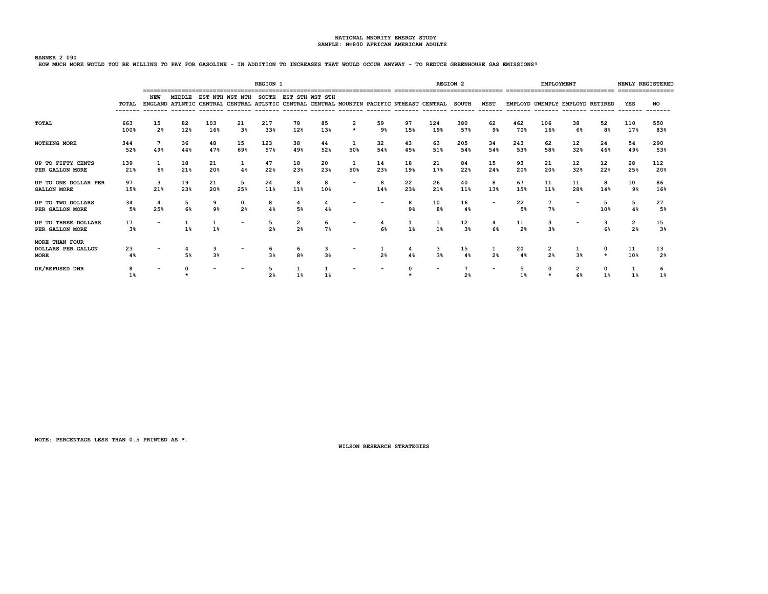NATIONAL MNORITY ENERGY STUDY
SAMPLE: N=800 AFRICAN AMERICAN ADULTS

BANNER 2 090
HOW MUCH MORE WOULD YOU BE WILLING TO PAY FOR GASOLINE - IN ADDITION TO INCREASES THAT WOULD OCCUR ANYWAY - TO REDUCE GREENHOUSE GAS EMISSIONS?

| | | REGION 1 | | | | | | | | | REGION 2 | | | | EMPLOYMENT | | | | NEWLY REGISTERED | |
|---|---|---|---|---|---|---|---|---|---|---|---|---|---|---|---|---|---|---|---|---|
| | TOTAL | NEW ENGLAND | MIDDLE ATLNTIC | EST NTH CENTRAL | WST NTH CENTRAL | SOUTH ATLNTIC | EST STH CENTRAL | WST STH CENTRAL | MOUNTIN | PACIFIC | NTHEAST | CENTRAL | SOUTH | WEST | EMPLOYD | UNEMPLY | EMPLOYD | RETIRED | YES | NO |
| TOTAL | 663<br>100% | 15<br>2% | 82<br>12% | 103<br>16% | 21<br>3% | 217<br>33% | 78<br>12% | 85<br>13% | 2<br>* | 59<br>9% | 97<br>15% | 124<br>19% | 380<br>57% | 62<br>9% | 462<br>70% | 106<br>16% | 38<br>6% | 52<br>8% | 110<br>17% | 550<br>83% |
| NOTHING MORE | 344<br>52% | 7<br>49% | 36<br>44% | 48<br>47% | 15<br>69% | 123<br>57% | 38<br>49% | 44<br>52% | 1<br>50% | 32<br>54% | 43<br>45% | 63<br>51% | 205<br>54% | 34<br>54% | 243<br>53% | 62<br>58% | 12<br>32% | 24<br>46% | 54<br>49% | 290<br>53% |
| UP TO FIFTY CENTS PER GALLON MORE | 139<br>21% | 1<br>6% | 18<br>21% | 21<br>20% | 1<br>4% | 47<br>22% | 18<br>23% | 20<br>23% | 1<br>50% | 14<br>23% | 18<br>19% | 21<br>17% | 84<br>22% | 15<br>24% | 93<br>20% | 21<br>20% | 12<br>32% | 12<br>22% | 28<br>25% | 112<br>20% |
| UP TO ONE DOLLAR PER GALLON MORE | 97<br>15% | 3<br>21% | 19<br>23% | 21<br>20% | 5<br>25% | 24<br>11% | 8<br>11% | 8<br>10% | - | 8<br>14% | 22<br>23% | 26<br>21% | 40<br>11% | 8<br>13% | 67<br>15% | 11<br>11% | 11<br>28% | 8<br>14% | 10<br>9% | 86<br>16% |
| UP TO TWO DOLLARS PER GALLON MORE | 34<br>5% | 4<br>25% | 5<br>6% | 9<br>9% | 0<br>2% | 8<br>4% | 4<br>5% | 4<br>4% | - | - | 8<br>9% | 10<br>8% | 16<br>4% | - | 22<br>5% | 7<br>7% | - | 5<br>10% | 5<br>4% | 27<br>5% |
| UP TO THREE DOLLARS PER GALLON MORE | 17<br>3% | - | 1<br>1% | 1<br>1% | - | 5<br>2% | 2<br>2% | 6<br>7% | - | 4<br>6% | 1<br>1% | 1<br>1% | 12<br>3% | 4<br>6% | 11<br>2% | 3<br>3% | - | 3<br>6% | 2<br>2% | 15<br>3% |
| MORE THAN FOUR DOLLARS PER GALLON MORE | 23<br>4% | - | 4<br>5% | 3<br>3% | - | 6<br>3% | 6<br>8% | 3<br>3% | - | 1<br>2% | 4<br>4% | 3<br>3% | 15<br>4% | 1<br>2% | 20<br>4% | 2<br>2% | 1<br>3% | 0<br>* | 11<br>10% | 13<br>2% |
| DK/REFUSED DNR | 8<br>1% | - | 0<br>* | - | - | 5<br>2% | 1<br>1% | 1<br>1% | - | - | 0<br>* | - | 7<br>2% | - | 5<br>1% | 0<br>* | 2<br>6% | 0<br>1% | 1<br>1% | 6<br>1% |

NOTE: PERCENTAGE LESS THAN 0.5 PRINTED AS *.

WILSON RESEARCH STRATEGIES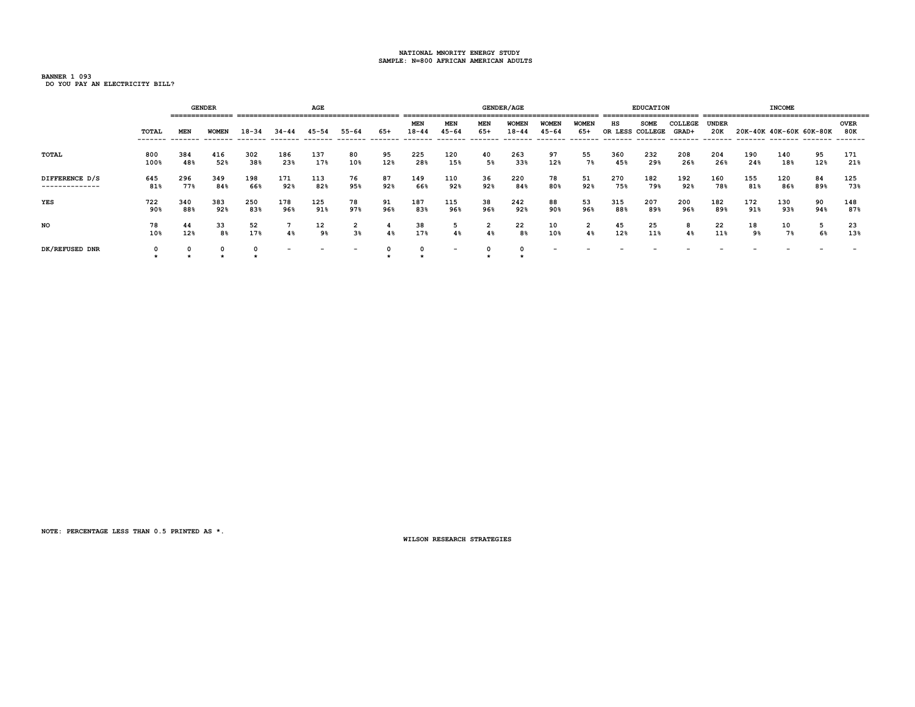NATIONAL MNORITY ENERGY STUDY
SAMPLE: N=800 AFRICAN AMERICAN ADULTS

BANNER 1 093
DO YOU PAY AN ELECTRICITY BILL?

| | | GENDER | | AGE | | | | | GENDER/AGE | | | | | | EDUCATION | | | INCOME | | | | |
|---|---|---|---|---|---|---|---|---|---|---|---|---|---|---|---|---|---|---|---|---|---|---|
| | TOTAL | MEN | WOMEN | 18-34 | 34-44 | 45-54 | 55-64 | 65+ | MEN 18-44 | MEN 45-64 | MEN 65+ | WOMEN 18-44 | WOMEN 45-64 | WOMEN 65+ | HS OR LESS | SOME COLLEGE | COLLEGE GRAD+ | UNDER 20K | 20K-40K | 40K-60K | 60K-80K | OVER 80K |
| TOTAL | 800<br>100% | 384<br>48% | 416<br>52% | 302<br>38% | 186<br>23% | 137<br>17% | 80<br>10% | 95<br>12% | 225<br>28% | 120<br>15% | 40<br>5% | 263<br>33% | 97<br>12% | 55<br>7% | 360<br>45% | 232<br>29% | 208<br>26% | 204<br>26% | 190<br>24% | 140<br>18% | 95<br>12% | 171<br>21% |
| DIFFERENCE D/S | 645<br>81% | 296<br>77% | 349<br>84% | 198<br>66% | 171<br>92% | 113<br>82% | 76<br>95% | 87<br>92% | 149<br>66% | 110<br>92% | 36<br>92% | 220<br>84% | 78<br>80% | 51<br>92% | 270<br>75% | 182<br>79% | 192<br>92% | 160<br>78% | 155<br>81% | 120<br>86% | 84<br>89% | 125<br>73% |
| YES | 722<br>90% | 340<br>88% | 383<br>92% | 250<br>83% | 178<br>96% | 125<br>91% | 78<br>97% | 91<br>96% | 187<br>83% | 115<br>96% | 38<br>96% | 242<br>92% | 88<br>90% | 53<br>96% | 315<br>88% | 207<br>89% | 200<br>96% | 182<br>89% | 172<br>91% | 130<br>93% | 90<br>94% | 148<br>87% |
| NO | 78<br>10% | 44<br>12% | 33<br>8% | 52<br>17% | 7<br>4% | 12<br>9% | 2<br>3% | 4<br>4% | 38<br>17% | 5<br>4% | 2<br>4% | 22<br>8% | 10<br>10% | 2<br>4% | 45<br>12% | 25<br>11% | 8<br>4% | 22<br>11% | 18<br>9% | 10<br>7% | 5<br>6% | 23<br>13% |
| DK/REFUSED DNR | 0<br>* | 0<br>* | 0<br>* | 0<br>* | - | - | - | 0<br>* | 0<br>* | - | 0<br>* | 0<br>* | - | - | - | - | - | - | - | - | - | - |

NOTE: PERCENTAGE LESS THAN 0.5 PRINTED AS *.

WILSON RESEARCH STRATEGIES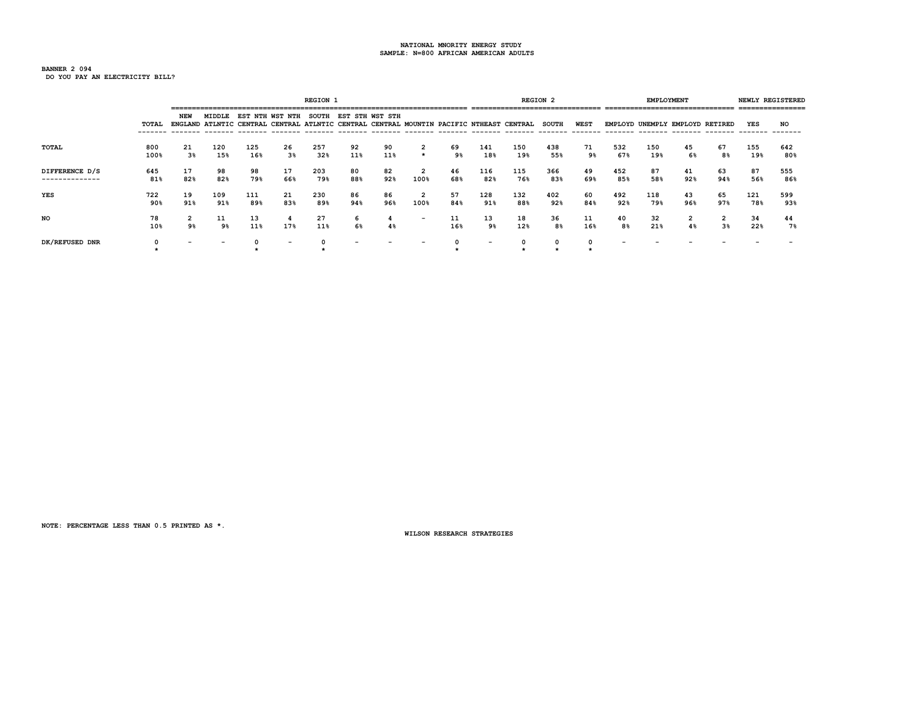NATIONAL MNORITY ENERGY STUDY
SAMPLE: N=800 AFRICAN AMERICAN ADULTS

BANNER 2 094
DO YOU PAY AN ELECTRICITY BILL?

| | | REGION 1 | | | | | | | | | REGION 2 | | | | EMPLOYMENT | | | | NEWLY REGISTERED | |
|---|---|---|---|---|---|---|---|---|---|---|---|---|---|---|---|---|---|---|---|---|
| | TOTAL | NEW ENGLAND | MIDDLE ATLNTIC | EST NTH CENTRAL | WST NTH CENTRAL | SOUTH ATLNTIC | EST STH CENTRAL | WST STH CENTRAL | MOUNTIN | PACIFIC | NTHEAST | CENTRAL | SOUTH | WEST | EMPLOYD | UNEMPLY | EMPLOYD | RETIRED | YES | NO |
| TOTAL | 800<br>100% | 21<br>3% | 120<br>15% | 125<br>16% | 26<br>3% | 257<br>32% | 92<br>11% | 90<br>11% | 2<br>* | 69<br>9% | 141<br>18% | 150<br>19% | 438<br>55% | 71<br>9% | 532<br>67% | 150<br>19% | 45<br>6% | 67<br>8% | 155<br>19% | 642<br>80% |
| DIFFERENCE D/S | 645<br>81% | 17<br>82% | 98<br>82% | 98<br>79% | 17<br>66% | 203<br>79% | 80<br>88% | 82<br>92% | 2<br>100% | 46<br>68% | 116<br>82% | 115<br>76% | 366<br>83% | 49<br>69% | 452<br>85% | 87<br>58% | 41<br>92% | 63<br>94% | 87<br>56% | 555<br>86% |
| YES | 722<br>90% | 19<br>91% | 109<br>91% | 111<br>89% | 21<br>83% | 230<br>89% | 86<br>94% | 86<br>96% | 2<br>100% | 57<br>84% | 128<br>91% | 132<br>88% | 402<br>92% | 60<br>84% | 492<br>92% | 118<br>79% | 43<br>96% | 65<br>97% | 121<br>78% | 599<br>93% |
| NO | 78<br>10% | 2<br>9% | 11<br>9% | 13<br>11% | 4<br>17% | 27<br>11% | 6<br>6% | 4<br>4% | - | 11<br>16% | 13<br>9% | 18<br>12% | 36<br>8% | 11<br>16% | 40<br>8% | 32<br>21% | 2<br>4% | 2<br>3% | 34<br>22% | 44<br>7% |
| DK/REFUSED DNR | 0<br>* | - | - | 0<br>* | - | 0<br>* | - | - | - | 0<br>* | - | 0<br>* | 0<br>* | 0<br>* | - | - | - | - | - | - |

NOTE: PERCENTAGE LESS THAN 0.5 PRINTED AS *.

WILSON RESEARCH STRATEGIES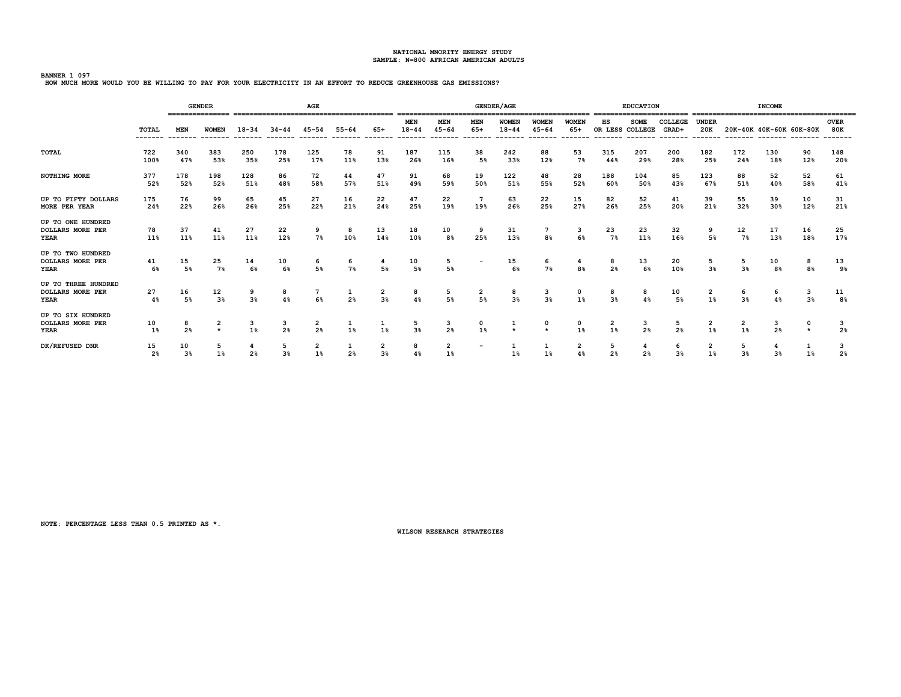NATIONAL MNORITY ENERGY STUDY
SAMPLE: N=800 AFRICAN AMERICAN ADULTS

BANNER 1 097
HOW MUCH MORE WOULD YOU BE WILLING TO PAY FOR YOUR ELECTRICITY IN AN EFFORT TO REDUCE GREENHOUSE GAS EMISSIONS?

| | | GENDER | | AGE | | | | | GENDER/AGE | | | | | | EDUCATION | | | INCOME | | | | |
|---|---|---|---|---|---|---|---|---|---|---|---|---|---|---|---|---|---|---|---|---|---|---|
| | TOTAL | MEN | WOMEN | 18-34 | 34-44 | 45-54 | 55-64 | 65+ | MEN 18-44 | MEN 45-64 | MEN 65+ | WOMEN 18-44 | WOMEN 45-64 | WOMEN 65+ | HS OR LESS | SOME COLLEGE | COLLEGE GRAD+ | UNDER 20K | 20K-40K | 40K-60K | 60K-80K | OVER 80K |
| TOTAL | 722<br>100% | 340<br>47% | 383<br>53% | 250<br>35% | 178<br>25% | 125<br>17% | 78<br>11% | 91<br>13% | 187<br>26% | 115<br>16% | 38<br>5% | 242<br>33% | 88<br>12% | 53<br>7% | 315<br>44% | 207<br>29% | 200<br>28% | 182<br>25% | 172<br>24% | 130<br>18% | 90<br>12% | 148<br>20% |
| NOTHING MORE | 377<br>52% | 178<br>52% | 198<br>52% | 128<br>51% | 86<br>48% | 72<br>58% | 44<br>57% | 47<br>51% | 91<br>49% | 68<br>59% | 19<br>50% | 122<br>51% | 48<br>55% | 28<br>52% | 188<br>60% | 104<br>50% | 85<br>43% | 123<br>67% | 88<br>51% | 52<br>40% | 52<br>58% | 61<br>41% |
| UP TO FIFTY DOLLARS MORE PER YEAR | 175<br>24% | 76<br>22% | 99<br>26% | 65<br>26% | 45<br>25% | 27<br>22% | 16<br>21% | 22<br>24% | 47<br>25% | 22<br>19% | 7<br>19% | 63<br>26% | 22<br>25% | 15<br>27% | 82<br>26% | 52<br>25% | 41<br>20% | 39<br>21% | 55<br>32% | 39<br>30% | 10<br>12% | 31<br>21% |
| UP TO ONE HUNDRED DOLLARS MORE PER YEAR | 78<br>11% | 37<br>11% | 41<br>11% | 27<br>11% | 22<br>12% | 9<br>7% | 8<br>10% | 13<br>14% | 18<br>10% | 10<br>8% | 9<br>25% | 31<br>13% | 7<br>8% | 3<br>6% | 23<br>7% | 23<br>11% | 32<br>16% | 9<br>5% | 12<br>7% | 17<br>13% | 16<br>18% | 25<br>17% |
| UP TO TWO HUNDRED DOLLARS MORE PER YEAR | 41<br>6% | 15<br>5% | 25<br>7% | 14<br>6% | 10<br>6% | 6<br>5% | 6<br>7% | 4<br>5% | 10<br>5% | 5<br>5% | - | 15<br>6% | 6<br>7% | 4<br>8% | 8<br>2% | 13<br>6% | 20<br>10% | 5<br>3% | 5<br>3% | 10<br>8% | 8<br>8% | 13<br>9% |
| UP TO THREE HUNDRED DOLLARS MORE PER YEAR | 27<br>4% | 16<br>5% | 12<br>3% | 9<br>3% | 8<br>4% | 7<br>6% | 1<br>2% | 2<br>3% | 8<br>4% | 5<br>5% | 2<br>5% | 8<br>3% | 3<br>3% | 0<br>1% | 8<br>3% | 8<br>4% | 10<br>5% | 2<br>1% | 6<br>3% | 6<br>4% | 3<br>3% | 11<br>8% |
| UP TO SIX HUNDRED DOLLARS MORE PER YEAR | 10<br>1% | 8<br>2% | 2<br>* | 3<br>1% | 3<br>2% | 2<br>2% | 1<br>1% | 1<br>1% | 5<br>3% | 3<br>2% | 0<br>1% | 1<br>* | 0<br>* | 0<br>1% | 2<br>1% | 3<br>2% | 5<br>2% | 2<br>1% | 2<br>1% | 3<br>2% | 0<br>* | 3<br>2% |
| DK/REFUSED DNR | 15<br>2% | 10<br>3% | 5<br>1% | 4<br>2% | 5<br>3% | 2<br>1% | 1<br>2% | 2<br>3% | 8<br>4% | 2<br>1% | - | 1<br>1% | 1<br>1% | 2<br>4% | 5<br>2% | 4<br>2% | 6<br>3% | 2<br>1% | 5<br>3% | 4<br>3% | 1<br>1% | 3<br>2% |

NOTE: PERCENTAGE LESS THAN 0.5 PRINTED AS *.

WILSON RESEARCH STRATEGIES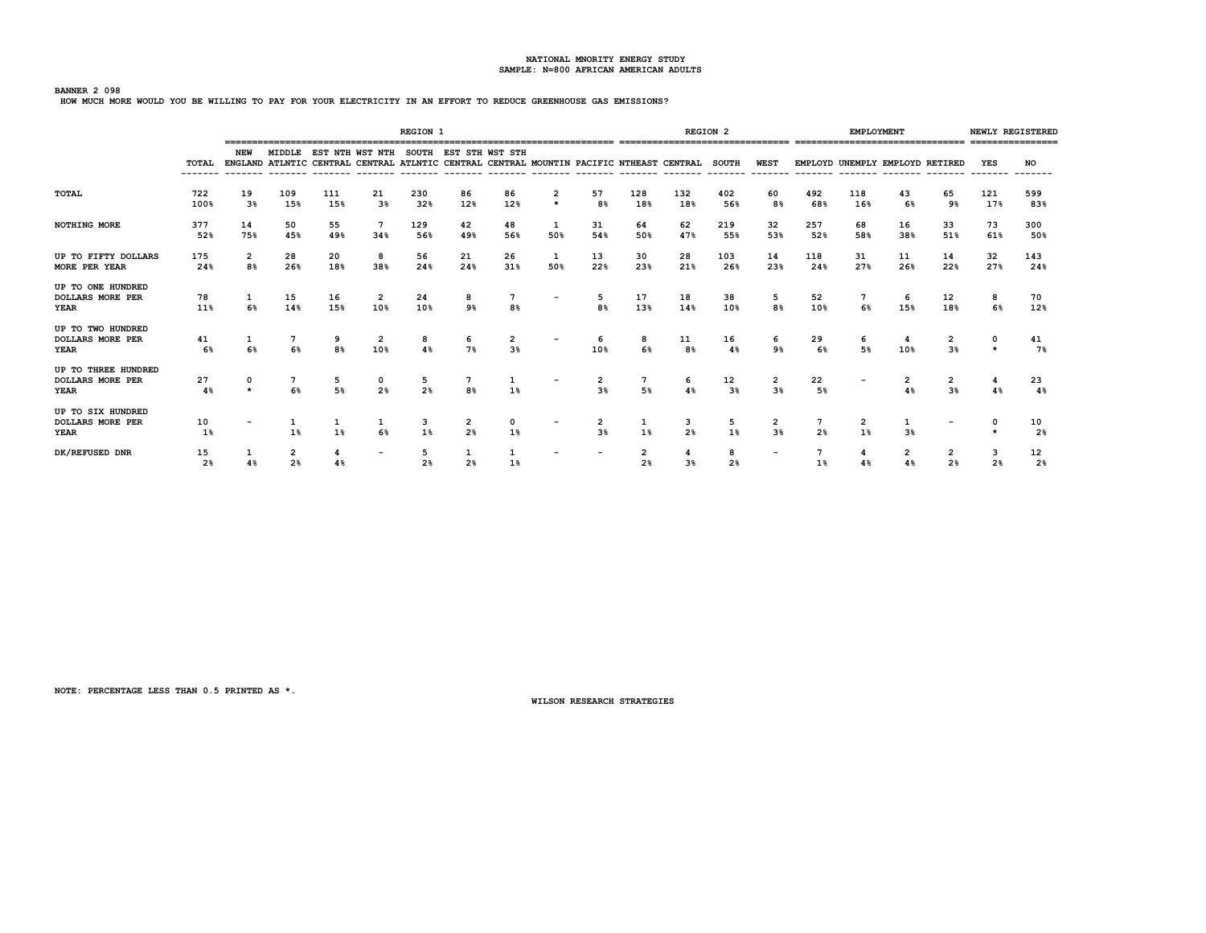NATIONAL MNORITY ENERGY STUDY
SAMPLE: N=800 AFRICAN AMERICAN ADULTS

**BANNER 2 098**
HOW MUCH MORE WOULD YOU BE WILLING TO PAY FOR YOUR ELECTRICITY IN AN EFFORT TO REDUCE GREENHOUSE GAS EMISSIONS?

| | | REGION 1 | | | | | | | | | REGION 2 | | | | EMPLOYMENT | | | | NEWLY REGISTERED | |
|---|---|---|---|---|---|---|---|---|---|---|---|---|---|---|---|---|---|---|---|---|
| | TOTAL | NEW ENGLAND | MIDDLE ATLNTIC | EST NTH CENTRAL | WST NTH CENTRAL | SOUTH ATLNTIC | EST STH CENTRAL | WST STH CENTRAL | MOUNTIN | PACIFIC | NTHEAST | CENTRAL | SOUTH | WEST | EMPLOYD | UNEMPLY | EMPLOYD | RETIRED | YES | NO |
| **TOTAL** | 722 100% | 19 3% | 109 15% | 111 15% | 21 3% | 230 32% | 86 12% | 86 12% | 2 * | 57 8% | 128 18% | 132 18% | 402 56% | 60 8% | 492 68% | 118 16% | 43 6% | 65 9% | 121 17% | 599 83% |
| **NOTHING MORE** | 377 52% | 14 75% | 50 45% | 55 49% | 7 34% | 129 56% | 42 49% | 48 56% | 1 50% | 31 54% | 64 50% | 62 47% | 219 55% | 32 53% | 257 52% | 68 58% | 16 38% | 33 51% | 73 61% | 300 50% |
| **UP TO FIFTY DOLLARS MORE PER YEAR** | 175 24% | 2 8% | 28 26% | 20 18% | 8 38% | 56 24% | 21 24% | 26 31% | 1 50% | 13 22% | 30 23% | 28 21% | 103 26% | 14 23% | 118 24% | 31 27% | 11 26% | 14 22% | 32 27% | 143 24% |
| **UP TO ONE HUNDRED DOLLARS MORE PER YEAR** | 78 11% | 1 6% | 15 14% | 16 15% | 2 10% | 24 10% | 8 9% | 7 8% | - | 5 8% | 17 13% | 18 14% | 38 10% | 5 8% | 52 10% | 7 6% | 6 15% | 12 18% | 8 6% | 70 12% |
| **UP TO TWO HUNDRED DOLLARS MORE PER YEAR** | 41 6% | 1 6% | 7 6% | 9 8% | 2 10% | 8 4% | 6 7% | 2 3% | - | 6 10% | 8 6% | 11 8% | 16 4% | 6 9% | 29 6% | 6 5% | 4 10% | 2 3% | 0 * | 41 7% |
| **UP TO THREE HUNDRED DOLLARS MORE PER YEAR** | 27 4% | 0 * | 7 6% | 5 5% | 0 2% | 5 2% | 7 8% | 1 1% | - | 2 3% | 7 5% | 6 4% | 12 3% | 2 3% | 22 5% | - | 2 4% | 2 3% | 4 4% | 23 4% |
| **UP TO SIX HUNDRED DOLLARS MORE PER YEAR** | 10 1% | - | 1 1% | 1 1% | 1 6% | 3 1% | 2 2% | 0 1% | - | 2 3% | 1 1% | 3 2% | 5 1% | 2 3% | 7 2% | 2 1% | 1 3% | - | 0 * | 10 2% |
| **DK/REFUSED DNR** | 15 2% | 1 4% | 2 2% | 4 4% | - | 5 2% | 1 2% | 1 1% | - | - | 2 2% | 4 3% | 8 2% | - | 7 1% | 4 4% | 2 4% | 2 2% | 3 2% | 12 2% |

NOTE: PERCENTAGE LESS THAN 0.5 PRINTED AS *.

WILSON RESEARCH STRATEGIES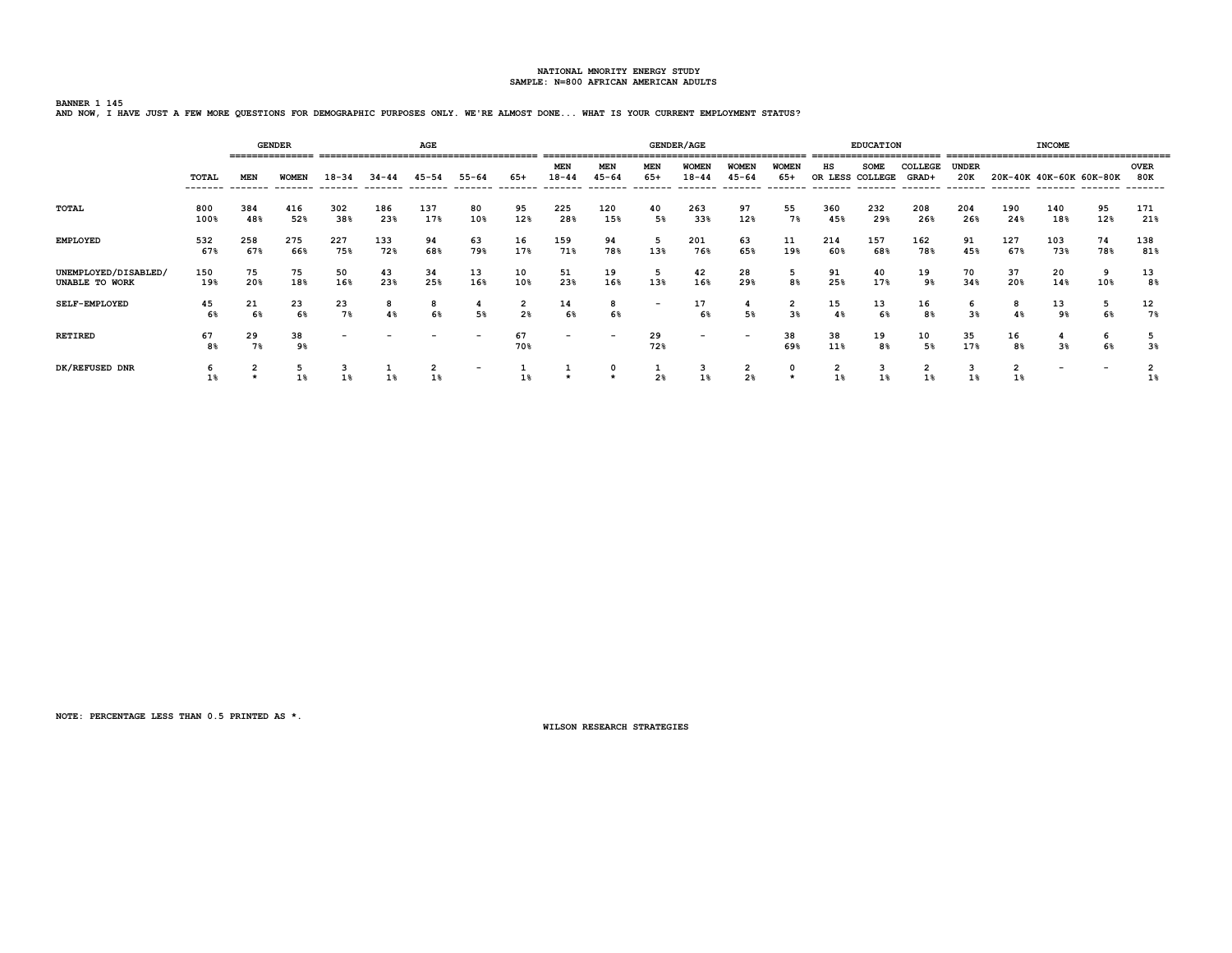NATIONAL MNORITY ENERGY STUDY
SAMPLE: N=800 AFRICAN AMERICAN ADULTS

BANNER 1 145
AND NOW, I HAVE JUST A FEW MORE QUESTIONS FOR DEMOGRAPHIC PURPOSES ONLY. WE'RE ALMOST DONE... WHAT IS YOUR CURRENT EMPLOYMENT STATUS?

| | | GENDER | | AGE | | | | | GENDER/AGE | | | | | | EDUCATION | | | INCOME | | | | |
|---|---|---|---|---|---|---|---|---|---|---|---|---|---|---|---|---|---|---|---|---|---|---|
| | TOTAL | MEN | WOMEN | 18-34 | 34-44 | 45-54 | 55-64 | 65+ | MEN 18-44 | MEN 45-64 | MEN 65+ | WOMEN 18-44 | WOMEN 45-64 | WOMEN 65+ | HS OR LESS | SOME COLLEGE | COLLEGE GRAD+ | UNDER 20K | 20K-40K | 40K-60K | 60K-80K | OVER 80K |
| TOTAL | 800 | 384 | 416 | 302 | 186 | 137 | 80 | 95 | 225 | 120 | 40 | 263 | 97 | 55 | 360 | 232 | 208 | 204 | 190 | 140 | 95 | 171 |
| | 100% | 48% | 52% | 38% | 23% | 17% | 10% | 12% | 28% | 15% | 5% | 33% | 12% | 7% | 45% | 29% | 26% | 26% | 24% | 18% | 12% | 21% |
| EMPLOYED | 532 | 258 | 275 | 227 | 133 | 94 | 63 | 16 | 159 | 94 | 5 | 201 | 63 | 11 | 214 | 157 | 162 | 91 | 127 | 103 | 74 | 138 |
| | 67% | 67% | 66% | 75% | 72% | 68% | 79% | 17% | 71% | 78% | 13% | 76% | 65% | 19% | 60% | 68% | 78% | 45% | 67% | 73% | 78% | 81% |
| UNEMPLOYED/DISABLED/ UNABLE TO WORK | 150 | 75 | 75 | 50 | 43 | 34 | 13 | 10 | 51 | 19 | 5 | 42 | 28 | 5 | 91 | 40 | 19 | 70 | 37 | 20 | 9 | 13 |
| | 19% | 20% | 18% | 16% | 23% | 25% | 16% | 10% | 23% | 16% | 13% | 16% | 29% | 8% | 25% | 17% | 9% | 34% | 20% | 14% | 10% | 8% |
| SELF-EMPLOYED | 45 | 21 | 23 | 23 | 8 | 8 | 4 | 2 | 14 | 8 | - | 17 | 4 | 2 | 15 | 13 | 16 | 6 | 8 | 13 | 5 | 12 |
| | 6% | 6% | 6% | 7% | 4% | 6% | 5% | 2% | 6% | 6% | | 6% | 5% | 3% | 4% | 6% | 8% | 3% | 4% | 9% | 6% | 7% |
| RETIRED | 67 | 29 | 38 | - | - | - | - | 67 | - | - | 29 | - | - | 38 | 38 | 19 | 10 | 35 | 16 | 4 | 6 | 5 |
| | 8% | 7% | 9% | | | | | 70% | | | 72% | | | 69% | 11% | 8% | 5% | 17% | 8% | 3% | 6% | 3% |
| DK/REFUSED DNR | 6 | 2 | 5 | 3 | 1 | 2 | - | 1 | 1 | 0 | 1 | 3 | 2 | 0 | 2 | 3 | 2 | 3 | 2 | - | - | 2 |
| | 1% | * | 1% | 1% | 1% | 1% | | 1% | * | * | 2% | 1% | 2% | * | 1% | 1% | 1% | 1% | 1% | | | 1% |

NOTE: PERCENTAGE LESS THAN 0.5 PRINTED AS *.

WILSON RESEARCH STRATEGIES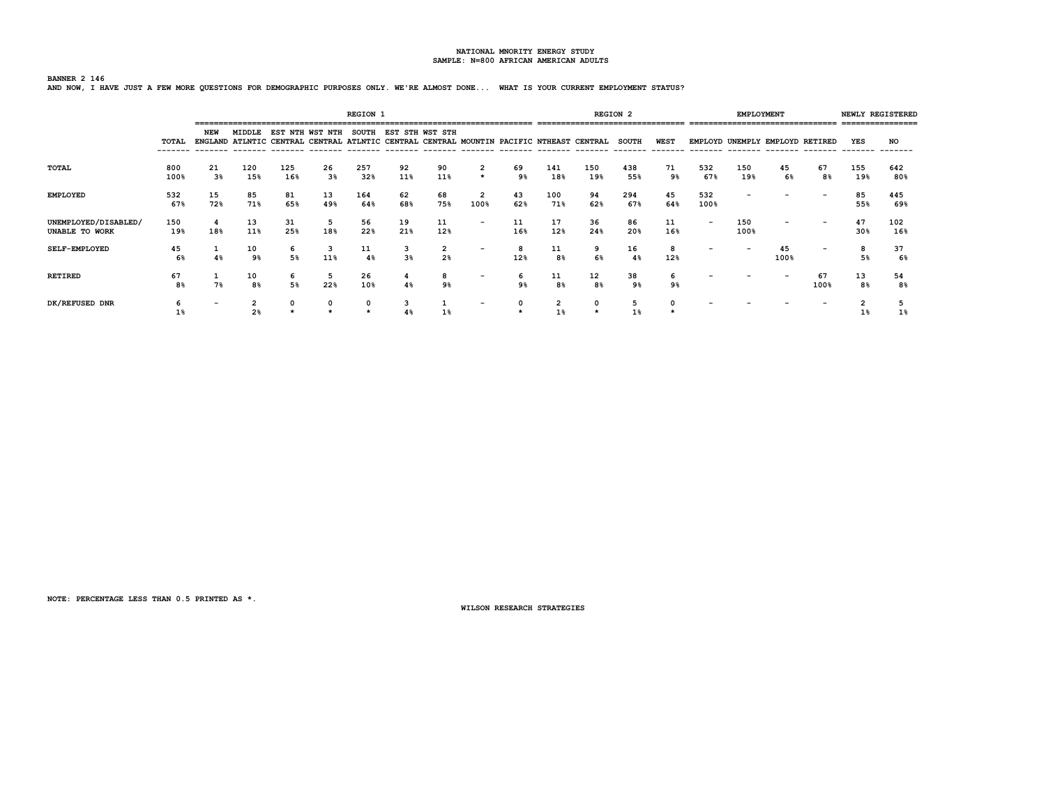NATIONAL MNORITY ENERGY STUDY
SAMPLE: N=800 AFRICAN AMERICAN ADULTS

BANNER 2 146
AND NOW, I HAVE JUST A FEW MORE QUESTIONS FOR DEMOGRAPHIC PURPOSES ONLY. WE'RE ALMOST DONE... WHAT IS YOUR CURRENT EMPLOYMENT STATUS?

| | | REGION 1 | | | | | | | | | REGION 2 | | | | EMPLOYMENT | | | | NEWLY REGISTERED | |
|---|---|---|---|---|---|---|---|---|---|---|---|---|---|---|---|---|---|---|---|---|
| | TOTAL | NEW ENGLAND | MIDDLE ATLNTIC | EST NTH CENTRAL | WST NTH CENTRAL | SOUTH ATLNTIC | EST STH CENTRAL | WST STH CENTRAL | MOUNTIN | PACIFIC | NTHEAST | CENTRAL | SOUTH | WEST | EMPLOYD | UNEMPLY | EMPLOYD | RETIRED | YES | NO |
| TOTAL | 800<br>100% | 21<br>3% | 120<br>15% | 125<br>16% | 26<br>3% | 257<br>32% | 92<br>11% | 90<br>11% | 2<br>* | 69<br>9% | 141<br>18% | 150<br>19% | 438<br>55% | 71<br>9% | 532<br>67% | 150<br>19% | 45<br>6% | 67<br>8% | 155<br>19% | 642<br>80% |
| EMPLOYED | 532<br>67% | 15<br>72% | 85<br>71% | 81<br>65% | 13<br>49% | 164<br>64% | 62<br>68% | 68<br>75% | 2<br>100% | 43<br>62% | 100<br>71% | 94<br>62% | 294<br>67% | 45<br>64% | 532<br>100% | - | - | - | 85<br>55% | 445<br>69% |
| UNEMPLOYED/DISABLED/ UNABLE TO WORK | 150<br>19% | 4<br>18% | 13<br>11% | 31<br>25% | 5<br>18% | 56<br>22% | 19<br>21% | 11<br>12% | - | 11<br>16% | 17<br>12% | 36<br>24% | 86<br>20% | 11<br>16% | - | 150<br>100% | - | - | 47<br>30% | 102<br>16% |
| SELF-EMPLOYED | 45<br>6% | 1<br>4% | 10<br>9% | 6<br>5% | 3<br>11% | 11<br>4% | 3<br>3% | 2<br>2% | - | 8<br>12% | 11<br>8% | 9<br>6% | 16<br>4% | 8<br>12% | - | - | 45<br>100% | - | 8<br>5% | 37<br>6% |
| RETIRED | 67<br>8% | 1<br>7% | 10<br>8% | 6<br>5% | 5<br>22% | 26<br>10% | 4<br>4% | 8<br>9% | - | 6<br>9% | 11<br>8% | 12<br>8% | 38<br>9% | 6<br>9% | - | - | - | 67<br>100% | 13<br>8% | 54<br>8% |
| DK/REFUSED DNR | 6<br>1% | - | 2<br>2% | 0<br>* | 0<br>* | 0<br>* | 3<br>4% | 1<br>1% | - | 0<br>* | 2<br>1% | 0<br>* | 5<br>1% | 0<br>* | - | - | - | - | 2<br>1% | 5<br>1% |

NOTE: PERCENTAGE LESS THAN 0.5 PRINTED AS *.

WILSON RESEARCH STRATEGIES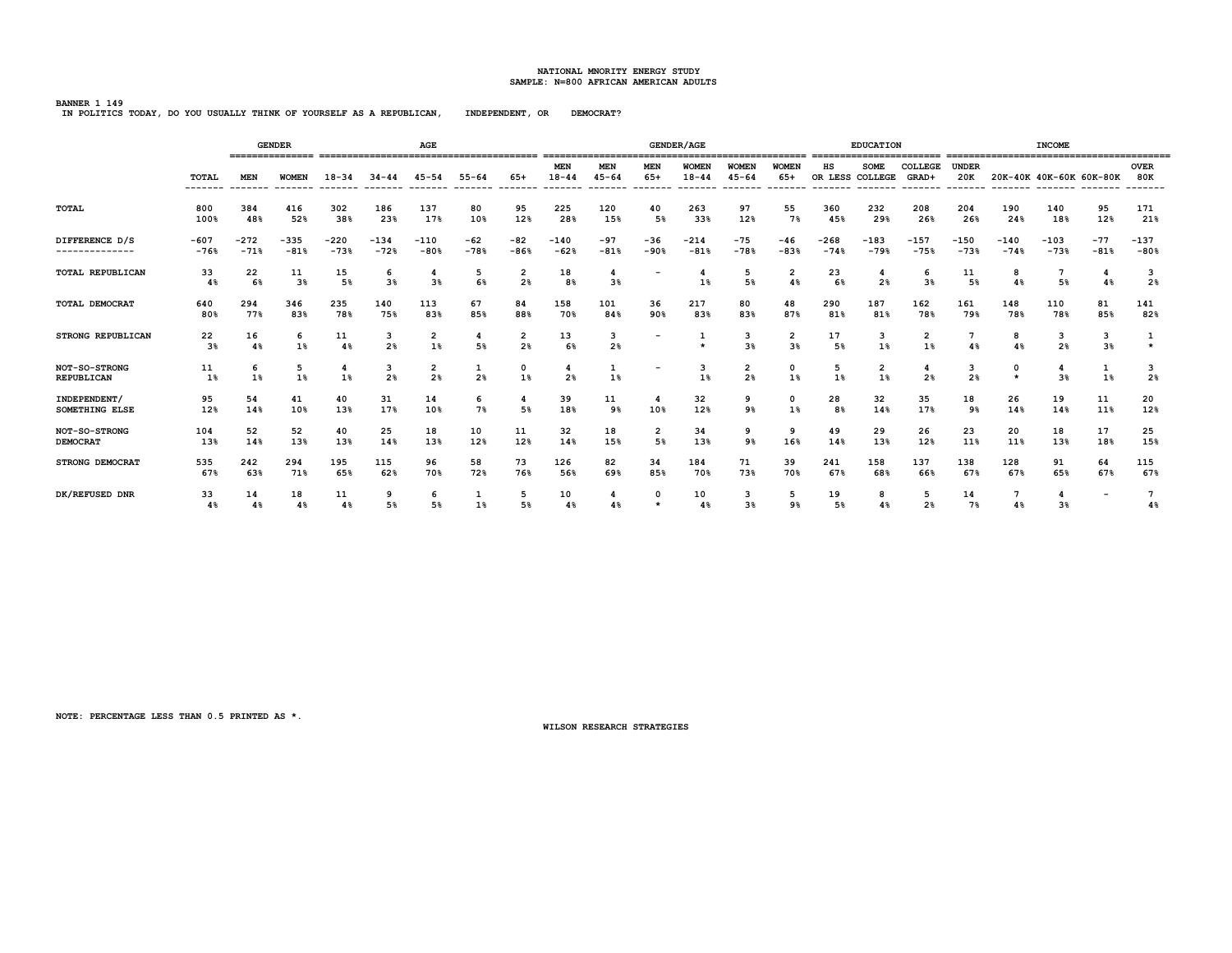NATIONAL MNORITY ENERGY STUDY
SAMPLE: N=800 AFRICAN AMERICAN ADULTS

BANNER 1 149
IN POLITICS TODAY, DO YOU USUALLY THINK OF YOURSELF AS A REPUBLICAN, INDEPENDENT, OR DEMOCRAT?

| | | GENDER | | AGE | | | | | GENDER/AGE | | | | | | EDUCATION | | | INCOME | | | | |
|---|---|---|---|---|---|---|---|---|---|---|---|---|---|---|---|---|---|---|---|---|---|---|
| | TOTAL | MEN | WOMEN | 18-34 | 34-44 | 45-54 | 55-64 | 65+ | MEN 18-44 | MEN 45-64 | MEN 65+ | WOMEN 18-44 | WOMEN 45-64 | WOMEN 65+ | HS OR LESS | SOME COLLEGE | COLLEGE GRAD+ | UNDER 20K | 20K-40K | 40K-60K | 60K-80K | OVER 80K |
| TOTAL | 800 | 384 | 416 | 302 | 186 | 137 | 80 | 95 | 225 | 120 | 40 | 263 | 97 | 55 | 360 | 232 | 208 | 204 | 190 | 140 | 95 | 171 |
| | 100% | 48% | 52% | 38% | 23% | 17% | 10% | 12% | 28% | 15% | 5% | 33% | 12% | 7% | 45% | 29% | 26% | 26% | 24% | 18% | 12% | 21% |
| DIFFERENCE D/S | -607 | -272 | -335 | -220 | -134 | -110 | -62 | -82 | -140 | -97 | -36 | -214 | -75 | -46 | -268 | -183 | -157 | -150 | -140 | -103 | -77 | -137 |
| -------------- | -76% | -71% | -81% | -73% | -72% | -80% | -78% | -86% | -62% | -81% | -90% | -81% | -78% | -83% | -74% | -79% | -75% | -73% | -74% | -73% | -81% | -80% |
| TOTAL REPUBLICAN | 33 | 22 | 11 | 15 | 6 | 4 | 5 | 2 | 18 | 4 | - | 4 | 5 | 2 | 23 | 4 | 6 | 11 | 8 | 7 | 4 | 3 |
| | 4% | 6% | 3% | 5% | 3% | 3% | 6% | 2% | 8% | 3% | | 1% | 5% | 4% | 6% | 2% | 3% | 5% | 4% | 5% | 4% | 2% |
| TOTAL DEMOCRAT | 640 | 294 | 346 | 235 | 140 | 113 | 67 | 84 | 158 | 101 | 36 | 217 | 80 | 48 | 290 | 187 | 162 | 161 | 148 | 110 | 81 | 141 |
| | 80% | 77% | 83% | 78% | 75% | 83% | 85% | 88% | 70% | 84% | 90% | 83% | 83% | 87% | 81% | 81% | 78% | 79% | 78% | 78% | 85% | 82% |
| STRONG REPUBLICAN | 22 | 16 | 6 | 11 | 3 | 2 | 4 | 2 | 13 | 3 | - | 1 | 3 | 2 | 17 | 3 | 2 | 7 | 8 | 3 | 3 | 1 |
| | 3% | 4% | 1% | 4% | 2% | 1% | 5% | 2% | 6% | 2% | | * | 3% | 3% | 5% | 1% | 1% | 4% | 4% | 2% | 3% | * |
| NOT-SO-STRONG REPUBLICAN | 11 | 6 | 5 | 4 | 3 | 2 | 1 | 0 | 4 | 1 | - | 3 | 2 | 0 | 5 | 2 | 4 | 3 | 0 | 4 | 1 | 3 |
| | 1% | 1% | 1% | 1% | 2% | 2% | 2% | 1% | 2% | 1% | | 1% | 2% | 1% | 1% | 1% | 2% | 2% | * | 3% | 1% | 2% |
| INDEPENDENT/ SOMETHING ELSE | 95 | 54 | 41 | 40 | 31 | 14 | 6 | 4 | 39 | 11 | 4 | 32 | 9 | 0 | 28 | 32 | 35 | 18 | 26 | 19 | 11 | 20 |
| | 12% | 14% | 10% | 13% | 17% | 10% | 7% | 5% | 18% | 9% | 10% | 12% | 9% | 1% | 8% | 14% | 17% | 9% | 14% | 14% | 11% | 12% |
| NOT-SO-STRONG DEMOCRAT | 104 | 52 | 52 | 40 | 25 | 18 | 10 | 11 | 32 | 18 | 2 | 34 | 9 | 9 | 49 | 29 | 26 | 23 | 20 | 18 | 17 | 25 |
| | 13% | 14% | 13% | 13% | 14% | 13% | 12% | 12% | 14% | 15% | 5% | 13% | 9% | 16% | 14% | 13% | 12% | 11% | 11% | 13% | 18% | 15% |
| STRONG DEMOCRAT | 535 | 242 | 294 | 195 | 115 | 96 | 58 | 73 | 126 | 82 | 34 | 184 | 71 | 39 | 241 | 158 | 137 | 138 | 128 | 91 | 64 | 115 |
| | 67% | 63% | 71% | 65% | 62% | 70% | 72% | 76% | 56% | 69% | 85% | 70% | 73% | 70% | 67% | 68% | 66% | 67% | 67% | 65% | 67% | 67% |
| DK/REFUSED DNR | 33 | 14 | 18 | 11 | 9 | 6 | 1 | 5 | 10 | 4 | 0 | 10 | 3 | 5 | 19 | 8 | 5 | 14 | 7 | 4 | - | 7 |
| | 4% | 4% | 4% | 4% | 5% | 5% | 1% | 5% | 4% | 4% | * | 4% | 3% | 9% | 5% | 4% | 2% | 7% | 4% | 3% | | 4% |

NOTE: PERCENTAGE LESS THAN 0.5 PRINTED AS *.

WILSON RESEARCH STRATEGIES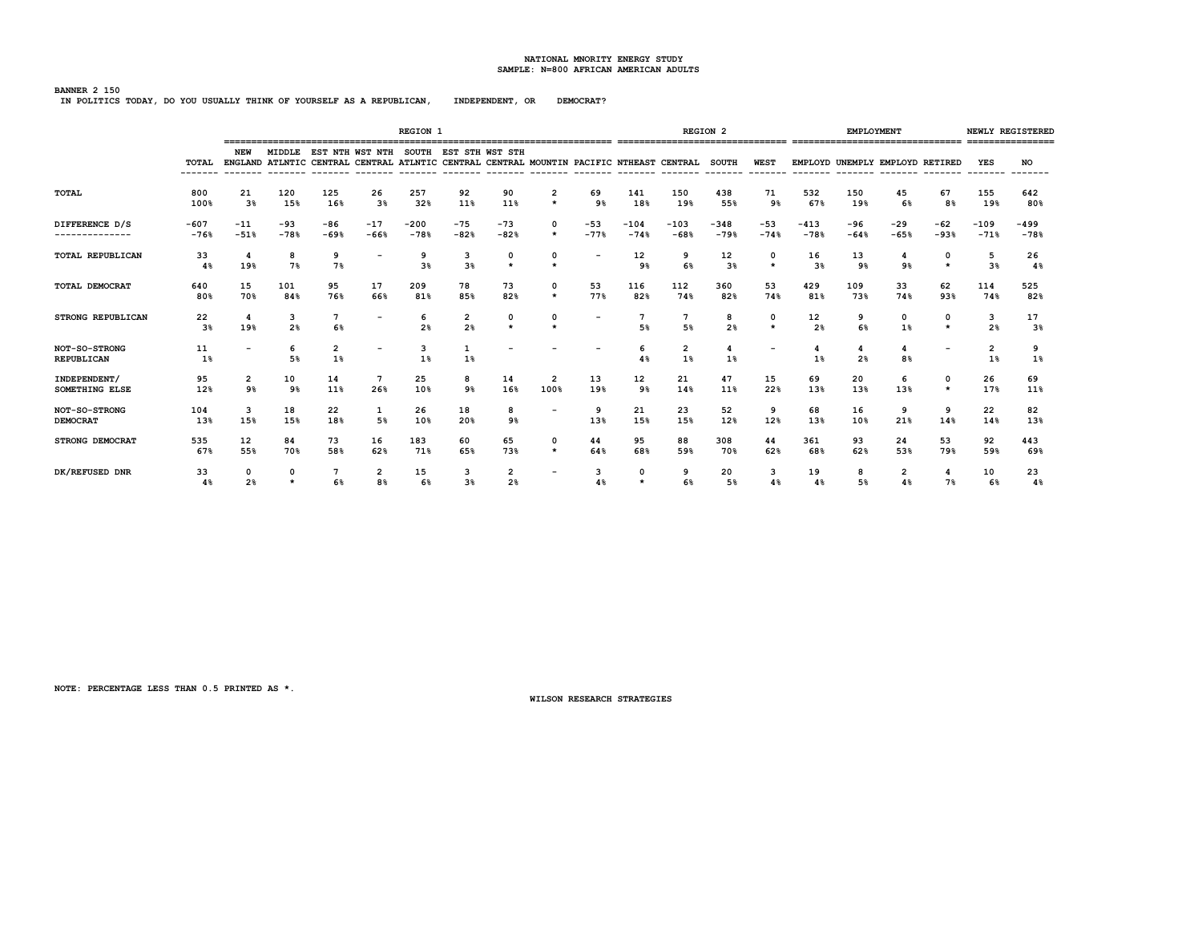NATIONAL MNORITY ENERGY STUDY
SAMPLE: N=800 AFRICAN AMERICAN ADULTS

BANNER 2 150
IN POLITICS TODAY, DO YOU USUALLY THINK OF YOURSELF AS A REPUBLICAN, INDEPENDENT, OR DEMOCRAT?

| | | REGION 1 | | | | | | | | | REGION 2 | | | | EMPLOYMENT | | | | NEWLY REGISTERED | |
|---|---|---|---|---|---|---|---|---|---|---|---|---|---|---|---|---|---|---|---|---|
| | TOTAL | NEW ENGLAND | MIDDLE ATLNTIC | EST NTH CENTRAL | WST NTH CENTRAL | SOUTH ATLNTIC | EST STH CENTRAL | WST STH CENTRAL | MOUNTIN | PACIFIC | NTHEAST | CENTRAL | SOUTH | WEST | EMPLOYD | UNEMPLY | EMPLOYD | RETIRED | YES | NO |
| TOTAL | 800<br>100% | 21<br>3% | 120<br>15% | 125<br>16% | 26<br>3% | 257<br>32% | 92<br>11% | 90<br>11% | 2<br>* | 69<br>9% | 141<br>18% | 150<br>19% | 438<br>55% | 71<br>9% | 532<br>67% | 150<br>19% | 45<br>6% | 67<br>8% | 155<br>19% | 642<br>80% |
| DIFFERENCE D/S | -607<br>-76% | -11<br>-51% | -93<br>-78% | -86<br>-69% | -17<br>-66% | -200<br>-78% | -75<br>-82% | -73<br>-82% | 0<br>* | -53<br>-77% | -104<br>-74% | -103<br>-68% | -348<br>-79% | -53<br>-74% | -413<br>-78% | -96<br>-64% | -29<br>-65% | -62<br>-93% | -109<br>-71% | -499<br>-78% |
| TOTAL REPUBLICAN | 33<br>4% | 4<br>19% | 8<br>7% | 9<br>7% | - | 9<br>3% | 3<br>3% | 0<br>* | 0<br>* | - | 12<br>9% | 9<br>6% | 12<br>3% | 0<br>* | 16<br>3% | 13<br>9% | 4<br>9% | 0<br>* | 5<br>3% | 26<br>4% |
| TOTAL DEMOCRAT | 640<br>80% | 15<br>70% | 101<br>84% | 95<br>76% | 17<br>66% | 209<br>81% | 78<br>85% | 73<br>82% | 0<br>* | 53<br>77% | 116<br>82% | 112<br>74% | 360<br>82% | 53<br>74% | 429<br>81% | 109<br>73% | 33<br>74% | 62<br>93% | 114<br>74% | 525<br>82% |
| STRONG REPUBLICAN | 22<br>3% | 4<br>19% | 3<br>2% | 7<br>6% | - | 6<br>2% | 2<br>2% | 0<br>* | 0<br>* | - | 7<br>5% | 7<br>5% | 8<br>2% | 0<br>* | 12<br>2% | 9<br>6% | 0<br>1% | 0<br>* | 3<br>2% | 17<br>3% |
| NOT-SO-STRONG REPUBLICAN | 11<br>1% | - | 6<br>5% | 2<br>1% | - | 3<br>1% | 1<br>1% | - | - | - | 6<br>4% | 2<br>1% | 4<br>1% | - | 4<br>1% | 4<br>2% | 4<br>8% | - | 2<br>1% | 9<br>1% |
| INDEPENDENT/ SOMETHING ELSE | 95<br>12% | 2<br>9% | 10<br>9% | 14<br>11% | 7<br>26% | 25<br>10% | 8<br>9% | 14<br>16% | 2<br>100% | 13<br>19% | 12<br>9% | 21<br>14% | 47<br>11% | 15<br>22% | 69<br>13% | 20<br>13% | 6<br>13% | 0<br>* | 26<br>17% | 69<br>11% |
| NOT-SO-STRONG DEMOCRAT | 104<br>13% | 3<br>15% | 18<br>15% | 22<br>18% | 1<br>5% | 26<br>10% | 18<br>20% | 8<br>9% | - | 9<br>13% | 21<br>15% | 23<br>15% | 52<br>12% | 9<br>12% | 68<br>13% | 16<br>10% | 9<br>21% | 9<br>14% | 22<br>14% | 82<br>13% |
| STRONG DEMOCRAT | 535<br>67% | 12<br>55% | 84<br>70% | 73<br>58% | 16<br>62% | 183<br>71% | 60<br>65% | 65<br>73% | 0<br>* | 44<br>64% | 95<br>68% | 88<br>59% | 308<br>70% | 44<br>62% | 361<br>68% | 93<br>62% | 24<br>53% | 53<br>79% | 92<br>59% | 443<br>69% |
| DK/REFUSED DNR | 33<br>4% | 0<br>2% | 0<br>* | 7<br>6% | 2<br>8% | 15<br>6% | 3<br>3% | 2<br>2% | - | 3<br>4% | 0<br>* | 9<br>6% | 20<br>5% | 3<br>4% | 19<br>4% | 8<br>5% | 2<br>4% | 4<br>7% | 10<br>6% | 23<br>4% |

NOTE: PERCENTAGE LESS THAN 0.5 PRINTED AS *.

WILSON RESEARCH STRATEGIES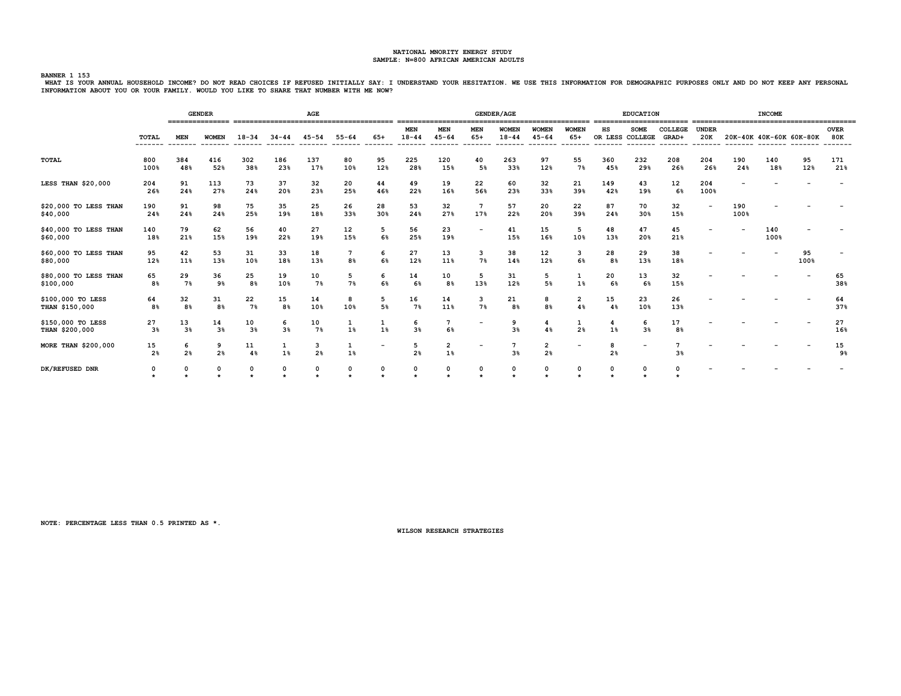NATIONAL MNORITY ENERGY STUDY
SAMPLE: N=800 AFRICAN AMERICAN ADULTS

BANNER 1 153

WHAT IS YOUR ANNUAL HOUSEHOLD INCOME? DO NOT READ CHOICES IF REFUSED INITIALLY SAY: I UNDERSTAND YOUR HESITATION. WE USE THIS INFORMATION FOR DEMOGRAPHIC PURPOSES ONLY AND DO NOT KEEP ANY PERSONAL INFORMATION ABOUT YOU OR YOUR FAMILY. WOULD YOU LIKE TO SHARE THAT NUMBER WITH ME NOW?

| | | GENDER | | AGE | | | | | GENDER/AGE | | | | | | EDUCATION | | | INCOME | | | | |
|---|---|---|---|---|---|---|---|---|---|---|---|---|---|---|---|---|---|---|---|---|---|---|
| | TOTAL | MEN | WOMEN | 18-34 | 34-44 | 45-54 | 55-64 | 65+ | MEN 18-44 | MEN 45-64 | MEN 65+ | WOMEN 18-44 | WOMEN 45-64 | WOMEN 65+ | HS OR LESS | SOME COLLEGE | COLLEGE GRAD+ | UNDER 20K | 20K-40K | 40K-60K | 60K-80K | OVER 80K |
| TOTAL | 800 100% | 384 48% | 416 52% | 302 38% | 186 23% | 137 17% | 80 10% | 95 12% | 225 28% | 120 15% | 40 5% | 263 33% | 97 12% | 55 7% | 360 45% | 232 29% | 208 26% | 204 26% | 190 24% | 140 18% | 95 12% | 171 21% |
| LESS THAN $20,000 | 204 26% | 91 24% | 113 27% | 73 24% | 37 20% | 32 23% | 20 25% | 44 46% | 49 22% | 19 16% | 22 56% | 60 23% | 32 33% | 21 39% | 149 42% | 43 19% | 12 6% | 204 100% | - | - | - | - |
| $20,000 TO LESS THAN $40,000 | 190 24% | 91 24% | 98 24% | 75 25% | 35 19% | 25 18% | 26 33% | 28 30% | 53 24% | 32 27% | 7 17% | 57 22% | 20 20% | 22 39% | 87 24% | 70 30% | 32 15% | - | 190 100% | - | - | - |
| $40,000 TO LESS THAN $60,000 | 140 18% | 79 21% | 62 15% | 56 19% | 40 22% | 27 19% | 12 15% | 5 6% | 56 25% | 23 19% | - | 41 15% | 15 16% | 5 10% | 48 13% | 47 20% | 45 21% | - | - | 140 100% | - | - |
| $60,000 TO LESS THAN $80,000 | 95 12% | 42 11% | 53 13% | 31 10% | 33 18% | 18 13% | 7 8% | 6 6% | 27 12% | 13 11% | 3 7% | 38 14% | 12 12% | 3 6% | 28 8% | 29 13% | 38 18% | - | - | - | 95 100% | - |
| $80,000 TO LESS THAN $100,000 | 65 8% | 29 7% | 36 9% | 25 8% | 19 10% | 10 7% | 5 7% | 6 6% | 14 6% | 10 8% | 5 13% | 31 12% | 5 5% | 1 1% | 20 6% | 13 6% | 32 15% | - | - | - | - | 65 38% |
| $100,000 TO LESS THAN $150,000 | 64 8% | 32 8% | 31 8% | 22 7% | 15 8% | 14 10% | 8 10% | 5 5% | 16 7% | 14 11% | 3 7% | 21 8% | 8 8% | 2 4% | 15 4% | 23 10% | 26 13% | - | - | - | - | 64 37% |
| $150,000 TO LESS THAN $200,000 | 27 3% | 13 3% | 14 3% | 10 3% | 6 3% | 10 7% | 1 1% | 1 1% | 6 3% | 7 6% | - | 9 3% | 4 4% | 1 2% | 4 1% | 6 3% | 17 8% | - | - | - | - | 27 16% |
| MORE THAN $200,000 | 15 2% | 6 2% | 9 2% | 11 4% | 1 1% | 3 2% | 1 1% | - | 5 2% | 2 1% | - | 7 3% | 2 2% | - | 8 2% | - | 7 3% | - | - | - | - | 15 9% |
| DK/REFUSED DNR | 0 * | 0 * | 0 * | 0 * | 0 * | 0 * | 0 * | 0 * | 0 * | 0 * | 0 * | 0 * | 0 * | 0 * | 0 * | 0 * | 0 * | - | - | - | - | - |

NOTE: PERCENTAGE LESS THAN 0.5 PRINTED AS *.

WILSON RESEARCH STRATEGIES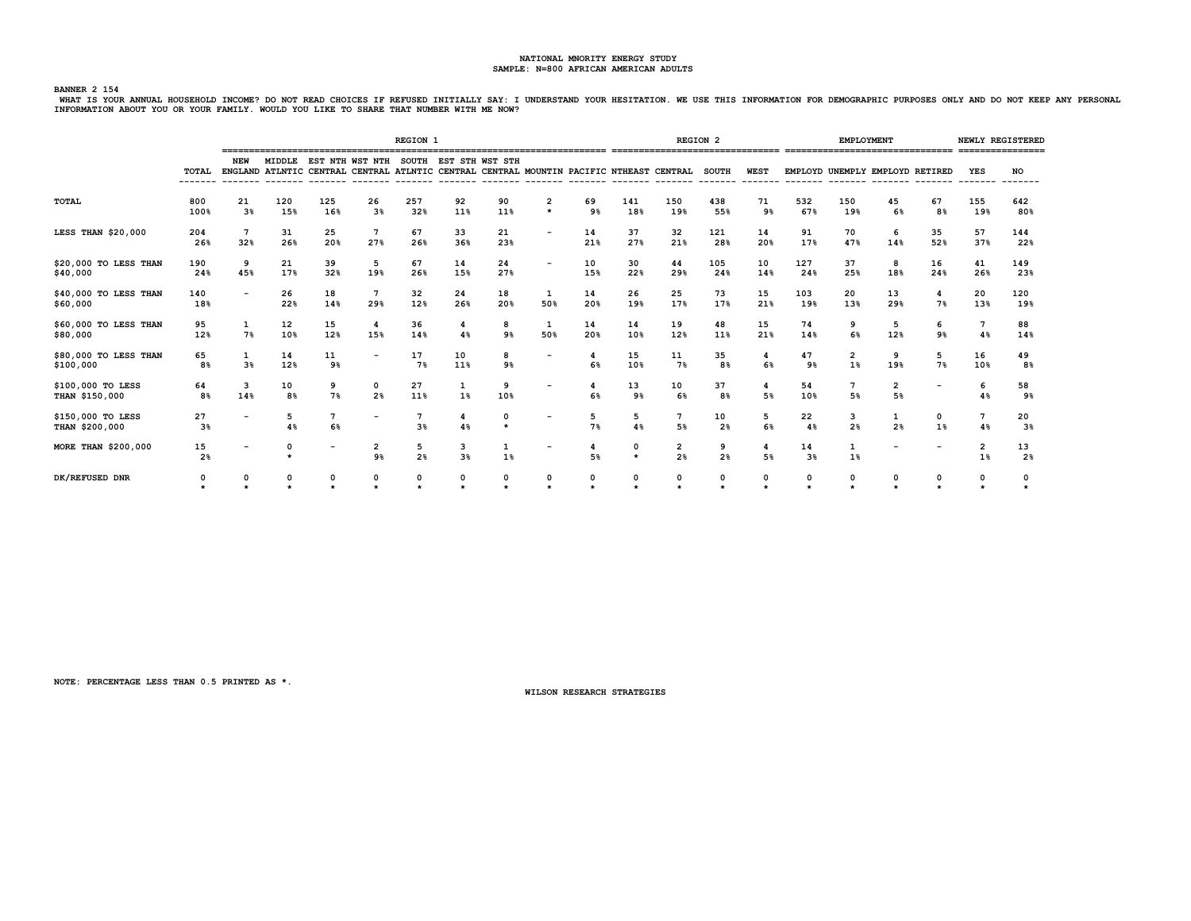NATIONAL MNORITY ENERGY STUDY
SAMPLE: N=800 AFRICAN AMERICAN ADULTS

BANNER 2 154

WHAT IS YOUR ANNUAL HOUSEHOLD INCOME? DO NOT READ CHOICES IF REFUSED INITIALLY SAY: I UNDERSTAND YOUR HESITATION. WE USE THIS INFORMATION FOR DEMOGRAPHIC PURPOSES ONLY AND DO NOT KEEP ANY PERSONAL INFORMATION ABOUT YOU OR YOUR FAMILY. WOULD YOU LIKE TO SHARE THAT NUMBER WITH ME NOW?

| | | REGION 1 | | | | | | | | | REGION 2 | | | | EMPLOYMENT | | | | NEWLY REGISTERED | |
|---|---|---|---|---|---|---|---|---|---|---|---|---|---|---|---|---|---|---|---|---|
| | TOTAL | NEW ENGLAND | MIDDLE ATLNTIC | EST NTH CENTRAL | WST NTH CENTRAL | SOUTH ATLNTIC | EST STH CENTRAL | WST STH CENTRAL | MOUNTIN | PACIFIC | NTHEAST | CENTRAL | SOUTH | WEST | EMPLOYD | UNEMPLY | EMPLOYD | RETIRED | YES | NO |
| TOTAL | 800 | 21 | 120 | 125 | 26 | 257 | 92 | 90 | 2 | 69 | 141 | 150 | 438 | 71 | 532 | 150 | 45 | 67 | 155 | 642 |
| | 100% | 3% | 15% | 16% | 3% | 32% | 11% | 11% | * | 9% | 18% | 19% | 55% | 9% | 67% | 19% | 6% | 8% | 19% | 80% |
| LESS THAN $20,000 | 204 | 7 | 31 | 25 | 7 | 67 | 33 | 21 | - | 14 | 37 | 32 | 121 | 14 | 91 | 70 | 6 | 35 | 57 | 144 |
| | 26% | 32% | 26% | 20% | 27% | 26% | 36% | 23% | | 21% | 27% | 21% | 28% | 20% | 17% | 47% | 14% | 52% | 37% | 22% |
| $20,000 TO LESS THAN $40,000 | 190 | 9 | 21 | 39 | 5 | 67 | 14 | 24 | - | 10 | 30 | 44 | 105 | 10 | 127 | 37 | 8 | 16 | 41 | 149 |
| | 24% | 45% | 17% | 32% | 19% | 26% | 15% | 27% | | 15% | 22% | 29% | 24% | 14% | 24% | 25% | 18% | 24% | 26% | 23% |
| $40,000 TO LESS THAN $60,000 | 140 | - | 26 | 18 | 7 | 32 | 24 | 18 | 1 | 14 | 26 | 25 | 73 | 15 | 103 | 20 | 13 | 4 | 20 | 120 |
| | 18% | | 22% | 14% | 29% | 12% | 26% | 20% | 50% | 20% | 19% | 17% | 17% | 21% | 19% | 13% | 29% | 7% | 13% | 19% |
| $60,000 TO LESS THAN $80,000 | 95 | 1 | 12 | 15 | 4 | 36 | 4 | 8 | 1 | 14 | 14 | 19 | 48 | 15 | 74 | 9 | 5 | 6 | 7 | 88 |
| | 12% | 7% | 10% | 12% | 15% | 14% | 4% | 9% | 50% | 20% | 10% | 12% | 11% | 21% | 14% | 6% | 12% | 9% | 4% | 14% |
| $80,000 TO LESS THAN $100,000 | 65 | 1 | 14 | 11 | - | 17 | 10 | 8 | - | 4 | 15 | 11 | 35 | 4 | 47 | 2 | 9 | 5 | 16 | 49 |
| | 8% | 3% | 12% | 9% | | 7% | 11% | 9% | | 6% | 10% | 7% | 8% | 6% | 9% | 1% | 19% | 7% | 10% | 8% |
| $100,000 TO LESS THAN $150,000 | 64 | 3 | 10 | 9 | 0 | 27 | 1 | 9 | - | 4 | 13 | 10 | 37 | 4 | 54 | 7 | 2 | - | 6 | 58 |
| | 8% | 14% | 8% | 7% | 2% | 11% | 1% | 10% | | 6% | 9% | 6% | 8% | 5% | 10% | 5% | 5% | | 4% | 9% |
| $150,000 TO LESS THAN $200,000 | 27 | - | 5 | 7 | - | 7 | 4 | 0 | - | 5 | 5 | 7 | 10 | 5 | 22 | 3 | 1 | 0 | 7 | 20 |
| | 3% | | 4% | 6% | | 3% | 4% | * | | 7% | 4% | 5% | 2% | 6% | 4% | 2% | 2% | 1% | 4% | 3% |
| MORE THAN $200,000 | 15 | - | 0 | - | 2 | 5 | 3 | 1 | - | 4 | 0 | 2 | 9 | 4 | 14 | 1 | - | - | 2 | 13 |
| | 2% | | * | | 9% | 2% | 3% | 1% | | 5% | * | 2% | 2% | 5% | 3% | 1% | | | 1% | 2% |
| DK/REFUSED DNR | 0 | 0 | 0 | 0 | 0 | 0 | 0 | 0 | 0 | 0 | 0 | 0 | 0 | 0 | 0 | 0 | 0 | 0 | 0 | 0 |
| | * | * | * | * | * | * | * | * | * | * | * | * | * | * | * | * | * | * | * | * |

NOTE: PERCENTAGE LESS THAN 0.5 PRINTED AS *.

WILSON RESEARCH STRATEGIES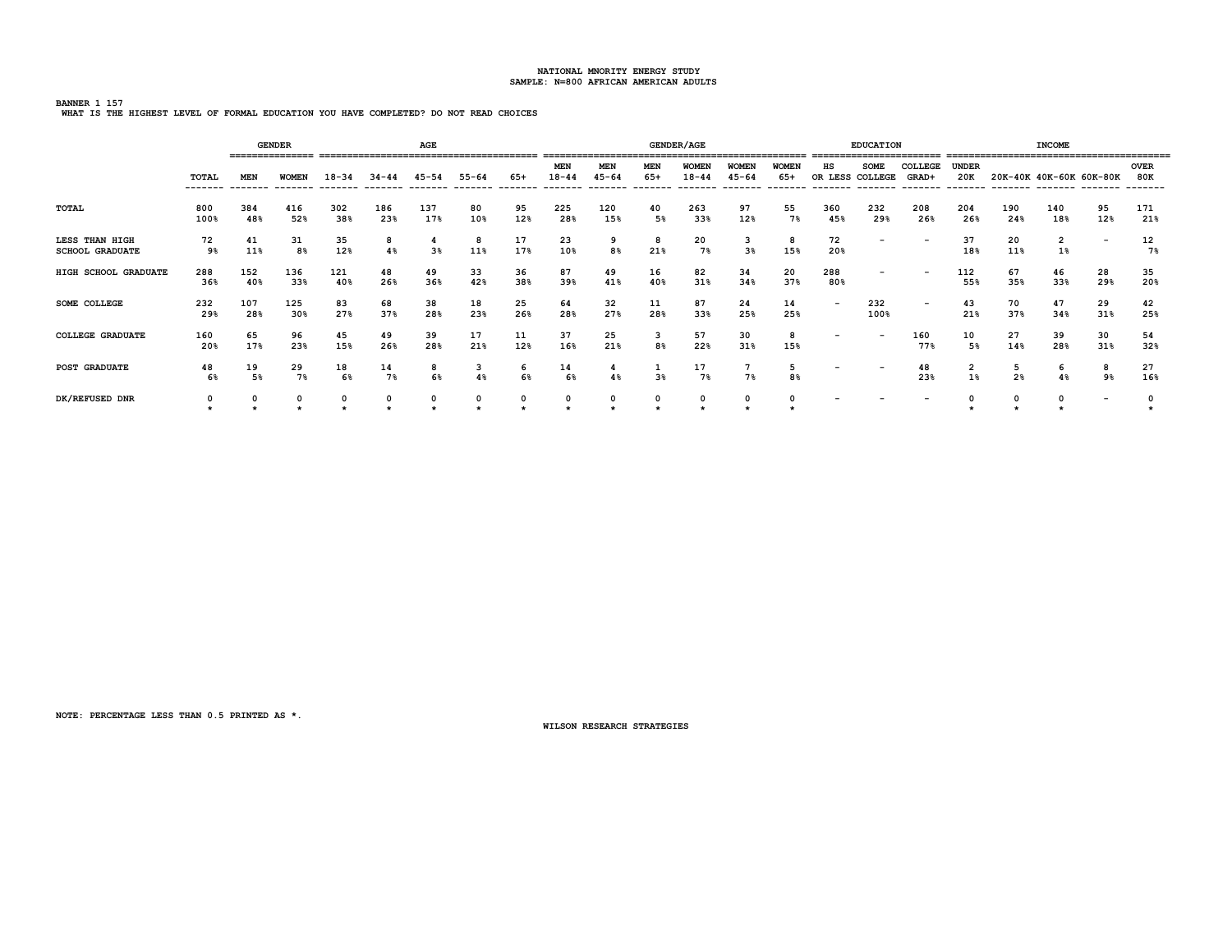NATIONAL MNORITY ENERGY STUDY
SAMPLE: N=800 AFRICAN AMERICAN ADULTS

BANNER 1 157
WHAT IS THE HIGHEST LEVEL OF FORMAL EDUCATION YOU HAVE COMPLETED? DO NOT READ CHOICES

| | | GENDER | | AGE | | | | | GENDER/AGE | | | | | | EDUCATION | | | INCOME | | | | |
|---|---|---|---|---|---|---|---|---|---|---|---|---|---|---|---|---|---|---|---|---|---|---|
| | TOTAL | MEN | WOMEN | 18-34 | 34-44 | 45-54 | 55-64 | 65+ | MEN 18-44 | MEN 45-64 | MEN 65+ | WOMEN 18-44 | WOMEN 45-64 | WOMEN 65+ | HS OR LESS | SOME COLLEGE | COLLEGE GRAD+ | UNDER 20K | 20K-40K | 40K-60K | 60K-80K | OVER 80K |
| TOTAL | 800 | 384 | 416 | 302 | 186 | 137 | 80 | 95 | 225 | 120 | 40 | 263 | 97 | 55 | 360 | 232 | 208 | 204 | 190 | 140 | 95 | 171 |
| | 100% | 48% | 52% | 38% | 23% | 17% | 10% | 12% | 28% | 15% | 5% | 33% | 12% | 7% | 45% | 29% | 26% | 26% | 24% | 18% | 12% | 21% |
| LESS THAN HIGH SCHOOL GRADUATE | 72 | 41 | 31 | 35 | 8 | 4 | 8 | 17 | 23 | 9 | 8 | 20 | 3 | 8 | 72 | - | - | 37 | 20 | 2 | - | 12 |
| | 9% | 11% | 8% | 12% | 4% | 3% | 11% | 17% | 10% | 8% | 21% | 7% | 3% | 15% | 20% | | | 18% | 11% | 1% | | 7% |
| HIGH SCHOOL GRADUATE | 288 | 152 | 136 | 121 | 48 | 49 | 33 | 36 | 87 | 49 | 16 | 82 | 34 | 20 | 288 | - | - | 112 | 67 | 46 | 28 | 35 |
| | 36% | 40% | 33% | 40% | 26% | 36% | 42% | 38% | 39% | 41% | 40% | 31% | 34% | 37% | 80% | | | 55% | 35% | 33% | 29% | 20% |
| SOME COLLEGE | 232 | 107 | 125 | 83 | 68 | 38 | 18 | 25 | 64 | 32 | 11 | 87 | 24 | 14 | - | 232 | - | 43 | 70 | 47 | 29 | 42 |
| | 29% | 28% | 30% | 27% | 37% | 28% | 23% | 26% | 28% | 27% | 28% | 33% | 25% | 25% | | 100% | | 21% | 37% | 34% | 31% | 25% |
| COLLEGE GRADUATE | 160 | 65 | 96 | 45 | 49 | 39 | 17 | 11 | 37 | 25 | 3 | 57 | 30 | 8 | - | - | 160 | 10 | 27 | 39 | 30 | 54 |
| | 20% | 17% | 23% | 15% | 26% | 28% | 21% | 12% | 16% | 21% | 8% | 22% | 31% | 15% | | | 77% | 5% | 14% | 28% | 31% | 32% |
| POST GRADUATE | 48 | 19 | 29 | 18 | 14 | 8 | 3 | 6 | 14 | 4 | 1 | 17 | 7 | 5 | - | - | 48 | 2 | 5 | 6 | 8 | 27 |
| | 6% | 5% | 7% | 6% | 7% | 6% | 4% | 6% | 6% | 4% | 3% | 7% | 7% | 8% | | | 23% | 1% | 2% | 4% | 9% | 16% |
| DK/REFUSED DNR | 0 | 0 | 0 | 0 | 0 | 0 | 0 | 0 | 0 | 0 | 0 | 0 | 0 | 0 | - | - | - | 0 | 0 | 0 | - | 0 |
| | * | * | * | * | * | * | * | * | * | * | * | * | * | * | | | | * | * | * | | * |

NOTE: PERCENTAGE LESS THAN 0.5 PRINTED AS *.

WILSON RESEARCH STRATEGIES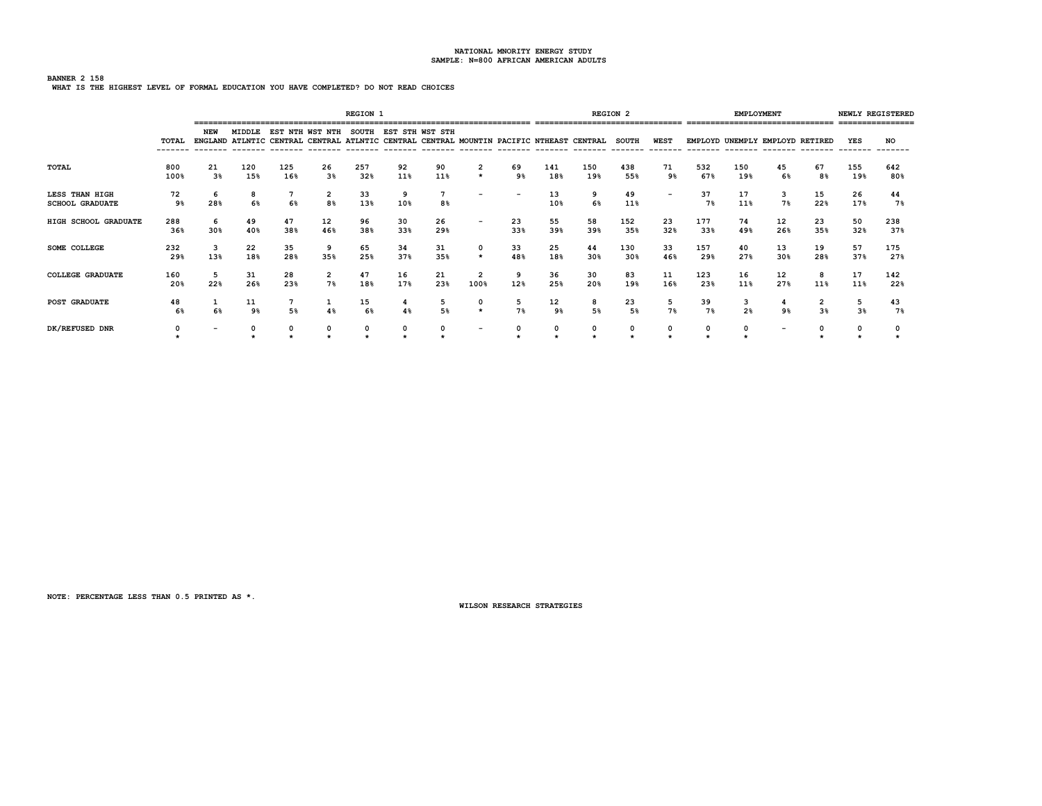NATIONAL MNORITY ENERGY STUDY
SAMPLE: N=800 AFRICAN AMERICAN ADULTS

BANNER 2 158
WHAT IS THE HIGHEST LEVEL OF FORMAL EDUCATION YOU HAVE COMPLETED? DO NOT READ CHOICES

| | | REGION 1 | | | | | | | | | REGION 2 | | | | EMPLOYMENT | | | | NEWLY REGISTERED | |
|---|---|---|---|---|---|---|---|---|---|---|---|---|---|---|---|---|---|---|---|---|
| | TOTAL | NEW ENGLAND | MIDDLE ATLNTIC | EST NTH CENTRAL | WST NTH CENTRAL | SOUTH ATLNTIC | EST STH CENTRAL | WST STH CENTRAL | MOUNTIN | PACIFIC | NTHEAST | CENTRAL | SOUTH | WEST | EMPLOYD | UNEMPLY | EMPLOYD | RETIRED | YES | NO |
| TOTAL | 800<br>100% | 21<br>3% | 120<br>15% | 125<br>16% | 26<br>3% | 257<br>32% | 92<br>11% | 90<br>11% | 2<br>* | 69<br>9% | 141<br>18% | 150<br>19% | 438<br>55% | 71<br>9% | 532<br>67% | 150<br>19% | 45<br>6% | 67<br>8% | 155<br>19% | 642<br>80% |
| LESS THAN HIGH SCHOOL GRADUATE | 72<br>9% | 6<br>28% | 8<br>6% | 7<br>6% | 2<br>8% | 33<br>13% | 9<br>10% | 7<br>8% | - | - | 13<br>10% | 9<br>6% | 49<br>11% | - | 37<br>7% | 17<br>11% | 3<br>7% | 15<br>22% | 26<br>17% | 44<br>7% |
| HIGH SCHOOL GRADUATE | 288<br>36% | 6<br>30% | 49<br>40% | 47<br>38% | 12<br>46% | 96<br>38% | 30<br>33% | 26<br>29% | - | 23<br>33% | 55<br>39% | 58<br>39% | 152<br>35% | 23<br>32% | 177<br>33% | 74<br>49% | 12<br>26% | 23<br>35% | 50<br>32% | 238<br>37% |
| SOME COLLEGE | 232<br>29% | 3<br>13% | 22<br>18% | 35<br>28% | 9<br>35% | 65<br>25% | 34<br>37% | 31<br>35% | 0<br>* | 33<br>48% | 25<br>18% | 44<br>30% | 130<br>30% | 33<br>46% | 157<br>29% | 40<br>27% | 13<br>30% | 19<br>28% | 57<br>37% | 175<br>27% |
| COLLEGE GRADUATE | 160<br>20% | 5<br>22% | 31<br>26% | 28<br>23% | 2<br>7% | 47<br>18% | 16<br>17% | 21<br>23% | 2<br>100% | 9<br>12% | 36<br>25% | 30<br>20% | 83<br>19% | 11<br>16% | 123<br>23% | 16<br>11% | 12<br>27% | 8<br>11% | 17<br>11% | 142<br>22% |
| POST GRADUATE | 48<br>6% | 1<br>6% | 11<br>9% | 7<br>5% | 1<br>4% | 15<br>6% | 4<br>4% | 5<br>5% | 0<br>* | 5<br>7% | 12<br>9% | 8<br>5% | 23<br>5% | 5<br>7% | 39<br>7% | 3<br>2% | 4<br>9% | 2<br>3% | 5<br>3% | 43<br>7% |
| DK/REFUSED DNR | 0<br>* | - | 0<br>* | 0<br>* | 0<br>* | 0<br>* | 0<br>* | 0<br>* | - | 0<br>* | 0<br>* | 0<br>* | 0<br>* | 0<br>* | 0<br>* | 0<br>* | - | 0<br>* | 0<br>* | 0<br>* |

NOTE: PERCENTAGE LESS THAN 0.5 PRINTED AS *.

WILSON RESEARCH STRATEGIES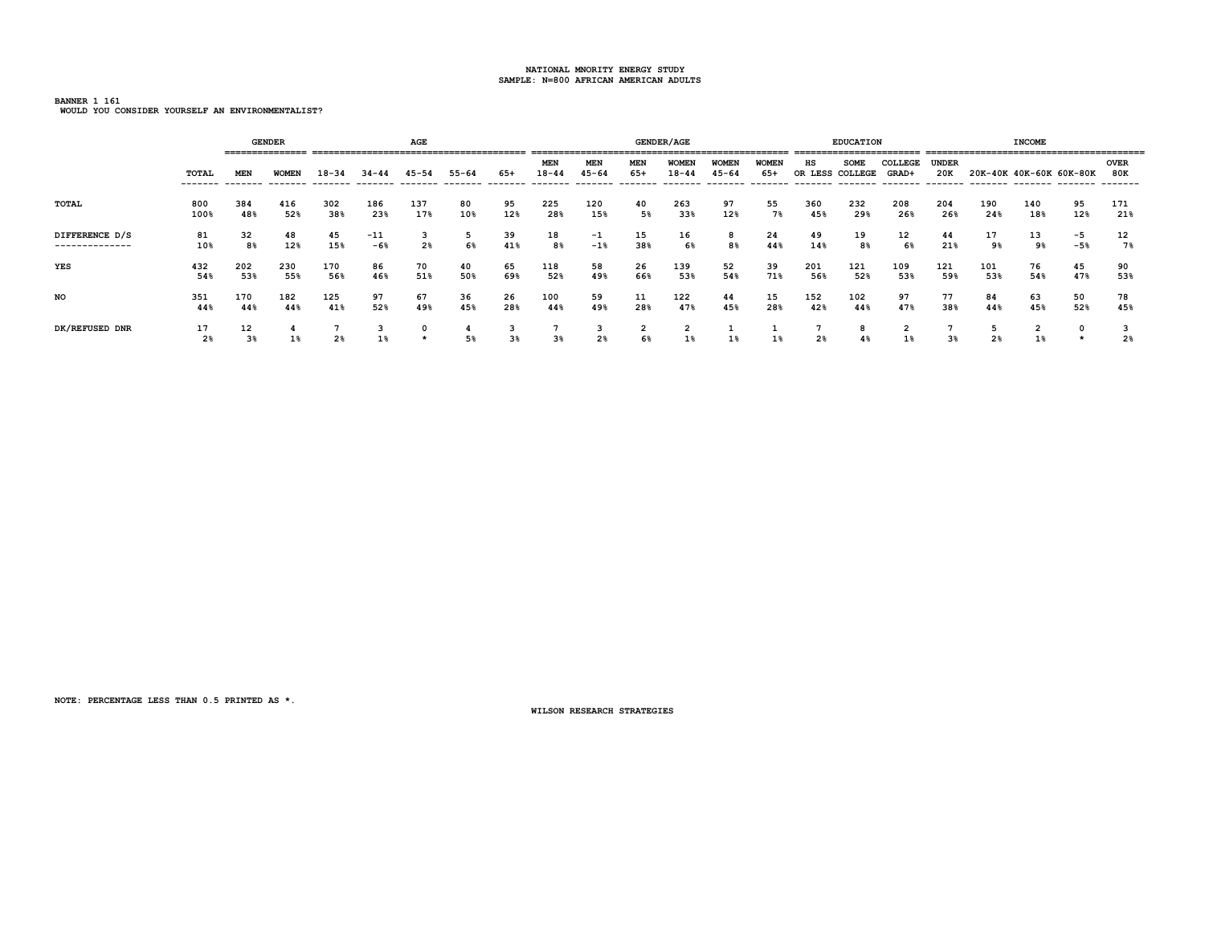NATIONAL MNORITY ENERGY STUDY
SAMPLE: N=800 AFRICAN AMERICAN ADULTS

BANNER 1 161
WOULD YOU CONSIDER YOURSELF AN ENVIRONMENTALIST?

| | | GENDER | | AGE | | | | | GENDER/AGE | | | | | | EDUCATION | | | INCOME | | | | |
|---|---|---|---|---|---|---|---|---|---|---|---|---|---|---|---|---|---|---|---|---|---|---|
| | TOTAL | MEN | WOMEN | 18-34 | 34-44 | 45-54 | 55-64 | 65+ | MEN 18-44 | MEN 45-64 | MEN 65+ | WOMEN 18-44 | WOMEN 45-64 | WOMEN 65+ | HS OR LESS | SOME COLLEGE | COLLEGE GRAD+ | UNDER 20K | 20K-40K | 40K-60K | 60K-80K | OVER 80K |
| TOTAL | 800 | 384 | 416 | 302 | 186 | 137 | 80 | 95 | 225 | 120 | 40 | 263 | 97 | 55 | 360 | 232 | 208 | 204 | 190 | 140 | 95 | 171 |
| | 100% | 48% | 52% | 38% | 23% | 17% | 10% | 12% | 28% | 15% | 5% | 33% | 12% | 7% | 45% | 29% | 26% | 26% | 24% | 18% | 12% | 21% |
| DIFFERENCE D/S | 81 | 32 | 48 | 45 | -11 | 3 | 5 | 39 | 18 | -1 | 15 | 16 | 8 | 24 | 49 | 19 | 12 | 44 | 17 | 13 | -5 | 12 |
| | 10% | 8% | 12% | 15% | -6% | 2% | 6% | 41% | 8% | -1% | 38% | 6% | 8% | 44% | 14% | 8% | 6% | 21% | 9% | 9% | -5% | 7% |
| YES | 432 | 202 | 230 | 170 | 86 | 70 | 40 | 65 | 118 | 58 | 26 | 139 | 52 | 39 | 201 | 121 | 109 | 121 | 101 | 76 | 45 | 90 |
| | 54% | 53% | 55% | 56% | 46% | 51% | 50% | 69% | 52% | 49% | 66% | 53% | 54% | 71% | 56% | 52% | 53% | 59% | 53% | 54% | 47% | 53% |
| NO | 351 | 170 | 182 | 125 | 97 | 67 | 36 | 26 | 100 | 59 | 11 | 122 | 44 | 15 | 152 | 102 | 97 | 77 | 84 | 63 | 50 | 78 |
| | 44% | 44% | 44% | 41% | 52% | 49% | 45% | 28% | 44% | 49% | 28% | 47% | 45% | 28% | 42% | 44% | 47% | 38% | 44% | 45% | 52% | 45% |
| DK/REFUSED DNR | 17 | 12 | 4 | 7 | 3 | 0 | 4 | 3 | 7 | 3 | 2 | 2 | 1 | 1 | 7 | 8 | 2 | 7 | 5 | 2 | 0 | 3 |
| | 2% | 3% | 1% | 2% | 1% | * | 5% | 3% | 3% | 2% | 6% | 1% | 1% | 1% | 2% | 4% | 1% | 3% | 2% | 1% | * | 2% |

NOTE: PERCENTAGE LESS THAN 0.5 PRINTED AS *.

WILSON RESEARCH STRATEGIES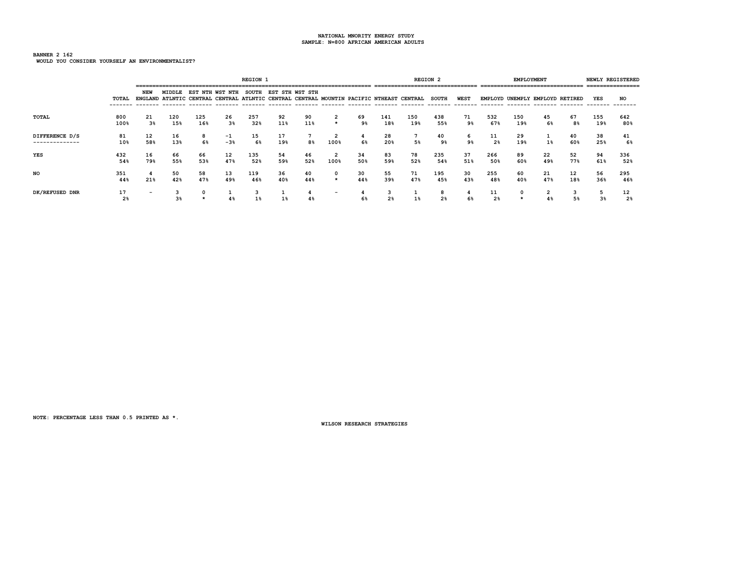NATIONAL MNORITY ENERGY STUDY
SAMPLE: N=800 AFRICAN AMERICAN ADULTS

BANNER 2 162
WOULD YOU CONSIDER YOURSELF AN ENVIRONMENTALIST?

| | | REGION 1 | | | | | | | | | REGION 2 | | | | EMPLOYMENT | | | | NEWLY REGISTERED | |
|---|---|---|---|---|---|---|---|---|---|---|---|---|---|---|---|---|---|---|---|---|
| | TOTAL | NEW ENGLAND | MIDDLE ATLNTIC | EST NTH CENTRAL | WST NTH CENTRAL | SOUTH ATLNTIC | EST STH CENTRAL | WST STH CENTRAL | MOUNTIN | PACIFIC | NTHEAST | CENTRAL | SOUTH | WEST | EMPLOYD | UNEMPLY | EMPLOYD | RETIRED | YES | NO |
| TOTAL | 800 | 21 | 120 | 125 | 26 | 257 | 92 | 90 | 2 | 69 | 141 | 150 | 438 | 71 | 532 | 150 | 45 | 67 | 155 | 642 |
| | 100% | 3% | 15% | 16% | 3% | 32% | 11% | 11% | * | 9% | 18% | 19% | 55% | 9% | 67% | 19% | 6% | 8% | 19% | 80% |
| DIFFERENCE D/S | 81 | 12 | 16 | 8 | -1 | 15 | 17 | 7 | 2 | 4 | 28 | 7 | 40 | 6 | 11 | 29 | 1 | 40 | 38 | 41 |
| | 10% | 58% | 13% | 6% | -3% | 6% | 19% | 8% | 100% | 6% | 20% | 5% | 9% | 9% | 2% | 19% | 1% | 60% | 25% | 6% |
| YES | 432 | 16 | 66 | 66 | 12 | 135 | 54 | 46 | 2 | 34 | 83 | 78 | 235 | 37 | 266 | 89 | 22 | 52 | 94 | 336 |
| | 54% | 79% | 55% | 53% | 47% | 52% | 59% | 52% | 100% | 50% | 59% | 52% | 54% | 51% | 50% | 60% | 49% | 77% | 61% | 52% |
| NO | 351 | 4 | 50 | 58 | 13 | 119 | 36 | 40 | 0 | 30 | 55 | 71 | 195 | 30 | 255 | 60 | 21 | 12 | 56 | 295 |
| | 44% | 21% | 42% | 47% | 49% | 46% | 40% | 44% | * | 44% | 39% | 47% | 45% | 43% | 48% | 40% | 47% | 18% | 36% | 46% |
| DK/REFUSED DNR | 17 | - | 3 | 0 | 1 | 3 | 1 | 4 | - | 4 | 3 | 1 | 8 | 4 | 11 | 0 | 2 | 3 | 5 | 12 |
| | 2% | | 3% | * | 4% | 1% | 1% | 4% | | 6% | 2% | 1% | 2% | 6% | 2% | * | 4% | 5% | 3% | 2% |

NOTE: PERCENTAGE LESS THAN 0.5 PRINTED AS *.

WILSON RESEARCH STRATEGIES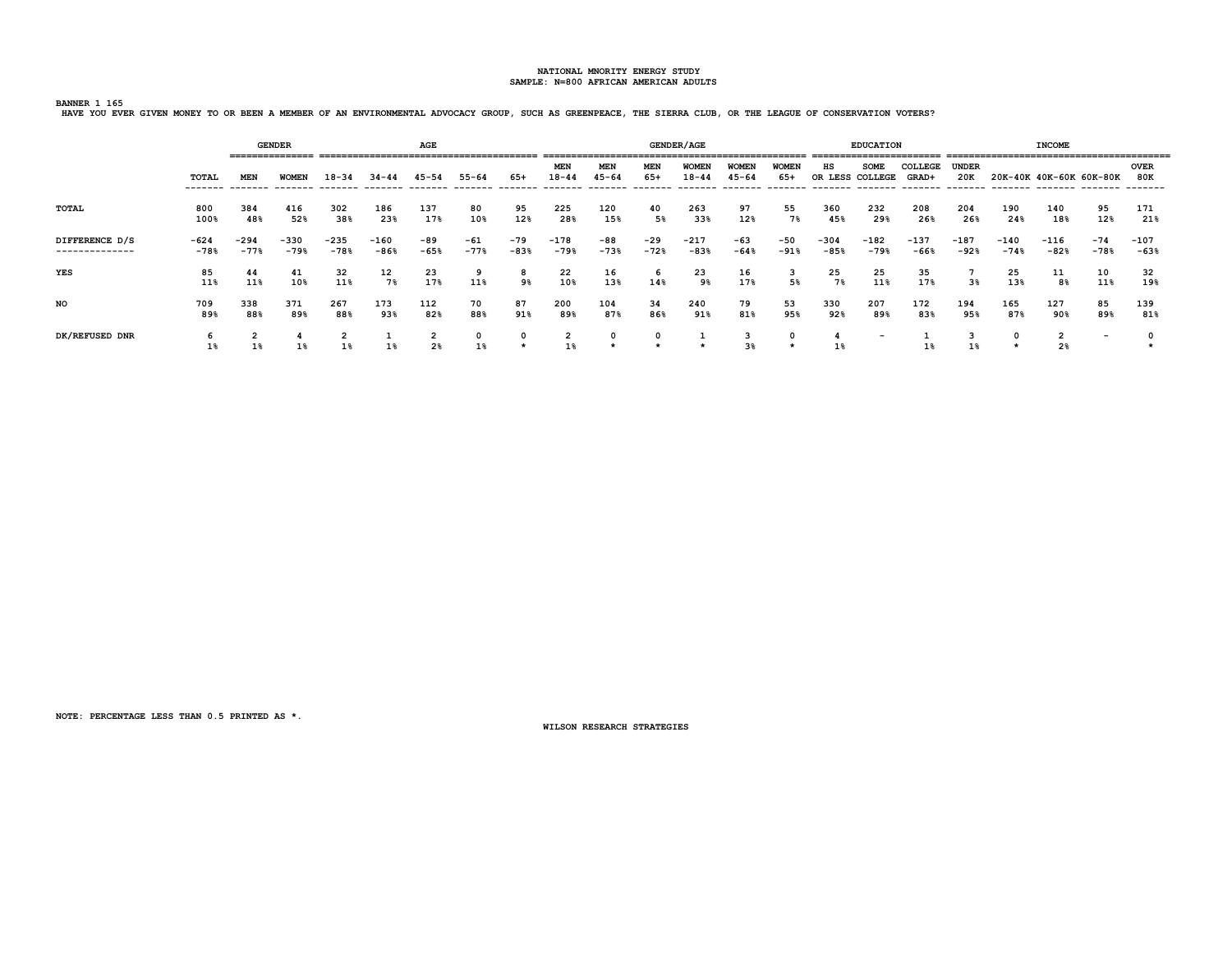NATIONAL MNORITY ENERGY STUDY
SAMPLE: N=800 AFRICAN AMERICAN ADULTS

BANNER 1 165
HAVE YOU EVER GIVEN MONEY TO OR BEEN A MEMBER OF AN ENVIRONMENTAL ADVOCACY GROUP, SUCH AS GREENPEACE, THE SIERRA CLUB, OR THE LEAGUE OF CONSERVATION VOTERS?

| | | GENDER | | AGE | | | | | GENDER/AGE | | | | | | EDUCATION | | | INCOME | | | | |
|---|---|---|---|---|---|---|---|---|---|---|---|---|---|---|---|---|---|---|---|---|---|---|
| | TOTAL | MEN | WOMEN | 18-34 | 34-44 | 45-54 | 55-64 | 65+ | MEN 18-44 | MEN 45-64 | MEN 65+ | WOMEN 18-44 | WOMEN 45-64 | WOMEN 65+ | HS OR LESS | SOME COLLEGE | COLLEGE GRAD+ | UNDER 20K | 20K-40K | 40K-60K | 60K-80K | OVER 80K |
| TOTAL | 800 | 384 | 416 | 302 | 186 | 137 | 80 | 95 | 225 | 120 | 40 | 263 | 97 | 55 | 360 | 232 | 208 | 204 | 190 | 140 | 95 | 171 |
| | 100% | 48% | 52% | 38% | 23% | 17% | 10% | 12% | 28% | 15% | 5% | 33% | 12% | 7% | 45% | 29% | 26% | 26% | 24% | 18% | 12% | 21% |
| DIFFERENCE D/S | -624 | -294 | -330 | -235 | -160 | -89 | -61 | -79 | -178 | -88 | -29 | -217 | -63 | -50 | -304 | -182 | -137 | -187 | -140 | -116 | -74 | -107 |
| | -78% | -77% | -79% | -78% | -86% | -65% | -77% | -83% | -79% | -73% | -72% | -83% | -64% | -91% | -85% | -79% | -66% | -92% | -74% | -82% | -78% | -63% |
| YES | 85 | 44 | 41 | 32 | 12 | 23 | 9 | 8 | 22 | 16 | 6 | 23 | 16 | 3 | 25 | 25 | 35 | 7 | 25 | 11 | 10 | 32 |
| | 11% | 11% | 10% | 11% | 7% | 17% | 11% | 9% | 10% | 13% | 14% | 9% | 17% | 5% | 7% | 11% | 17% | 3% | 13% | 8% | 11% | 19% |
| NO | 709 | 338 | 371 | 267 | 173 | 112 | 70 | 87 | 200 | 104 | 34 | 240 | 79 | 53 | 330 | 207 | 172 | 194 | 165 | 127 | 85 | 139 |
| | 89% | 88% | 89% | 88% | 93% | 82% | 88% | 91% | 89% | 87% | 86% | 91% | 81% | 95% | 92% | 89% | 83% | 95% | 87% | 90% | 89% | 81% |
| DK/REFUSED DNR | 6 | 2 | 4 | 2 | 1 | 2 | 0 | 0 | 2 | 0 | 0 | 1 | 3 | 0 | 4 | - | 1 | 3 | 0 | 2 | - | 0 |
| | 1% | 1% | 1% | 1% | 1% | 2% | 1% | * | 1% | * | * | * | 3% | * | 1% | | 1% | 1% | * | 2% | | * |

NOTE: PERCENTAGE LESS THAN 0.5 PRINTED AS *.

WILSON RESEARCH STRATEGIES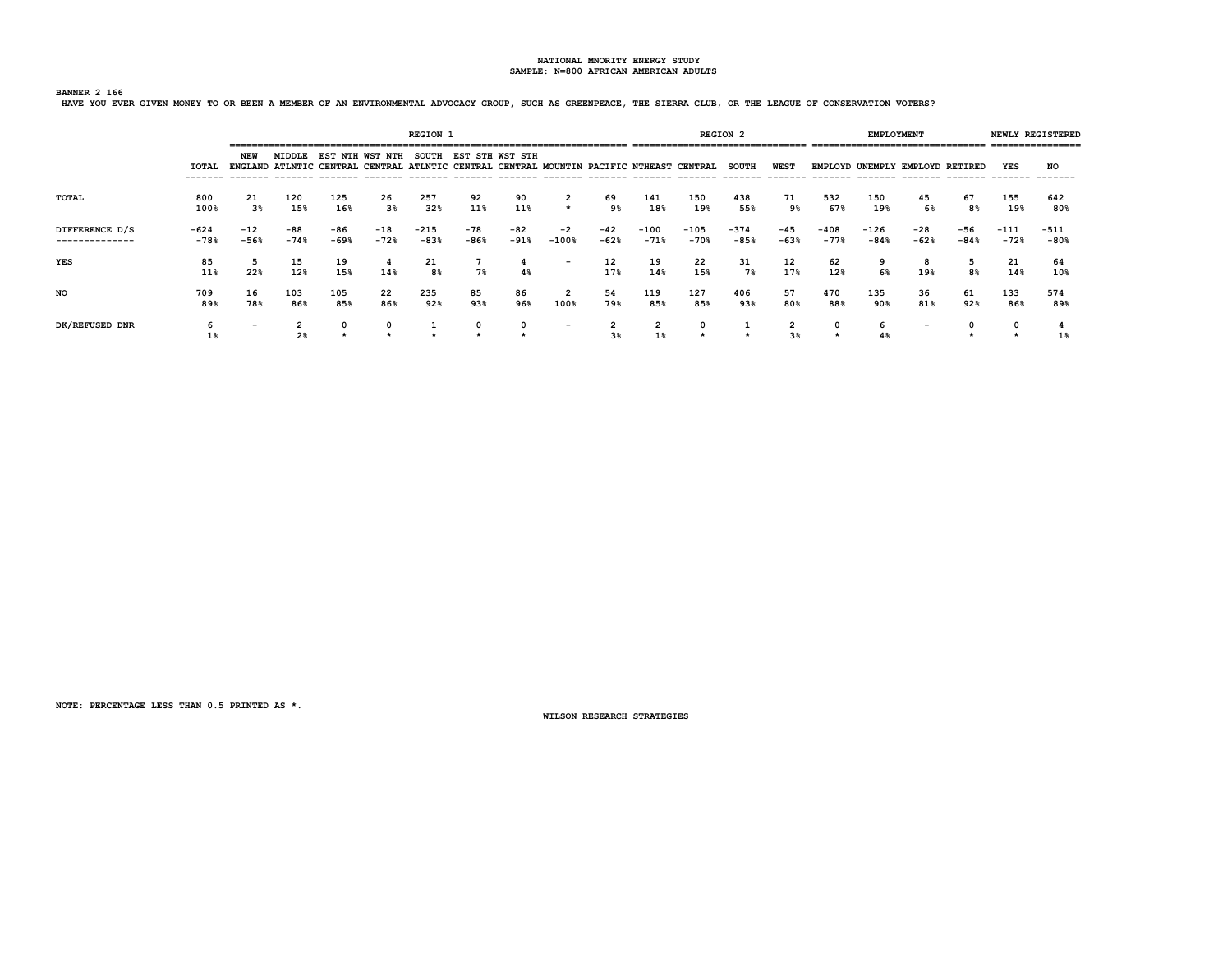NATIONAL MNORITY ENERGY STUDY
SAMPLE: N=800 AFRICAN AMERICAN ADULTS

BANNER 2 166

HAVE YOU EVER GIVEN MONEY TO OR BEEN A MEMBER OF AN ENVIRONMENTAL ADVOCACY GROUP, SUCH AS GREENPEACE, THE SIERRA CLUB, OR THE LEAGUE OF CONSERVATION VOTERS?

| | | REGION 1 | | | | | | | | | REGION 2 | | | | EMPLOYMENT | | | | NEWLY REGISTERED | |
|---|---|---|---|---|---|---|---|---|---|---|---|---|---|---|---|---|---|---|---|---|
| | TOTAL | NEW ENGLAND | MIDDLE ATLNTIC | EST NTH CENTRAL | WST NTH CENTRAL | SOUTH ATLNTIC | EST STH CENTRAL | WST STH CENTRAL | MOUNTIN | PACIFIC | NTHEAST | CENTRAL | SOUTH | WEST | EMPLOYD | UNEMPLY | EMPLOYD | RETIRED | YES | NO |
| TOTAL | 800<br>100% | 21<br>3% | 120<br>15% | 125<br>16% | 26<br>3% | 257<br>32% | 92<br>11% | 90<br>11% | 2<br>* | 69<br>9% | 141<br>18% | 150<br>19% | 438<br>55% | 71<br>9% | 532<br>67% | 150<br>19% | 45<br>6% | 67<br>8% | 155<br>19% | 642<br>80% |
| DIFFERENCE D/S | -624<br>-78% | -12<br>-56% | -88<br>-74% | -86<br>-69% | -18<br>-72% | -215<br>-83% | -78<br>-86% | -82<br>-91% | -2<br>-100% | -42<br>-62% | -100<br>-71% | -105<br>-70% | -374<br>-85% | -45<br>-63% | -408<br>-77% | -126<br>-84% | -28<br>-62% | -56<br>-84% | -111<br>-72% | -511<br>-80% |
| YES | 85<br>11% | 5<br>22% | 15<br>12% | 19<br>15% | 4<br>14% | 21<br>8% | 7<br>7% | 4<br>4% | - | 12<br>17% | 19<br>14% | 22<br>15% | 31<br>7% | 12<br>17% | 62<br>12% | 9<br>6% | 8<br>19% | 5<br>8% | 21<br>14% | 64<br>10% |
| NO | 709<br>89% | 16<br>78% | 103<br>86% | 105<br>85% | 22<br>86% | 235<br>92% | 85<br>93% | 86<br>96% | 2<br>100% | 54<br>79% | 119<br>85% | 127<br>85% | 406<br>93% | 57<br>80% | 470<br>88% | 135<br>90% | 36<br>81% | 61<br>92% | 133<br>86% | 574<br>89% |
| DK/REFUSED DNR | 6<br>1% | - | 2<br>2% | 0<br>* | 0<br>* | 1<br>* | 0<br>* | 0<br>* | - | 2<br>3% | 2<br>1% | 0<br>* | 1<br>* | 2<br>3% | 0<br>* | 6<br>4% | - | 0<br>* | 0<br>* | 4<br>1% |

NOTE: PERCENTAGE LESS THAN 0.5 PRINTED AS *.

WILSON RESEARCH STRATEGIES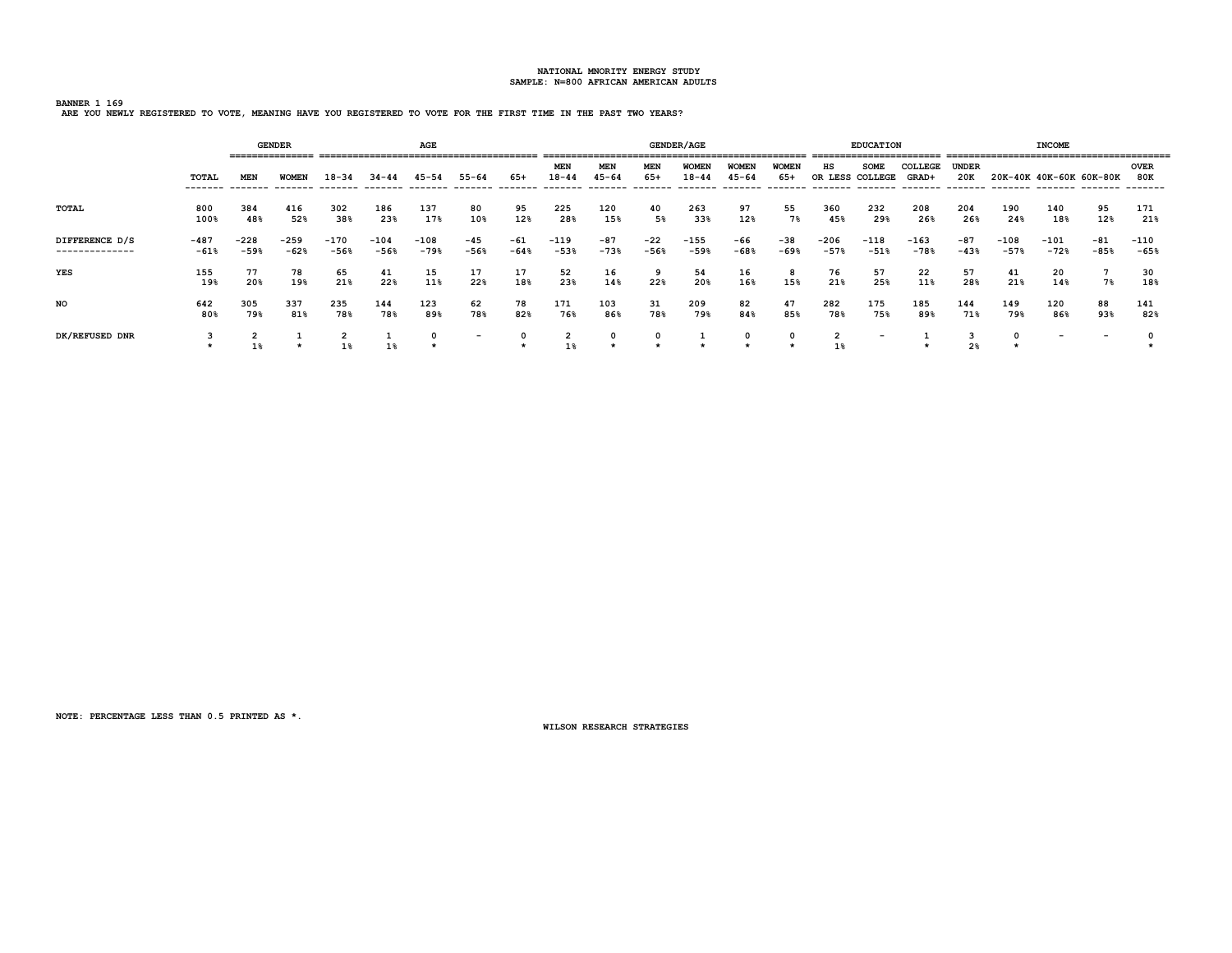NATIONAL MNORITY ENERGY STUDY
SAMPLE: N=800 AFRICAN AMERICAN ADULTS

BANNER 1 169
ARE YOU NEWLY REGISTERED TO VOTE, MEANING HAVE YOU REGISTERED TO VOTE FOR THE FIRST TIME IN THE PAST TWO YEARS?

| | | GENDER | | AGE | | | | | GENDER/AGE | | | | | | EDUCATION | | | INCOME | | | | |
|---|---|---|---|---|---|---|---|---|---|---|---|---|---|---|---|---|---|---|---|---|---|---|
| | TOTAL | MEN | WOMEN | 18-34 | 34-44 | 45-54 | 55-64 | 65+ | MEN 18-44 | MEN 45-64 | MEN 65+ | WOMEN 18-44 | WOMEN 45-64 | WOMEN 65+ | HS OR LESS | SOME COLLEGE | COLLEGE GRAD+ | UNDER 20K | 20K-40K | 40K-60K | 60K-80K | OVER 80K |
| TOTAL | 800<br>100% | 384<br>48% | 416<br>52% | 302<br>38% | 186<br>23% | 137<br>17% | 80<br>10% | 95<br>12% | 225<br>28% | 120<br>15% | 40<br>5% | 263<br>33% | 97<br>12% | 55<br>7% | 360<br>45% | 232<br>29% | 208<br>26% | 204<br>26% | 190<br>24% | 140<br>18% | 95<br>12% | 171<br>21% |
| DIFFERENCE D/S | -487<br>-61% | -228<br>-59% | -259<br>-62% | -170<br>-56% | -104<br>-56% | -108<br>-79% | -45<br>-56% | -61<br>-64% | -119<br>-53% | -87<br>-73% | -22<br>-56% | -155<br>-59% | -66<br>-68% | -38<br>-69% | -206<br>-57% | -118<br>-51% | -163<br>-78% | -87<br>-43% | -108<br>-57% | -101<br>-72% | -81<br>-85% | -110<br>-65% |
| YES | 155<br>19% | 77<br>20% | 78<br>19% | 65<br>21% | 41<br>22% | 15<br>11% | 17<br>22% | 17<br>18% | 52<br>23% | 16<br>14% | 9<br>22% | 54<br>20% | 16<br>16% | 8<br>15% | 76<br>21% | 57<br>25% | 22<br>11% | 57<br>28% | 41<br>21% | 20<br>14% | 7<br>7% | 30<br>18% |
| NO | 642<br>80% | 305<br>79% | 337<br>81% | 235<br>78% | 144<br>78% | 123<br>89% | 62<br>78% | 78<br>82% | 171<br>76% | 103<br>86% | 31<br>78% | 209<br>79% | 82<br>84% | 47<br>85% | 282<br>78% | 175<br>75% | 185<br>89% | 144<br>71% | 149<br>79% | 120<br>86% | 88<br>93% | 141<br>82% |
| DK/REFUSED DNR | 3<br>* | 2<br>1% | 1<br>* | 2<br>1% | 1<br>1% | 0<br>* | - | 0<br>* | 2<br>1% | 0<br>* | 0<br>* | 1<br>* | 0<br>* | 0<br>* | 2<br>1% | - | 1<br>* | 3<br>2% | 0<br>* | - | - | 0<br>* |

NOTE: PERCENTAGE LESS THAN 0.5 PRINTED AS *.

WILSON RESEARCH STRATEGIES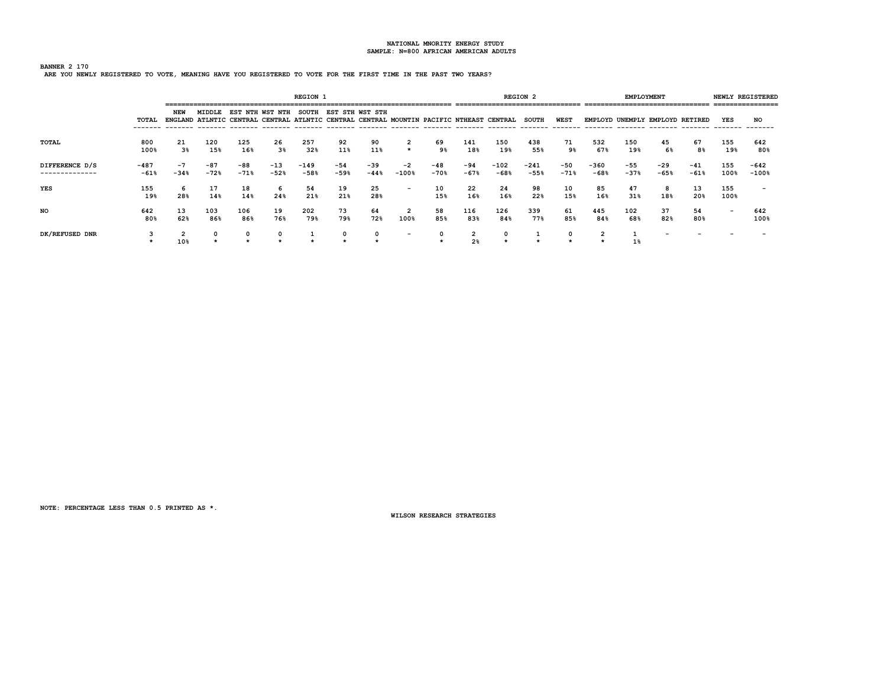NATIONAL MNORITY ENERGY STUDY
SAMPLE: N=800 AFRICAN AMERICAN ADULTS

BANNER 2 170
ARE YOU NEWLY REGISTERED TO VOTE, MEANING HAVE YOU REGISTERED TO VOTE FOR THE FIRST TIME IN THE PAST TWO YEARS?

| | | REGION 1 | | | | | | | | | REGION 2 | | | | EMPLOYMENT | | | | NEWLY REGISTERED | |
|---|---|---|---|---|---|---|---|---|---|---|---|---|---|---|---|---|---|---|---|---|
| | TOTAL | NEW ENGLAND | MIDDLE ATLNTIC | EST NTH CENTRAL | WST NTH CENTRAL | SOUTH ATLNTIC | EST STH CENTRAL | WST STH CENTRAL | MOUNTIN | PACIFIC | NTHEAST | CENTRAL | SOUTH | WEST | EMPLOYD | UNEMPLY | EMPLOYD | RETIRED | YES | NO |
| TOTAL | 800<br>100% | 21<br>3% | 120<br>15% | 125<br>16% | 26<br>3% | 257<br>32% | 92<br>11% | 90<br>11% | 2<br>* | 69<br>9% | 141<br>18% | 150<br>19% | 438<br>55% | 71<br>9% | 532<br>67% | 150<br>19% | 45<br>6% | 67<br>8% | 155<br>19% | 642<br>80% |
| DIFFERENCE D/S | -487<br>-61% | -7<br>-34% | -87<br>-72% | -88<br>-71% | -13<br>-52% | -149<br>-58% | -54<br>-59% | -39<br>-44% | -2<br>-100% | -48<br>-70% | -94<br>-67% | -102<br>-68% | -241<br>-55% | -50<br>-71% | -360<br>-68% | -55<br>-37% | -29<br>-65% | -41<br>-61% | 155<br>100% | -642<br>-100% |
| YES | 155<br>19% | 6<br>28% | 17<br>14% | 18<br>14% | 6<br>24% | 54<br>21% | 19<br>21% | 25<br>28% | - | 10<br>15% | 22<br>16% | 24<br>16% | 98<br>22% | 10<br>15% | 85<br>16% | 47<br>31% | 8<br>18% | 13<br>20% | 155<br>100% | - |
| NO | 642<br>80% | 13<br>62% | 103<br>86% | 106<br>86% | 19<br>76% | 202<br>79% | 73<br>79% | 64<br>72% | 2<br>100% | 58<br>85% | 116<br>83% | 126<br>84% | 339<br>77% | 61<br>85% | 445<br>84% | 102<br>68% | 37<br>82% | 54<br>80% | - | 642<br>100% |
| DK/REFUSED DNR | 3<br>* | 2<br>10% | 0<br>* | 0<br>* | 0<br>* | 1<br>* | 0<br>* | 0<br>* | - | 0<br>* | 2<br>2% | 0<br>* | 1<br>* | 0<br>* | 2<br>* | 1<br>1% | - | - | - | - |

NOTE: PERCENTAGE LESS THAN 0.5 PRINTED AS *.

WILSON RESEARCH STRATEGIES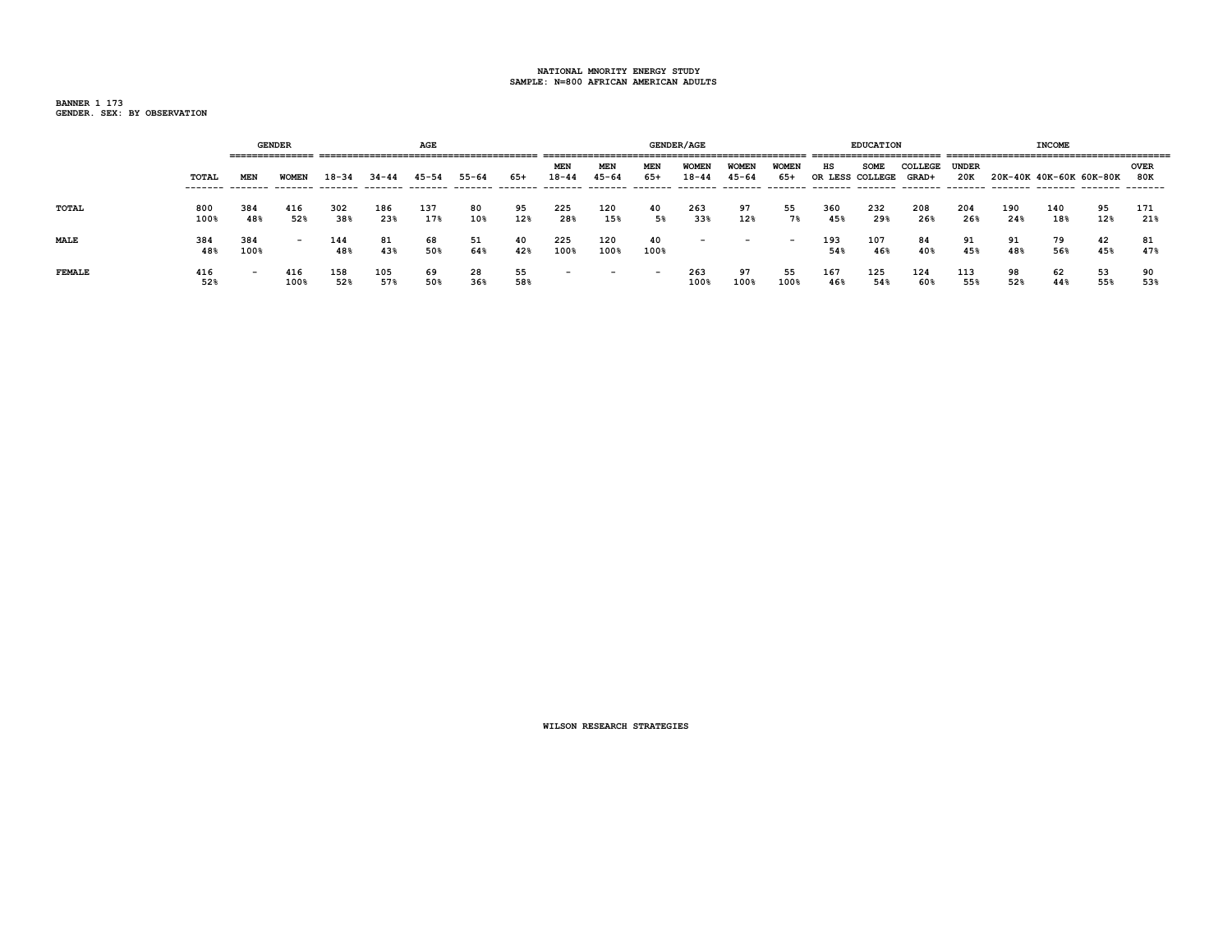NATIONAL MNORITY ENERGY STUDY
SAMPLE: N=800 AFRICAN AMERICAN ADULTS

BANNER 1 173
GENDER. SEX: BY OBSERVATION

| | | GENDER | | AGE | | | | | GENDER/AGE | | | | | | EDUCATION | | | INCOME | | | | |
|---|---|---|---|---|---|---|---|---|---|---|---|---|---|---|---|---|---|---|---|---|---|---|
| | TOTAL | MEN | WOMEN | 18-34 | 34-44 | 45-54 | 55-64 | 65+ | MEN 18-44 | MEN 45-64 | MEN 65+ | WOMEN 18-44 | WOMEN 45-64 | WOMEN 65+ | HS OR LESS | SOME COLLEGE | COLLEGE GRAD+ | UNDER 20K | 20K-40K | 40K-60K | 60K-80K | OVER 80K |
| TOTAL | 800 | 384 | 416 | 302 | 186 | 137 | 80 | 95 | 225 | 120 | 40 | 263 | 97 | 55 | 360 | 232 | 208 | 204 | 190 | 140 | 95 | 171 |
| | 100% | 48% | 52% | 38% | 23% | 17% | 10% | 12% | 28% | 15% | 5% | 33% | 12% | 7% | 45% | 29% | 26% | 26% | 24% | 18% | 12% | 21% |
| MALE | 384 | 384 | - | 144 | 81 | 68 | 51 | 40 | 225 | 120 | 40 | - | - | - | 193 | 107 | 84 | 91 | 91 | 79 | 42 | 81 |
| | 48% | 100% | | 48% | 43% | 50% | 64% | 42% | 100% | 100% | 100% | | | | 54% | 46% | 40% | 45% | 48% | 56% | 45% | 47% |
| FEMALE | 416 | - | 416 | 158 | 105 | 69 | 28 | 55 | - | - | - | 263 | 97 | 55 | 167 | 125 | 124 | 113 | 98 | 62 | 53 | 90 |
| | 52% | | 100% | 52% | 57% | 50% | 36% | 58% | | | | 100% | 100% | 100% | 46% | 54% | 60% | 55% | 52% | 44% | 55% | 53% |

WILSON RESEARCH STRATEGIES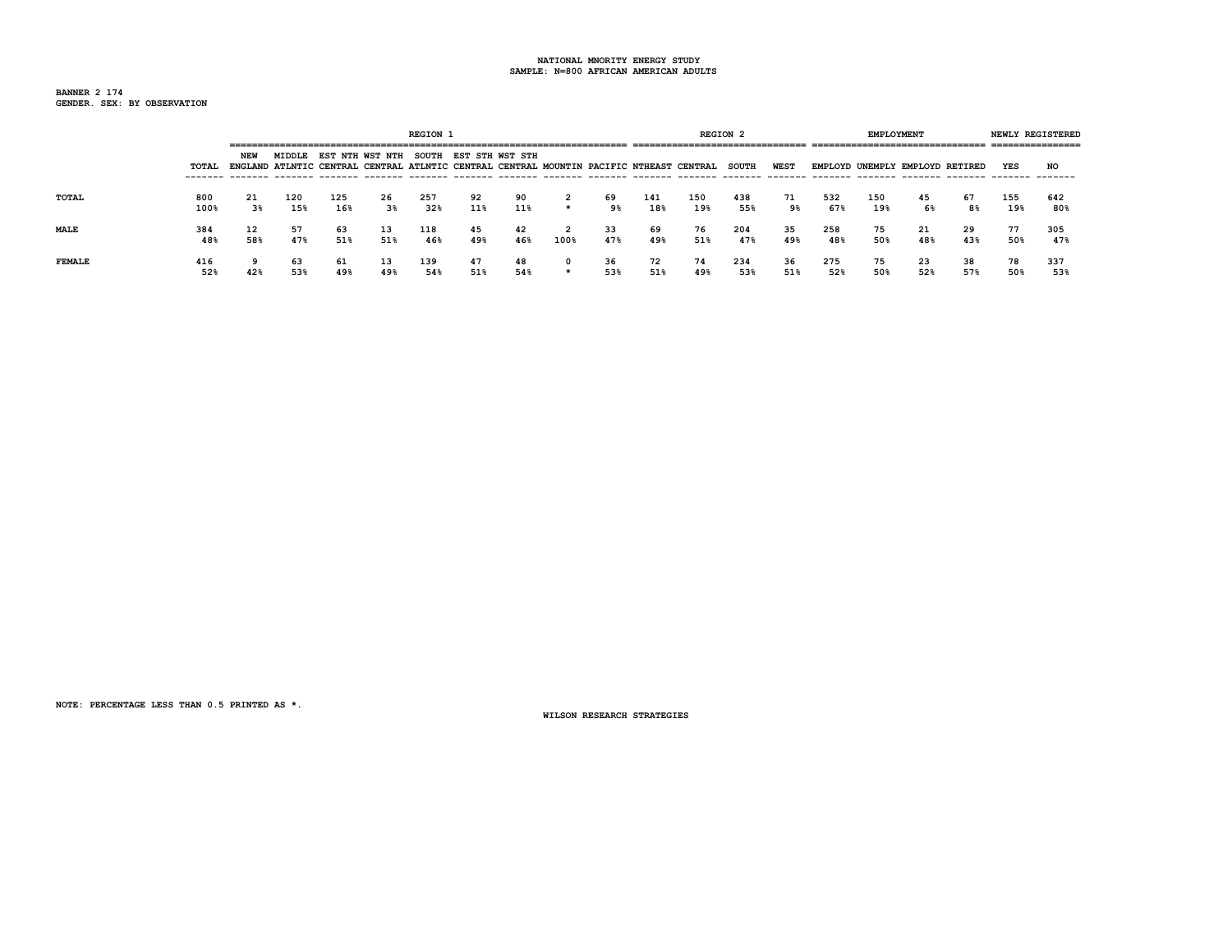NATIONAL MNORITY ENERGY STUDY
SAMPLE: N=800 AFRICAN AMERICAN ADULTS

BANNER 2 174
GENDER. SEX: BY OBSERVATION

| | | REGION 1 | | | | | | | | | REGION 2 | | | | EMPLOYMENT | | | | NEWLY REGISTERED | |
|---|---|---|---|---|---|---|---|---|---|---|---|---|---|---|---|---|---|---|---|---|
| | TOTAL | NEW ENGLAND | MIDDLE ATLNTIC | EST NTH CENTRAL | WST NTH CENTRAL | SOUTH ATLNTIC | EST STH CENTRAL | WST STH CENTRAL | MOUNTIN | PACIFIC | NTHEAST | CENTRAL | SOUTH | WEST | EMPLOYD | UNEMPLY | EMPLOYD | RETIRED | YES | NO |
| TOTAL | 800<br>100% | 21<br>3% | 120<br>15% | 125<br>16% | 26<br>3% | 257<br>32% | 92<br>11% | 90<br>11% | 2<br>* | 69<br>9% | 141<br>18% | 150<br>19% | 438<br>55% | 71<br>9% | 532<br>67% | 150<br>19% | 45<br>6% | 67<br>8% | 155<br>19% | 642<br>80% |
| MALE | 384<br>48% | 12<br>58% | 57<br>47% | 63<br>51% | 13<br>51% | 118<br>46% | 45<br>49% | 42<br>46% | 2<br>100% | 33<br>47% | 69<br>49% | 76<br>51% | 204<br>47% | 35<br>49% | 258<br>48% | 75<br>50% | 21<br>48% | 29<br>43% | 77<br>50% | 305<br>47% |
| FEMALE | 416<br>52% | 9<br>42% | 63<br>53% | 61<br>49% | 13<br>49% | 139<br>54% | 47<br>51% | 48<br>54% | 0<br>* | 36<br>53% | 72<br>51% | 74<br>49% | 234<br>53% | 36<br>51% | 275<br>52% | 75<br>50% | 23<br>52% | 38<br>57% | 78<br>50% | 337<br>53% |

NOTE: PERCENTAGE LESS THAN 0.5 PRINTED AS *.

WILSON RESEARCH STRATEGIES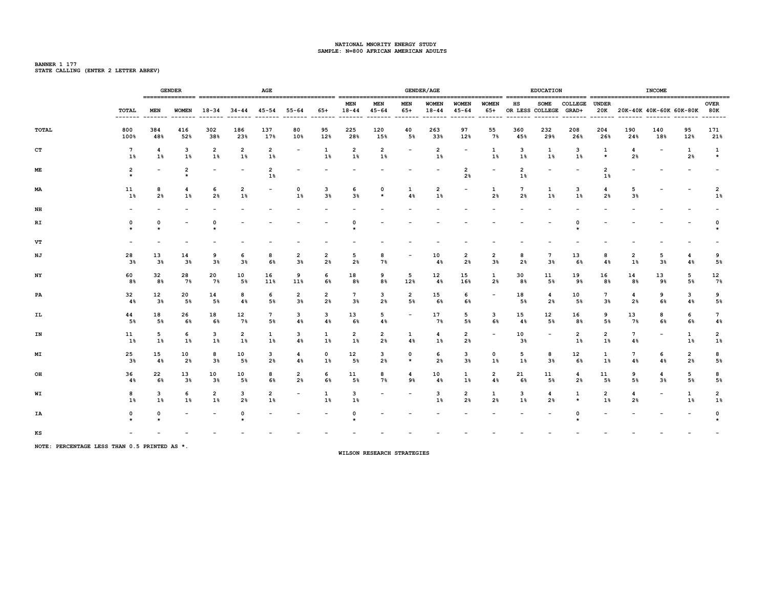NATIONAL MNORITY ENERGY STUDY
SAMPLE: N=800 AFRICAN AMERICAN ADULTS

BANNER 1 177
STATE CALLING (ENTER 2 LETTER ABREV)

| | GENDER | | AGE | | | | | GENDER/AGE | | | | | | EDUCATION | | | INCOME | | | | |
|---|---|---|---|---|---|---|---|---|---|---|---|---|---|---|---|---|---|---|---|---|---|
| | TOTAL | MEN | WOMEN | 18-34 | 34-44 | 45-54 | 55-64 | 65+ | MEN 18-44 | MEN 45-64 | MEN 65+ | WOMEN 18-44 | WOMEN 45-64 | WOMEN 65+ | HS OR LESS | SOME COLLEGE | COLLEGE GRAD+ | UNDER 20K | 20K-40K | 40K-60K | 60K-80K | OVER 80K |
| TOTAL | 800 | 384 | 416 | 302 | 186 | 137 | 80 | 95 | 225 | 120 | 40 | 263 | 97 | 55 | 360 | 232 | 208 | 204 | 190 | 140 | 95 | 171 |
| | 100% | 48% | 52% | 38% | 23% | 17% | 10% | 12% | 28% | 15% | 5% | 33% | 12% | 7% | 45% | 29% | 26% | 26% | 24% | 18% | 12% | 21% |
| CT | 7 | 4 | 3 | 2 | 2 | 2 | - | 1 | 2 | 2 | - | 2 | - | 1 | 3 | 1 | 3 | 1 | 4 | - | 1 | 1 |
| | 1% | 1% | 1% | 1% | 1% | 1% | | 1% | 1% | 1% | | 1% | | 1% | 1% | 1% | 1% | * | 2% | | 2% | * |
| ME | 2 | - | 2 | - | - | 2 | - | - | - | - | - | - | 2 | - | 2 | - | - | 2 | - | - | - | - |
| | * | | * | | | 1% | | | | | | | 2% | | 1% | | | 1% | | | | |
| MA | 11 | 8 | 4 | 6 | 2 | - | 0 | 3 | 6 | 0 | 1 | 2 | - | 1 | 7 | 1 | 3 | 4 | 5 | - | - | 2 |
| | 1% | 2% | 1% | 2% | 1% | | 1% | 3% | 3% | * | 4% | 1% | | 2% | 2% | 1% | 1% | 2% | 3% | | | 1% |
| NH | - | - | - | - | - | - | - | - | - | - | - | - | - | - | - | - | - | - | - | - | - | - |
| RI | 0 | 0 | - | 0 | - | - | - | - | 0 | - | - | - | - | - | - | - | 0 | - | - | - | - | 0 |
| | * | * | | * | | | | | * | | | | | | | | * | | | | | * |
| VT | - | - | - | - | - | - | - | - | - | - | - | - | - | - | - | - | - | - | - | - | - | - |
| NJ | 28 | 13 | 14 | 9 | 6 | 8 | 2 | 2 | 5 | 8 | - | 10 | 2 | 2 | 8 | 7 | 13 | 8 | 2 | 5 | 4 | 9 |
| | 3% | 3% | 3% | 3% | 3% | 6% | 3% | 2% | 2% | 7% | | 4% | 2% | 3% | 2% | 3% | 6% | 4% | 1% | 3% | 4% | 5% |
| NY | 60 | 32 | 28 | 20 | 10 | 16 | 9 | 6 | 18 | 9 | 5 | 12 | 15 | 1 | 30 | 11 | 19 | 16 | 14 | 13 | 5 | 12 |
| | 8% | 8% | 7% | 7% | 5% | 11% | 11% | 6% | 8% | 8% | 12% | 4% | 16% | 2% | 8% | 5% | 9% | 8% | 8% | 9% | 5% | 7% |
| PA | 32 | 12 | 20 | 14 | 8 | 6 | 2 | 2 | 7 | 3 | 2 | 15 | 6 | - | 18 | 4 | 10 | 7 | 4 | 9 | 3 | 9 |
| | 4% | 3% | 5% | 5% | 4% | 5% | 3% | 2% | 3% | 2% | 5% | 6% | 6% | | 5% | 2% | 5% | 3% | 2% | 6% | 4% | 5% |
| IL | 44 | 18 | 26 | 18 | 12 | 7 | 3 | 3 | 13 | 5 | - | 17 | 5 | 3 | 15 | 12 | 16 | 9 | 13 | 8 | 6 | 7 |
| | 5% | 5% | 6% | 6% | 7% | 5% | 4% | 4% | 6% | 4% | | 7% | 5% | 6% | 4% | 5% | 8% | 5% | 7% | 6% | 6% | 4% |
| IN | 11 | 5 | 6 | 3 | 2 | 1 | 3 | 1 | 2 | 2 | 1 | 4 | 2 | - | 10 | - | 2 | 2 | 7 | - | 1 | 2 |
| | 1% | 1% | 1% | 1% | 1% | 1% | 4% | 1% | 1% | 2% | 4% | 1% | 2% | | 3% | | 1% | 1% | 4% | | 1% | 1% |
| MI | 25 | 15 | 10 | 8 | 10 | 3 | 4 | 0 | 12 | 3 | 0 | 6 | 3 | 0 | 5 | 8 | 12 | 1 | 7 | 6 | 2 | 8 |
| | 3% | 4% | 2% | 3% | 5% | 2% | 4% | 1% | 5% | 2% | * | 2% | 3% | 1% | 1% | 3% | 6% | 1% | 4% | 4% | 2% | 5% |
| OH | 36 | 22 | 13 | 10 | 10 | 8 | 2 | 6 | 11 | 8 | 4 | 10 | 1 | 2 | 21 | 11 | 4 | 11 | 9 | 4 | 5 | 8 |
| | 4% | 6% | 3% | 3% | 5% | 6% | 2% | 6% | 5% | 7% | 9% | 4% | 1% | 4% | 6% | 5% | 2% | 5% | 5% | 3% | 5% | 5% |
| WI | 8 | 3 | 6 | 2 | 3 | 2 | - | 1 | 3 | - | - | 3 | 2 | 1 | 3 | 4 | 1 | 2 | 4 | - | 1 | 2 |
| | 1% | 1% | 1% | 1% | 2% | 1% | | 1% | 1% | | | 1% | 2% | 2% | 1% | 2% | * | 1% | 2% | | 1% | 1% |
| IA | 0 | 0 | - | - | 0 | - | - | - | 0 | - | - | - | - | - | - | - | 0 | - | - | - | - | 0 |
| | * | * | | | * | | | | * | | | | | | | | * | | | | | * |
| KS | - | - | - | - | - | - | - | - | - | - | - | - | - | - | - | - | - | - | - | - | - | - |

NOTE: PERCENTAGE LESS THAN 0.5 PRINTED AS *.

WILSON RESEARCH STRATEGIES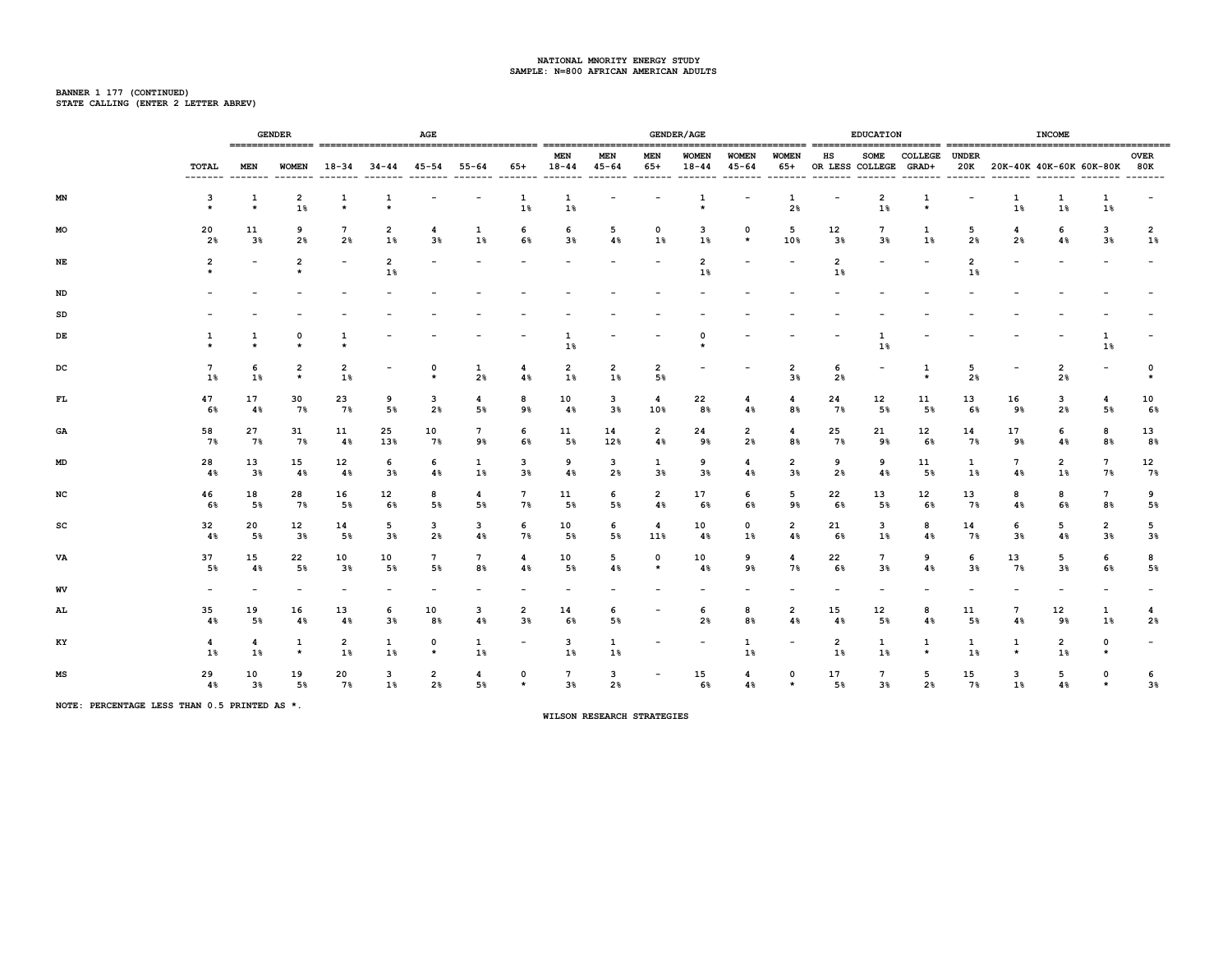NATIONAL MNORITY ENERGY STUDY
SAMPLE: N=800 AFRICAN AMERICAN ADULTS

BANNER 1 177 (CONTINUED)
STATE CALLING (ENTER 2 LETTER ABREV)

| | | GENDER | | AGE | | | | | GENDER/AGE | | | | | | EDUCATION | | | INCOME | | | | |
|---|---|---|---|---|---|---|---|---|---|---|---|---|---|---|---|---|---|---|---|---|---|---|
| | TOTAL | MEN | WOMEN | 18-34 | 34-44 | 45-54 | 55-64 | 65+ | MEN 18-44 | MEN 45-64 | MEN 65+ | WOMEN 18-44 | WOMEN 45-64 | WOMEN 65+ | HS OR LESS | SOME COLLEGE | COLLEGE GRAD+ | UNDER 20K | 20K-40K | 40K-60K | 60K-80K | OVER 80K |
| MN | 3 | 1 | 2 | 1 | 1 | - | - | 1 | 1 | - | - | 1 | - | 1 | - | 2 | 1 | - | 1 | 1 | 1 | - |
| | * | * | 1% | * | * | | | 1% | 1% | | | * | | 2% | | 1% | * | | 1% | 1% | 1% | |
| MO | 20 | 11 | 9 | 7 | 2 | 4 | 1 | 6 | 6 | 5 | 0 | 3 | 0 | 5 | 12 | 7 | 1 | 5 | 4 | 6 | 3 | 2 |
| | 2% | 3% | 2% | 2% | 1% | 3% | 1% | 6% | 3% | 4% | 1% | 1% | * | 10% | 3% | 3% | 1% | 2% | 2% | 4% | 3% | 1% |
| NE | 2 | - | 2 | - | 2 | - | - | - | - | - | - | 2 | - | - | 2 | - | - | 2 | - | - | - | - |
| | * | | * | | 1% | | | | | | | 1% | | | 1% | | | 1% | | | | |
| ND | - | - | - | - | - | - | - | - | - | - | - | - | - | - | - | - | - | - | - | - | - | - |
| SD | - | - | - | - | - | - | - | - | - | - | - | - | - | - | - | - | - | - | - | - | - | - |
| DE | 1 | 1 | 0 | 1 | - | - | - | - | 1 | - | - | 0 | - | - | - | 1 | - | - | - | - | 1 | - |
| | * | * | * | * | | | | | 1% | | | * | | | | 1% | | | | | 1% | |
| DC | 7 | 6 | 2 | 2 | - | 0 | 1 | 4 | 2 | 2 | 2 | - | - | 2 | 6 | - | 1 | 5 | - | 2 | - | 0 |
| | 1% | 1% | * | 1% | | * | 2% | 4% | 1% | 1% | 5% | | | 3% | 2% | | * | 2% | | 2% | | * |
| FL | 47 | 17 | 30 | 23 | 9 | 3 | 4 | 8 | 10 | 3 | 4 | 22 | 4 | 4 | 24 | 12 | 11 | 13 | 16 | 3 | 4 | 10 |
| | 6% | 4% | 7% | 7% | 5% | 2% | 5% | 9% | 4% | 3% | 10% | 8% | 4% | 8% | 7% | 5% | 5% | 6% | 9% | 2% | 5% | 6% |
| GA | 58 | 27 | 31 | 11 | 25 | 10 | 7 | 6 | 11 | 14 | 2 | 24 | 2 | 4 | 25 | 21 | 12 | 14 | 17 | 6 | 8 | 13 |
| | 7% | 7% | 7% | 4% | 13% | 7% | 9% | 6% | 5% | 12% | 4% | 9% | 2% | 8% | 7% | 9% | 6% | 7% | 9% | 4% | 8% | 8% |
| MD | 28 | 13 | 15 | 12 | 6 | 6 | 1 | 3 | 9 | 3 | 1 | 9 | 4 | 2 | 9 | 9 | 11 | 1 | 7 | 2 | 7 | 12 |
| | 4% | 3% | 4% | 4% | 3% | 4% | 1% | 3% | 4% | 2% | 3% | 3% | 4% | 3% | 2% | 4% | 5% | 1% | 4% | 1% | 7% | 7% |
| NC | 46 | 18 | 28 | 16 | 12 | 8 | 4 | 7 | 11 | 6 | 2 | 17 | 6 | 5 | 22 | 13 | 12 | 13 | 8 | 8 | 7 | 9 |
| | 6% | 5% | 7% | 5% | 6% | 5% | 5% | 7% | 5% | 5% | 4% | 6% | 6% | 9% | 6% | 5% | 6% | 7% | 4% | 6% | 8% | 5% |
| SC | 32 | 20 | 12 | 14 | 5 | 3 | 3 | 6 | 10 | 6 | 4 | 10 | 0 | 2 | 21 | 3 | 8 | 14 | 6 | 5 | 2 | 5 |
| | 4% | 5% | 3% | 5% | 3% | 2% | 4% | 7% | 5% | 5% | 11% | 4% | 1% | 4% | 6% | 1% | 4% | 7% | 3% | 4% | 3% | 3% |
| VA | 37 | 15 | 22 | 10 | 10 | 7 | 7 | 4 | 10 | 5 | 0 | 10 | 9 | 4 | 22 | 7 | 9 | 6 | 13 | 5 | 6 | 8 |
| | 5% | 4% | 5% | 3% | 5% | 5% | 8% | 4% | 5% | 4% | * | 4% | 9% | 7% | 6% | 3% | 4% | 3% | 7% | 3% | 6% | 5% |
| WV | - | - | - | - | - | - | - | - | - | - | - | - | - | - | - | - | - | - | - | - | - | - |
| AL | 35 | 19 | 16 | 13 | 6 | 10 | 3 | 2 | 14 | 6 | - | 6 | 8 | 2 | 15 | 12 | 8 | 11 | 7 | 12 | 1 | 4 |
| | 4% | 5% | 4% | 4% | 3% | 8% | 4% | 3% | 6% | 5% | | 2% | 8% | 4% | 4% | 5% | 4% | 5% | 4% | 9% | 1% | 2% |
| KY | 4 | 4 | 1 | 2 | 1 | 0 | 1 | - | 3 | 1 | - | - | 1 | - | 2 | 1 | 1 | 1 | 1 | 2 | 0 | - |
| | 1% | 1% | * | 1% | 1% | * | 1% | | 1% | 1% | | | 1% | | 1% | 1% | * | 1% | * | 1% | * | |
| MS | 29 | 10 | 19 | 20 | 3 | 2 | 4 | 0 | 7 | 3 | - | 15 | 4 | 0 | 17 | 7 | 5 | 15 | 3 | 5 | 0 | 6 |
| | 4% | 3% | 5% | 7% | 1% | 2% | 5% | * | 3% | 2% | | 6% | 4% | * | 5% | 3% | 2% | 7% | 1% | 4% | * | 3% |

NOTE: PERCENTAGE LESS THAN 0.5 PRINTED AS *.

WILSON RESEARCH STRATEGIES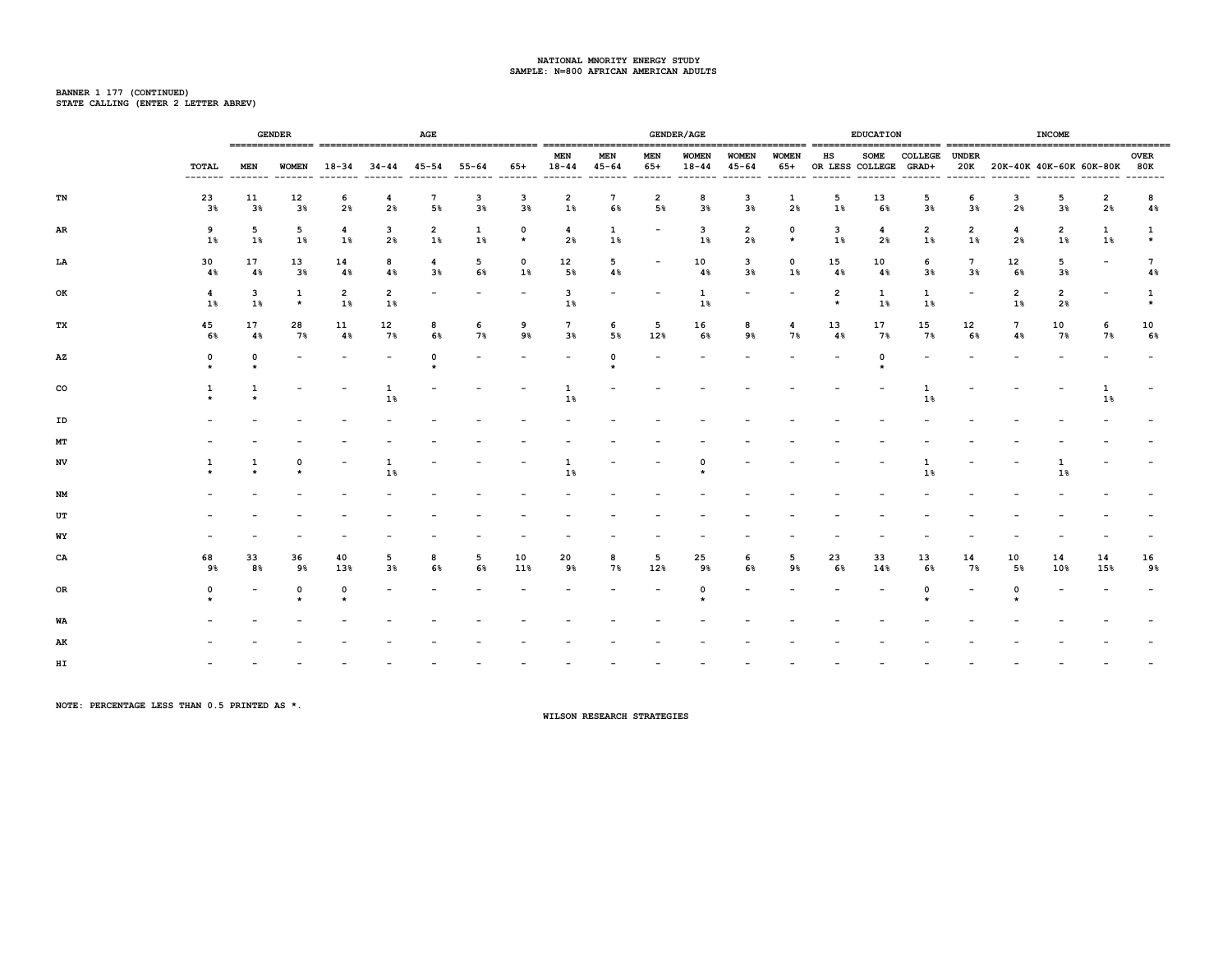NATIONAL MNORITY ENERGY STUDY
SAMPLE: N=800 AFRICAN AMERICAN ADULTS

BANNER 1 177 (CONTINUED)
STATE CALLING (ENTER 2 LETTER ABREV)

| | | GENDER | | AGE | | | | | GENDER/AGE | | | | | | EDUCATION | | | INCOME | | | | |
|---|---|---|---|---|---|---|---|---|---|---|---|---|---|---|---|---|---|---|---|---|---|---|
| | TOTAL | MEN | WOMEN | 18-34 | 34-44 | 45-54 | 55-64 | 65+ | MEN 18-44 | MEN 45-64 | MEN 65+ | WOMEN 18-44 | WOMEN 45-64 | WOMEN 65+ | HS OR LESS | SOME COLLEGE | COLLEGE GRAD+ | UNDER 20K | 20K-40K | 40K-60K | 60K-80K | OVER 80K |
| TN | 23 | 11 | 12 | 6 | 4 | 7 | 3 | 3 | 2 | 7 | 2 | 8 | 3 | 1 | 5 | 13 | 5 | 6 | 3 | 5 | 2 | 8 |
| | 3% | 3% | 3% | 2% | 2% | 5% | 3% | 3% | 1% | 6% | 5% | 3% | 3% | 2% | 1% | 6% | 3% | 3% | 2% | 3% | 2% | 4% |
| AR | 9 | 5 | 5 | 4 | 3 | 2 | 1 | 0 | 4 | 1 | - | 3 | 2 | 0 | 3 | 4 | 2 | 2 | 4 | 2 | 1 | 1 |
| | 1% | 1% | 1% | 1% | 2% | 1% | 1% | * | 2% | 1% | | 1% | 2% | * | 1% | 2% | 1% | 1% | 2% | 1% | 1% | * |
| LA | 30 | 17 | 13 | 14 | 8 | 4 | 5 | 0 | 12 | 5 | - | 10 | 3 | 0 | 15 | 10 | 6 | 7 | 12 | 5 | - | 7 |
| | 4% | 4% | 3% | 4% | 4% | 3% | 6% | 1% | 5% | 4% | | 4% | 3% | 1% | 4% | 4% | 3% | 3% | 6% | 3% | | 4% |
| OK | 4 | 3 | 1 | 2 | 2 | - | - | - | 3 | - | - | 1 | - | - | 2 | 1 | 1 | - | 2 | 2 | - | 1 |
| | 1% | 1% | * | 1% | 1% | | | | 1% | | | 1% | | | * | 1% | 1% | | 1% | 2% | | * |
| TX | 45 | 17 | 28 | 11 | 12 | 8 | 6 | 9 | 7 | 6 | 5 | 16 | 8 | 4 | 13 | 17 | 15 | 12 | 7 | 10 | 6 | 10 |
| | 6% | 4% | 7% | 4% | 7% | 6% | 7% | 9% | 3% | 5% | 12% | 6% | 9% | 7% | 4% | 7% | 7% | 6% | 4% | 7% | 7% | 6% |
| AZ | 0 | 0 | - | - | - | 0 | - | - | - | 0 | - | - | - | - | - | 0 | - | - | - | - | - | - |
| | * | * | | | | * | | | | * | | | | | | * | | | | | | |
| CO | 1 | 1 | - | - | 1 | - | - | - | 1 | - | - | - | - | - | - | - | 1 | - | - | - | 1 | - |
| | * | * | | | 1% | | | | 1% | | | | | | | | 1% | | | | 1% | |
| ID | - | - | - | - | - | - | - | - | - | - | - | - | - | - | - | - | - | - | - | - | - | - |
| MT | - | - | - | - | - | - | - | - | - | - | - | - | - | - | - | - | - | - | - | - | - | - |
| NV | 1 | 1 | 0 | - | 1 | - | - | - | 1 | - | - | 0 | - | - | - | - | 1 | - | - | 1 | - | - |
| | * | * | * | | 1% | | | | 1% | | | * | | | | | 1% | | | 1% | | |
| NM | - | - | - | - | - | - | - | - | - | - | - | - | - | - | - | - | - | - | - | - | - | - |
| UT | - | - | - | - | - | - | - | - | - | - | - | - | - | - | - | - | - | - | - | - | - | - |
| WY | - | - | - | - | - | - | - | - | - | - | - | - | - | - | - | - | - | - | - | - | - | - |
| CA | 68 | 33 | 36 | 40 | 5 | 8 | 5 | 10 | 20 | 8 | 5 | 25 | 6 | 5 | 23 | 33 | 13 | 14 | 10 | 14 | 14 | 16 |
| | 9% | 8% | 9% | 13% | 3% | 6% | 6% | 11% | 9% | 7% | 12% | 9% | 6% | 9% | 6% | 14% | 6% | 7% | 5% | 10% | 15% | 9% |
| OR | 0 | - | 0 | 0 | - | - | - | - | - | - | - | 0 | - | - | - | - | 0 | - | 0 | - | - | - |
| | * | | * | * | | | | | | | | * | | | | | * | | * | | | |
| WA | - | - | - | - | - | - | - | - | - | - | - | - | - | - | - | - | - | - | - | - | - | - |
| AK | - | - | - | - | - | - | - | - | - | - | - | - | - | - | - | - | - | - | - | - | - | - |
| HI | - | - | - | - | - | - | - | - | - | - | - | - | - | - | - | - | - | - | - | - | - | - |

NOTE: PERCENTAGE LESS THAN 0.5 PRINTED AS *.

WILSON RESEARCH STRATEGIES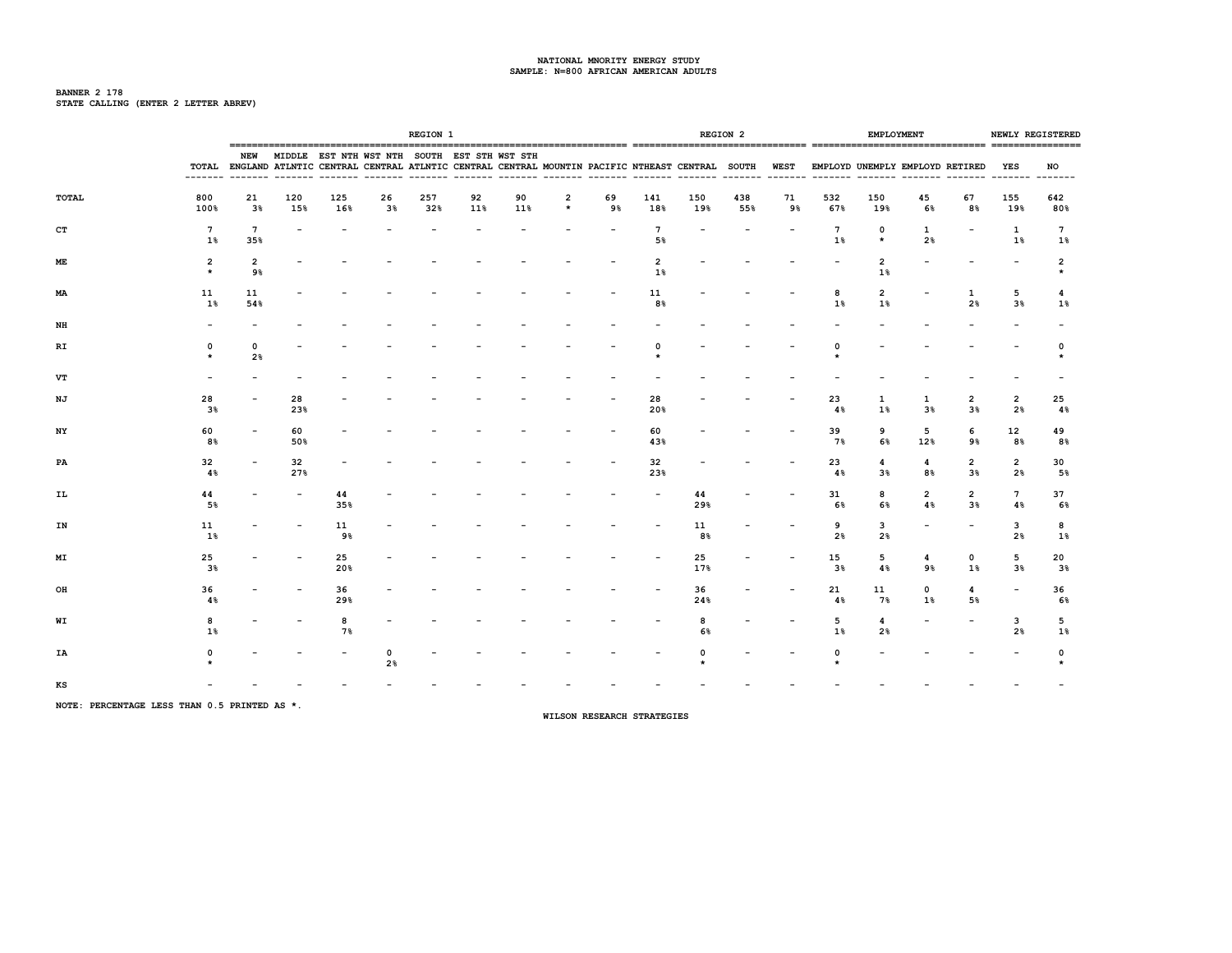NATIONAL MNORITY ENERGY STUDY
SAMPLE: N=800 AFRICAN AMERICAN ADULTS

BANNER 2 178
STATE CALLING (ENTER 2 LETTER ABREV)

| | | REGION 1 | | | | | | | | | REGION 2 | | | | EMPLOYMENT | | | | NEWLY REGISTERED | |
|---|---|---|---|---|---|---|---|---|---|---|---|---|---|---|---|---|---|---|---|---|
| | TOTAL | NEW ENGLAND | MIDDLE ATLNTIC | EST NTH CENTRAL | WST NTH CENTRAL | SOUTH ATLNTIC | EST STH CENTRAL | WST STH CENTRAL | MOUNTIN | PACIFIC | NTHEAST | CENTRAL | SOUTH | WEST | EMPLOYD | UNEMPLY | EMPLOYD | RETIRED | YES | NO |
| TOTAL | 800<br>100% | 21<br>3% | 120<br>15% | 125<br>16% | 26<br>3% | 257<br>32% | 92<br>11% | 90<br>11% | 2<br>* | 69<br>9% | 141<br>18% | 150<br>19% | 438<br>55% | 71<br>9% | 532<br>67% | 150<br>19% | 45<br>6% | 67<br>8% | 155<br>19% | 642<br>80% |
| CT | 7<br>1% | 7<br>35% | - | - | - | - | - | - | - | - | 7<br>5% | - | - | - | 7<br>1% | 0<br>* | 1<br>2% | - | 1<br>1% | 7<br>1% |
| ME | 2<br>* | 2<br>9% | - | - | - | - | - | - | - | - | 2<br>1% | - | - | - | - | 2<br>1% | - | - | - | 2<br>* |
| MA | 11<br>1% | 11<br>54% | - | - | - | - | - | - | - | - | 11<br>8% | - | - | - | 8<br>1% | 2<br>1% | - | 1<br>2% | 5<br>3% | 4<br>1% |
| NH | - | - | - | - | - | - | - | - | - | - | - | - | - | - | - | - | - | - | - | - |
| RI | 0<br>* | 0<br>2% | - | - | - | - | - | - | - | - | 0<br>* | - | - | - | 0<br>* | - | - | - | - | 0<br>* |
| VT | - | - | - | - | - | - | - | - | - | - | - | - | - | - | - | - | - | - | - | - |
| NJ | 28<br>3% | - | 28<br>23% | - | - | - | - | - | - | - | 28<br>20% | - | - | - | 23<br>4% | 1<br>1% | 1<br>3% | 2<br>3% | 2<br>2% | 25<br>4% |
| NY | 60<br>8% | - | 60<br>50% | - | - | - | - | - | - | - | 60<br>43% | - | - | - | 39<br>7% | 9<br>6% | 5<br>12% | 6<br>9% | 12<br>8% | 49<br>8% |
| PA | 32<br>4% | - | 32<br>27% | - | - | - | - | - | - | - | 32<br>23% | - | - | - | 23<br>4% | 4<br>3% | 4<br>8% | 2<br>3% | 2<br>2% | 30<br>5% |
| IL | 44<br>5% | - | - | 44<br>35% | - | - | - | - | - | - | - | 44<br>29% | - | - | 31<br>6% | 8<br>6% | 2<br>4% | 2<br>3% | 7<br>4% | 37<br>6% |
| IN | 11<br>1% | - | - | 11<br>9% | - | - | - | - | - | - | - | 11<br>8% | - | - | 9<br>2% | 3<br>2% | - | - | 3<br>2% | 8<br>1% |
| MI | 25<br>3% | - | - | 25<br>20% | - | - | - | - | - | - | - | 25<br>17% | - | - | 15<br>3% | 5<br>4% | 4<br>9% | 0<br>1% | 5<br>3% | 20<br>3% |
| OH | 36<br>4% | - | - | 36<br>29% | - | - | - | - | - | - | - | 36<br>24% | - | - | 21<br>4% | 11<br>7% | 0<br>1% | 4<br>5% | - | 36<br>6% |
| WI | 8<br>1% | - | - | 8<br>7% | - | - | - | - | - | - | - | 8<br>6% | - | - | 5<br>1% | 4<br>2% | - | - | 3<br>2% | 5<br>1% |
| IA | 0<br>* | - | - | - | 0<br>2% | - | - | - | - | - | - | 0<br>* | - | - | 0<br>* | - | - | - | - | 0<br>* |
| KS | - | - | - | - | - | - | - | - | - | - | - | - | - | - | - | - | - | - | - | - |

NOTE: PERCENTAGE LESS THAN 0.5 PRINTED AS *.

WILSON RESEARCH STRATEGIES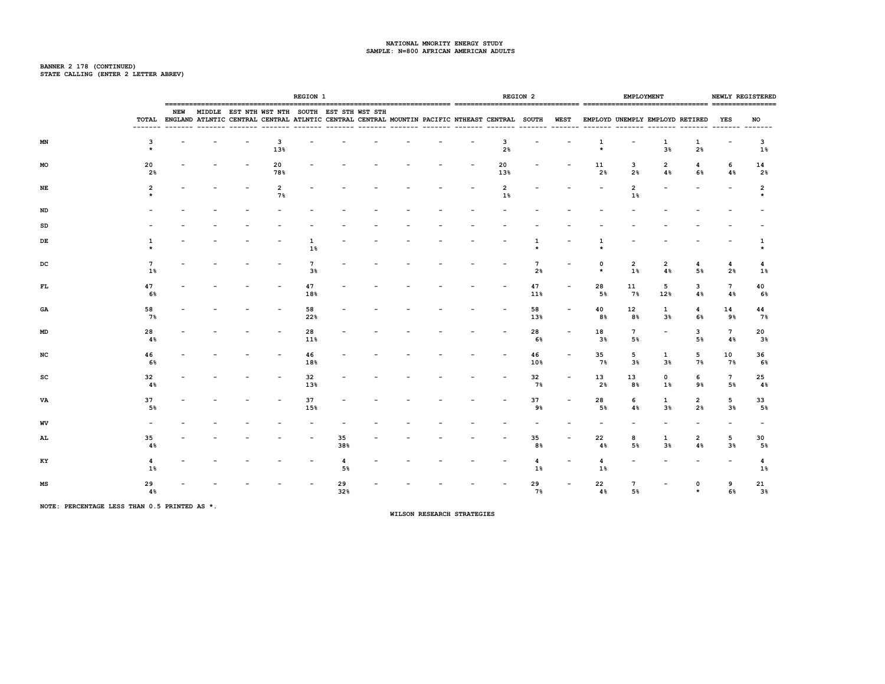NATIONAL MNORITY ENERGY STUDY
SAMPLE: N=800 AFRICAN AMERICAN ADULTS

BANNER 2 178 (CONTINUED)
STATE CALLING (ENTER 2 LETTER ABREV)

| | | REGION 1 | | | | | | | | | REGION 2 | | | | EMPLOYMENT | | | | NEWLY REGISTERED | |
|---|---|---|---|---|---|---|---|---|---|---|---|---|---|---|---|---|---|---|---|---|
| | TOTAL | NEW ENGLAND | MIDDLE ATLNTIC | EST NTH CENTRAL | WST NTH CENTRAL | SOUTH ATLNTIC | EST STH CENTRAL | WST STH CENTRAL | MOUNTIN | PACIFIC | NTHEAST | CENTRAL | SOUTH | WEST | EMPLOYD | UNEMPLY | EMPLOYD | RETIRED | YES | NO |
| MN | 3<br>* | - | - | - | 3<br>13% | - | - | - | - | - | - | 3<br>2% | - | - | 1<br>* | - | 1<br>3% | 1<br>2% | - | 3<br>1% |
| MO | 20<br>2% | - | - | - | 20<br>78% | - | - | - | - | - | - | 20<br>13% | - | - | 11<br>2% | 3<br>2% | 2<br>4% | 4<br>6% | 6<br>4% | 14<br>2% |
| NE | 2<br>* | - | - | - | 2<br>7% | - | - | - | - | - | - | 2<br>1% | - | - | - | 2<br>1% | - | - | - | 2<br>* |
| ND | - | - | - | - | - | - | - | - | - | - | - | - | - | - | - | - | - | - | - | - |
| SD | - | - | - | - | - | - | - | - | - | - | - | - | - | - | - | - | - | - | - | - |
| DE | 1<br>* | - | - | - | - | 1<br>1% | - | - | - | - | - | - | 1<br>* | - | 1<br>* | - | - | - | - | 1<br>* |
| DC | 7<br>1% | - | - | - | - | 7<br>3% | - | - | - | - | - | - | 7<br>2% | - | 0<br>* | 2<br>1% | 2<br>4% | 4<br>5% | 4<br>2% | 4<br>1% |
| FL | 47<br>6% | - | - | - | - | 47<br>18% | - | - | - | - | - | - | 47<br>11% | - | 28<br>5% | 11<br>7% | 5<br>12% | 3<br>4% | 7<br>4% | 40<br>6% |
| GA | 58<br>7% | - | - | - | - | 58<br>22% | - | - | - | - | - | - | 58<br>13% | - | 40<br>8% | 12<br>8% | 1<br>3% | 4<br>6% | 14<br>9% | 44<br>7% |
| MD | 28<br>4% | - | - | - | - | 28<br>11% | - | - | - | - | - | - | 28<br>6% | - | 18<br>3% | 7<br>5% | - | 3<br>5% | 7<br>4% | 20<br>3% |
| NC | 46<br>6% | - | - | - | - | 46<br>18% | - | - | - | - | - | - | 46<br>10% | - | 35<br>7% | 5<br>3% | 1<br>3% | 5<br>7% | 10<br>7% | 36<br>6% |
| SC | 32<br>4% | - | - | - | - | 32<br>13% | - | - | - | - | - | - | 32<br>7% | - | 13<br>2% | 13<br>8% | 0<br>1% | 6<br>9% | 7<br>5% | 25<br>4% |
| VA | 37<br>5% | - | - | - | - | 37<br>15% | - | - | - | - | - | - | 37<br>9% | - | 28<br>5% | 6<br>4% | 1<br>3% | 2<br>2% | 5<br>3% | 33<br>5% |
| WV | - | - | - | - | - | - | - | - | - | - | - | - | - | - | - | - | - | - | - | - |
| AL | 35<br>4% | - | - | - | - | - | 35<br>38% | - | - | - | - | - | 35<br>8% | - | 22<br>4% | 8<br>5% | 1<br>3% | 2<br>4% | 5<br>3% | 30<br>5% |
| KY | 4<br>1% | - | - | - | - | - | 4<br>5% | - | - | - | - | - | 4<br>1% | - | 4<br>1% | - | - | - | - | 4<br>1% |
| MS | 29<br>4% | - | - | - | - | - | 29<br>32% | - | - | - | - | - | 29<br>7% | - | 22<br>4% | 7<br>5% | - | 0<br>* | 9<br>6% | 21<br>3% |

NOTE: PERCENTAGE LESS THAN 0.5 PRINTED AS *.

WILSON RESEARCH STRATEGIES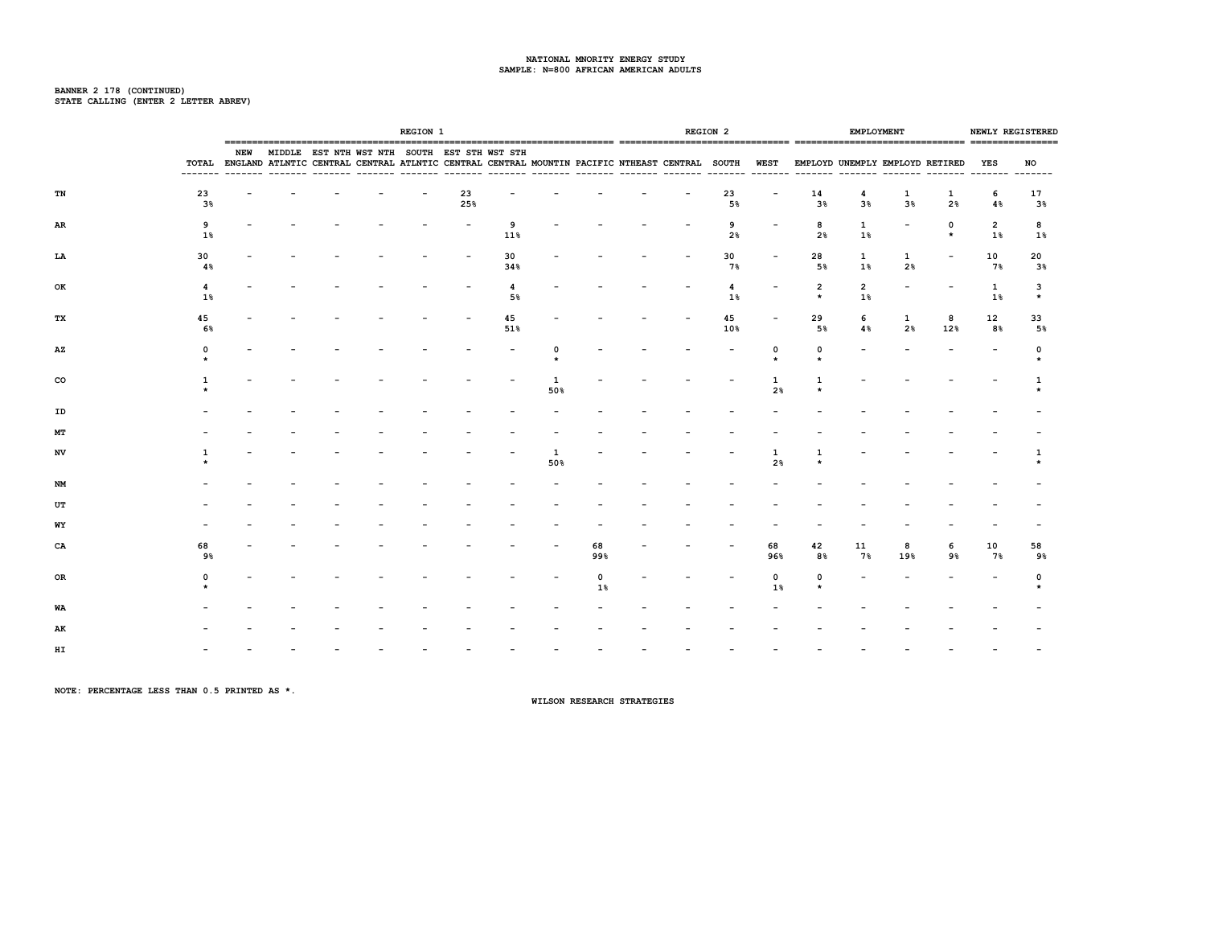NATIONAL MNORITY ENERGY STUDY
SAMPLE: N=800 AFRICAN AMERICAN ADULTS

BANNER 2 178 (CONTINUED)
STATE CALLING (ENTER 2 LETTER ABREV)

| | | REGION 1 | | | | | | | | | REGION 2 | | | | EMPLOYMENT | | | | NEWLY REGISTERED | |
|---|---|---|---|---|---|---|---|---|---|---|---|---|---|---|---|---|---|---|---|---|
| | TOTAL | NEW ENGLAND | MIDDLE ATLNTIC | EST NTH CENTRAL | WST NTH CENTRAL | SOUTH ATLNTIC | EST STH CENTRAL | WST STH CENTRAL | MOUNTIN | PACIFIC | NTHEAST | CENTRAL | SOUTH | WEST | EMPLOYD | UNEMPLY | EMPLOYD | RETIRED | YES | NO |
| TN | 23<br>3% | - | - | - | - | - | 23<br>25% | - | - | - | - | - | 23<br>5% | - | 14<br>3% | 4<br>3% | 1<br>3% | 1<br>2% | 6<br>4% | 17<br>3% |
| AR | 9<br>1% | - | - | - | - | - | - | 9<br>11% | - | - | - | - | 9<br>2% | - | 8<br>2% | 1<br>1% | - | 0<br>* | 2<br>1% | 8<br>1% |
| LA | 30<br>4% | - | - | - | - | - | - | 30<br>34% | - | - | - | - | 30<br>7% | - | 28<br>5% | 1<br>1% | 1<br>2% | - | 10<br>7% | 20<br>3% |
| OK | 4<br>1% | - | - | - | - | - | - | 4<br>5% | - | - | - | - | 4<br>1% | - | 2<br>* | 2<br>1% | - | - | 1<br>1% | 3<br>* |
| TX | 45<br>6% | - | - | - | - | - | - | 45<br>51% | - | - | - | - | 45<br>10% | - | 29<br>5% | 6<br>4% | 1<br>2% | 8<br>12% | 12<br>8% | 33<br>5% |
| AZ | 0<br>* | - | - | - | - | - | - | - | 0<br>* | - | - | - | - | 0<br>* | 0<br>* | - | - | - | - | 0<br>* |
| CO | 1<br>* | - | - | - | - | - | - | - | 1<br>50% | - | - | - | - | 1<br>2% | 1<br>* | - | - | - | - | 1<br>* |
| ID | - | - | - | - | - | - | - | - | - | - | - | - | - | - | - | - | - | - | - | - |
| MT | - | - | - | - | - | - | - | - | - | - | - | - | - | - | - | - | - | - | - | - |
| NV | 1<br>* | - | - | - | - | - | - | - | 1<br>50% | - | - | - | - | 1<br>2% | 1<br>* | - | - | - | - | 1<br>* |
| NM | - | - | - | - | - | - | - | - | - | - | - | - | - | - | - | - | - | - | - | - |
| UT | - | - | - | - | - | - | - | - | - | - | - | - | - | - | - | - | - | - | - | - |
| WY | - | - | - | - | - | - | - | - | - | - | - | - | - | - | - | - | - | - | - | - |
| CA | 68<br>9% | - | - | - | - | - | - | - | - | 68<br>99% | - | - | - | 68<br>96% | 42<br>8% | 11<br>7% | 8<br>19% | 6<br>9% | 10<br>7% | 58<br>9% |
| OR | 0<br>* | - | - | - | - | - | - | - | - | 0<br>1% | - | - | - | 0<br>1% | 0<br>* | - | - | - | - | 0<br>* |
| WA | - | - | - | - | - | - | - | - | - | - | - | - | - | - | - | - | - | - | - | - |
| AK | - | - | - | - | - | - | - | - | - | - | - | - | - | - | - | - | - | - | - | - |
| HI | - | - | - | - | - | - | - | - | - | - | - | - | - | - | - | - | - | - | - | - |

NOTE: PERCENTAGE LESS THAN 0.5 PRINTED AS *.

WILSON RESEARCH STRATEGIES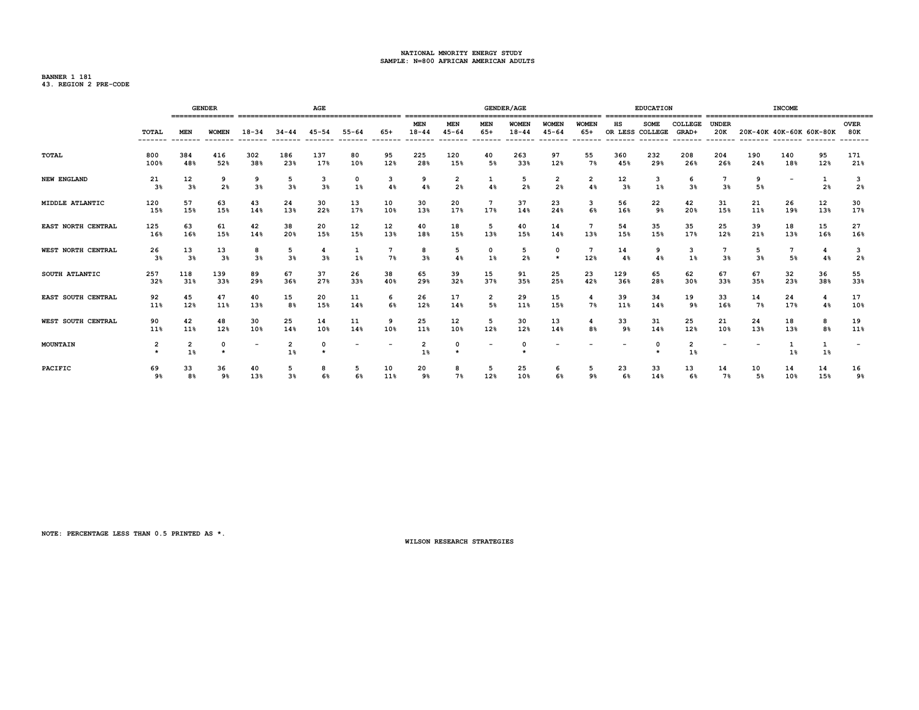NATIONAL MNORITY ENERGY STUDY
SAMPLE: N=800 AFRICAN AMERICAN ADULTS

BANNER 1 181
43. REGION 2 PRE-CODE

| | | GENDER | | AGE | | | | | GENDER/AGE | | | | | | EDUCATION | | | INCOME | | | | |
|---|---|---|---|---|---|---|---|---|---|---|---|---|---|---|---|---|---|---|---|---|---|---|
| | TOTAL | MEN | WOMEN | 18-34 | 34-44 | 45-54 | 55-64 | 65+ | MEN 18-44 | MEN 45-64 | MEN 65+ | WOMEN 18-44 | WOMEN 45-64 | WOMEN 65+ | HS OR LESS | SOME COLLEGE | COLLEGE GRAD+ | UNDER 20K | 20K-40K | 40K-60K | 60K-80K | OVER 80K |
| TOTAL | 800 | 384 | 416 | 302 | 186 | 137 | 80 | 95 | 225 | 120 | 40 | 263 | 97 | 55 | 360 | 232 | 208 | 204 | 190 | 140 | 95 | 171 |
| | 100% | 48% | 52% | 38% | 23% | 17% | 10% | 12% | 28% | 15% | 5% | 33% | 12% | 7% | 45% | 29% | 26% | 26% | 24% | 18% | 12% | 21% |
| NEW ENGLAND | 21 | 12 | 9 | 9 | 5 | 3 | 0 | 3 | 9 | 2 | 1 | 5 | 2 | 2 | 12 | 3 | 6 | 7 | 9 | - | 1 | 3 |
| | 3% | 3% | 2% | 3% | 3% | 3% | 1% | 4% | 4% | 2% | 4% | 2% | 2% | 4% | 3% | 1% | 3% | 3% | 5% | | 2% | 2% |
| MIDDLE ATLANTIC | 120 | 57 | 63 | 43 | 24 | 30 | 13 | 10 | 30 | 20 | 7 | 37 | 23 | 3 | 56 | 22 | 42 | 31 | 21 | 26 | 12 | 30 |
| | 15% | 15% | 15% | 14% | 13% | 22% | 17% | 10% | 13% | 17% | 17% | 14% | 24% | 6% | 16% | 9% | 20% | 15% | 11% | 19% | 13% | 17% |
| EAST NORTH CENTRAL | 125 | 63 | 61 | 42 | 38 | 20 | 12 | 12 | 40 | 18 | 5 | 40 | 14 | 7 | 54 | 35 | 35 | 25 | 39 | 18 | 15 | 27 |
| | 16% | 16% | 15% | 14% | 20% | 15% | 15% | 13% | 18% | 15% | 13% | 15% | 14% | 13% | 15% | 15% | 17% | 12% | 21% | 13% | 16% | 16% |
| WEST NORTH CENTRAL | 26 | 13 | 13 | 8 | 5 | 4 | 1 | 7 | 8 | 5 | 0 | 5 | 0 | 7 | 14 | 9 | 3 | 7 | 5 | 7 | 4 | 3 |
| | 3% | 3% | 3% | 3% | 3% | 3% | 1% | 7% | 3% | 4% | 1% | 2% | * | 12% | 4% | 4% | 1% | 3% | 3% | 5% | 4% | 2% |
| SOUTH ATLANTIC | 257 | 118 | 139 | 89 | 67 | 37 | 26 | 38 | 65 | 39 | 15 | 91 | 25 | 23 | 129 | 65 | 62 | 67 | 67 | 32 | 36 | 55 |
| | 32% | 31% | 33% | 29% | 36% | 27% | 33% | 40% | 29% | 32% | 37% | 35% | 25% | 42% | 36% | 28% | 30% | 33% | 35% | 23% | 38% | 33% |
| EAST SOUTH CENTRAL | 92 | 45 | 47 | 40 | 15 | 20 | 11 | 6 | 26 | 17 | 2 | 29 | 15 | 4 | 39 | 34 | 19 | 33 | 14 | 24 | 4 | 17 |
| | 11% | 12% | 11% | 13% | 8% | 15% | 14% | 6% | 12% | 14% | 5% | 11% | 15% | 7% | 11% | 14% | 9% | 16% | 7% | 17% | 4% | 10% |
| WEST SOUTH CENTRAL | 90 | 42 | 48 | 30 | 25 | 14 | 11 | 9 | 25 | 12 | 5 | 30 | 13 | 4 | 33 | 31 | 25 | 21 | 24 | 18 | 8 | 19 |
| | 11% | 11% | 12% | 10% | 14% | 10% | 14% | 10% | 11% | 10% | 12% | 12% | 14% | 8% | 9% | 14% | 12% | 10% | 13% | 13% | 8% | 11% |
| MOUNTAIN | 2 | 2 | 0 | - | 2 | 0 | - | - | 2 | 0 | - | 0 | - | - | - | 0 | 2 | - | - | 1 | 1 | - |
| | * | 1% | * | | 1% | * | | | 1% | * | | * | | | | * | 1% | | | 1% | 1% | |
| PACIFIC | 69 | 33 | 36 | 40 | 5 | 8 | 5 | 10 | 20 | 8 | 5 | 25 | 6 | 5 | 23 | 33 | 13 | 14 | 10 | 14 | 14 | 16 |
| | 9% | 8% | 9% | 13% | 3% | 6% | 6% | 11% | 9% | 7% | 12% | 10% | 6% | 9% | 6% | 14% | 6% | 7% | 5% | 10% | 15% | 9% |

NOTE: PERCENTAGE LESS THAN 0.5 PRINTED AS *.

WILSON RESEARCH STRATEGIES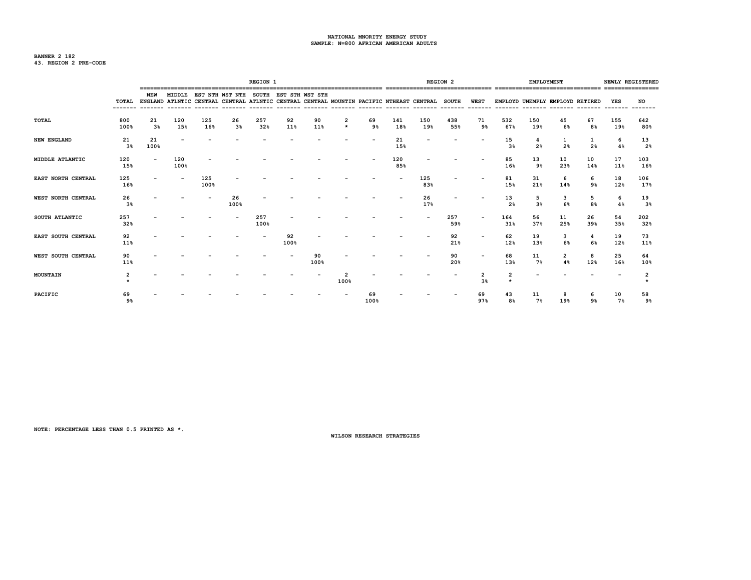NATIONAL MNORITY ENERGY STUDY
SAMPLE: N=800 AFRICAN AMERICAN ADULTS

BANNER 2 182
43. REGION 2 PRE-CODE

| | | REGION 1 | | | | | | | | | REGION 2 | | | | EMPLOYMENT | | | | NEWLY REGISTERED | |
|---|---|---|---|---|---|---|---|---|---|---|---|---|---|---|---|---|---|---|---|---|
| | TOTAL | NEW ENGLAND | MIDDLE ATLNTIC | EST NTH CENTRAL | WST NTH CENTRAL | SOUTH ATLNTIC | EST STH CENTRAL | WST STH CENTRAL | MOUNTIN | PACIFIC | NTHEAST | CENTRAL | SOUTH | WEST | EMPLOYD | UNEMPLY | EMPLOYD | RETIRED | YES | NO |
| TOTAL | 800<br>100% | 21<br>3% | 120<br>15% | 125<br>16% | 26<br>3% | 257<br>32% | 92<br>11% | 90<br>11% | 2<br>* | 69<br>9% | 141<br>18% | 150<br>19% | 438<br>55% | 71<br>9% | 532<br>67% | 150<br>19% | 45<br>6% | 67<br>8% | 155<br>19% | 642<br>80% |
| NEW ENGLAND | 21<br>3% | 21<br>100% | - | - | - | - | - | - | - | - | 21<br>15% | - | - | - | 15<br>3% | 4<br>2% | 1<br>2% | 1<br>2% | 6<br>4% | 13<br>2% |
| MIDDLE ATLANTIC | 120<br>15% | - | 120<br>100% | - | - | - | - | - | - | - | 120<br>85% | - | - | - | 85<br>16% | 13<br>9% | 10<br>23% | 10<br>14% | 17<br>11% | 103<br>16% |
| EAST NORTH CENTRAL | 125<br>16% | - | - | 125<br>100% | - | - | - | - | - | - | - | 125<br>83% | - | - | 81<br>15% | 31<br>21% | 6<br>14% | 6<br>9% | 18<br>12% | 106<br>17% |
| WEST NORTH CENTRAL | 26<br>3% | - | - | - | 26<br>100% | - | - | - | - | - | - | 26<br>17% | - | - | 13<br>2% | 5<br>3% | 3<br>6% | 5<br>8% | 6<br>4% | 19<br>3% |
| SOUTH ATLANTIC | 257<br>32% | - | - | - | - | 257<br>100% | - | - | - | - | - | - | 257<br>59% | - | 164<br>31% | 56<br>37% | 11<br>25% | 26<br>39% | 54<br>35% | 202<br>32% |
| EAST SOUTH CENTRAL | 92<br>11% | - | - | - | - | - | 92<br>100% | - | - | - | - | - | 92<br>21% | - | 62<br>12% | 19<br>13% | 3<br>6% | 4<br>6% | 19<br>12% | 73<br>11% |
| WEST SOUTH CENTRAL | 90<br>11% | - | - | - | - | - | - | 90<br>100% | - | - | - | - | 90<br>20% | - | 68<br>13% | 11<br>7% | 2<br>4% | 8<br>12% | 25<br>16% | 64<br>10% |
| MOUNTAIN | 2<br>* | - | - | - | - | - | - | - | 2<br>100% | - | - | - | - | 2<br>3% | 2<br>* | - | - | - | - | 2<br>* |
| PACIFIC | 69<br>9% | - | - | - | - | - | - | - | - | 69<br>100% | - | - | - | 69<br>97% | 43<br>8% | 11<br>7% | 8<br>19% | 6<br>9% | 10<br>7% | 58<br>9% |

NOTE: PERCENTAGE LESS THAN 0.5 PRINTED AS *.

WILSON RESEARCH STRATEGIES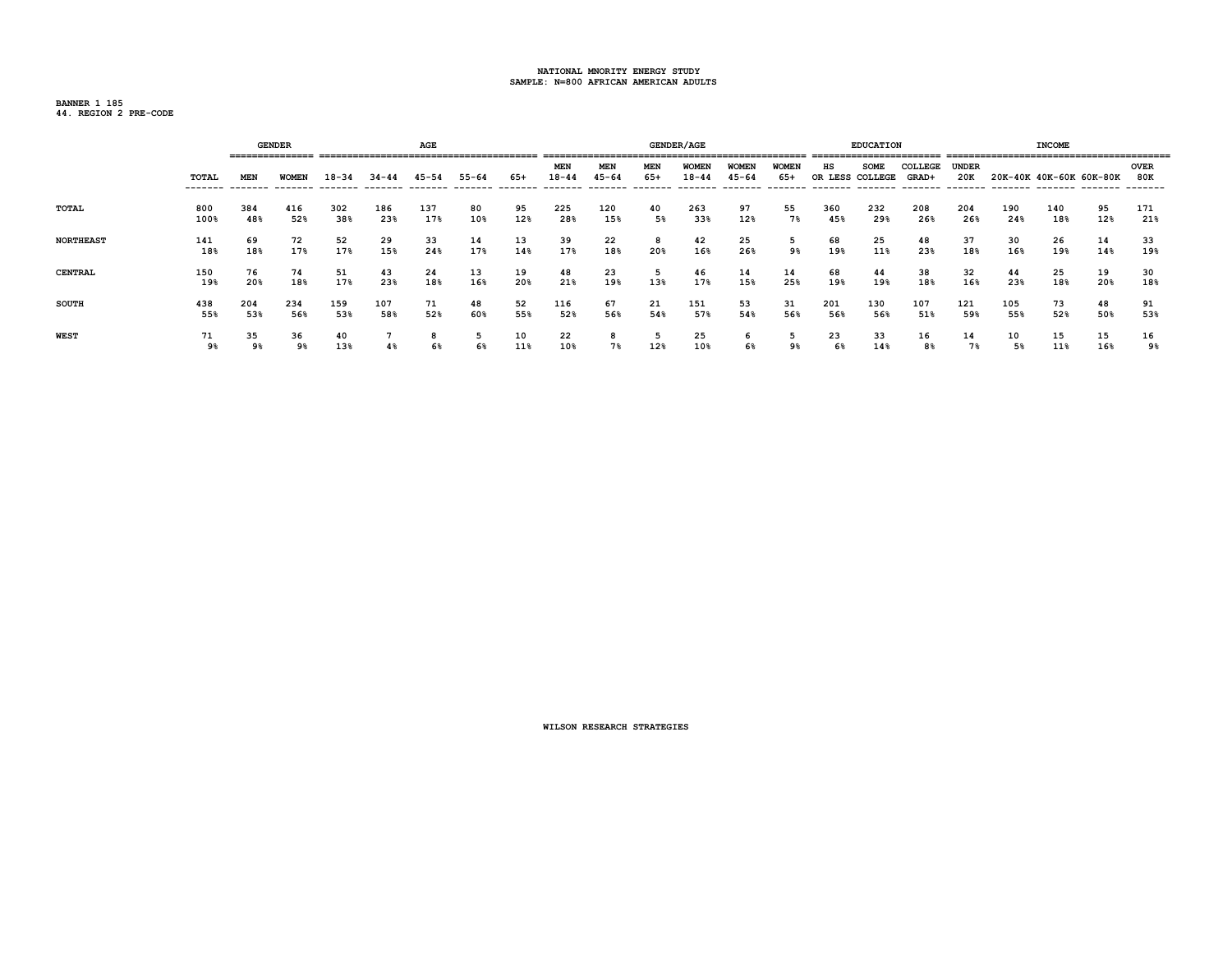NATIONAL MNORITY ENERGY STUDY
SAMPLE: N=800 AFRICAN AMERICAN ADULTS

BANNER 1 185
44. REGION 2 PRE-CODE

| | | GENDER | | AGE | | | | | GENDER/AGE | | | | | | EDUCATION | | | INCOME | | | | |
|---|---|---|---|---|---|---|---|---|---|---|---|---|---|---|---|---|---|---|---|---|---|---|
| | TOTAL | MEN | WOMEN | 18-34 | 34-44 | 45-54 | 55-64 | 65+ | MEN 18-44 | MEN 45-64 | MEN 65+ | WOMEN 18-44 | WOMEN 45-64 | WOMEN 65+ | HS OR LESS | SOME COLLEGE | COLLEGE GRAD+ | UNDER 20K | 20K-40K | 40K-60K | 60K-80K | OVER 80K |
| TOTAL | 800 | 384 | 416 | 302 | 186 | 137 | 80 | 95 | 225 | 120 | 40 | 263 | 97 | 55 | 360 | 232 | 208 | 204 | 190 | 140 | 95 | 171 |
| | 100% | 48% | 52% | 38% | 23% | 17% | 10% | 12% | 28% | 15% | 5% | 33% | 12% | 7% | 45% | 29% | 26% | 26% | 24% | 18% | 12% | 21% |
| NORTHEAST | 141 | 69 | 72 | 52 | 29 | 33 | 14 | 13 | 39 | 22 | 8 | 42 | 25 | 5 | 68 | 25 | 48 | 37 | 30 | 26 | 14 | 33 |
| | 18% | 18% | 17% | 17% | 15% | 24% | 17% | 14% | 17% | 18% | 20% | 16% | 26% | 9% | 19% | 11% | 23% | 18% | 16% | 19% | 14% | 19% |
| CENTRAL | 150 | 76 | 74 | 51 | 43 | 24 | 13 | 19 | 48 | 23 | 5 | 46 | 14 | 14 | 68 | 44 | 38 | 32 | 44 | 25 | 19 | 30 |
| | 19% | 20% | 18% | 17% | 23% | 18% | 16% | 20% | 21% | 19% | 13% | 17% | 15% | 25% | 19% | 19% | 18% | 16% | 23% | 18% | 20% | 18% |
| SOUTH | 438 | 204 | 234 | 159 | 107 | 71 | 48 | 52 | 116 | 67 | 21 | 151 | 53 | 31 | 201 | 130 | 107 | 121 | 105 | 73 | 48 | 91 |
| | 55% | 53% | 56% | 53% | 58% | 52% | 60% | 55% | 52% | 56% | 54% | 57% | 54% | 56% | 56% | 56% | 51% | 59% | 55% | 52% | 50% | 53% |
| WEST | 71 | 35 | 36 | 40 | 7 | 8 | 5 | 10 | 22 | 8 | 5 | 25 | 6 | 5 | 23 | 33 | 16 | 14 | 10 | 15 | 15 | 16 |
| | 9% | 9% | 9% | 13% | 4% | 6% | 6% | 11% | 10% | 7% | 12% | 10% | 6% | 9% | 6% | 14% | 8% | 7% | 5% | 11% | 16% | 9% |

WILSON RESEARCH STRATEGIES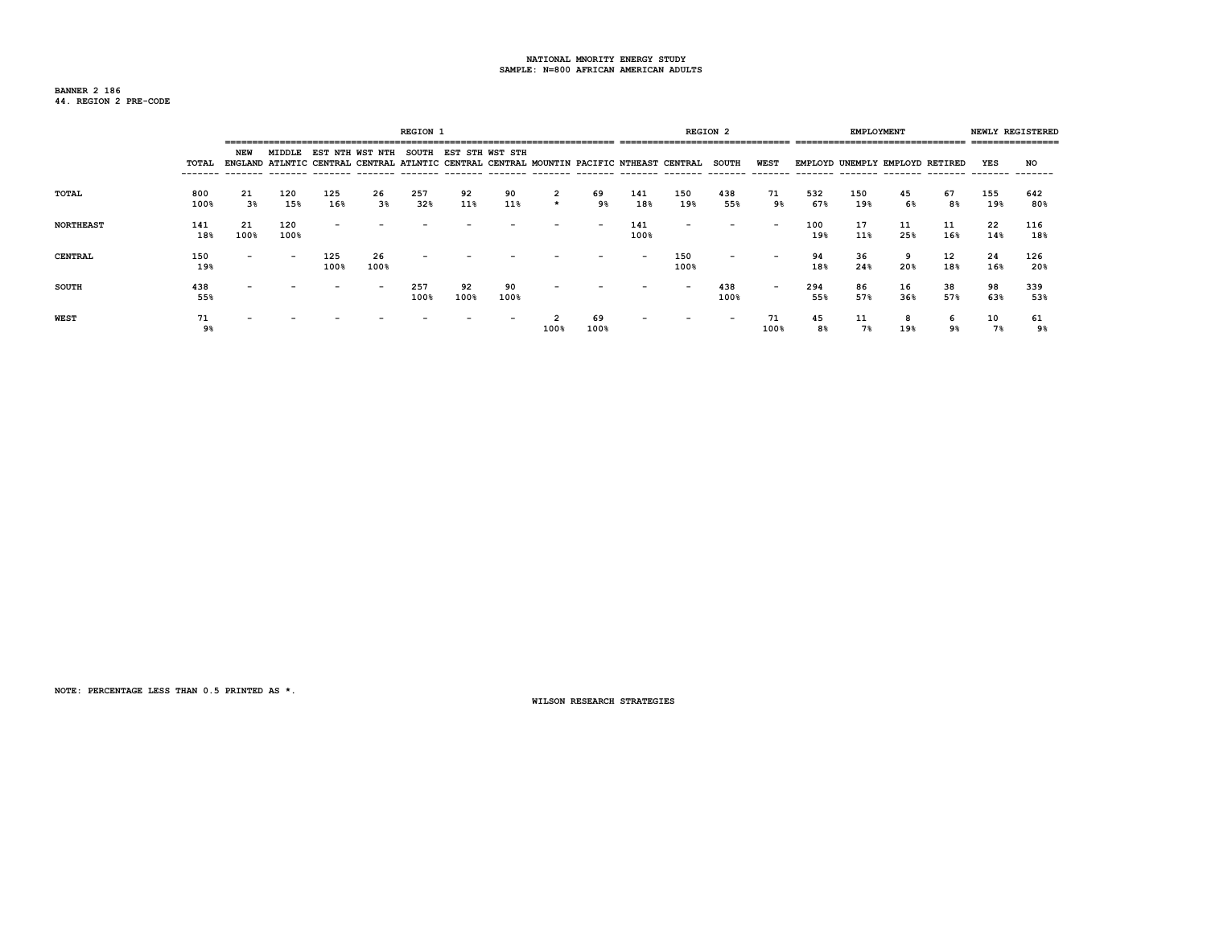NATIONAL MNORITY ENERGY STUDY
SAMPLE: N=800 AFRICAN AMERICAN ADULTS

BANNER 2 186
44. REGION 2 PRE-CODE

| | | REGION 1 | | | | | | | | | REGION 2 | | | | EMPLOYMENT | | | | NEWLY REGISTERED | |
|---|---|---|---|---|---|---|---|---|---|---|---|---|---|---|---|---|---|---|---|---|
| | TOTAL | NEW ENGLAND | MIDDLE ATLNTIC | EST NTH CENTRAL | WST NTH CENTRAL | SOUTH ATLNTIC | EST STH CENTRAL | WST STH CENTRAL | MOUNTIN | PACIFIC | NTHEAST | CENTRAL | SOUTH | WEST | EMPLOYD | UNEMPLY | EMPLOYD | RETIRED | YES | NO |
| TOTAL | 800<br>100% | 21<br>3% | 120<br>15% | 125<br>16% | 26<br>3% | 257<br>32% | 92<br>11% | 90<br>11% | 2<br>* | 69<br>9% | 141<br>18% | 150<br>19% | 438<br>55% | 71<br>9% | 532<br>67% | 150<br>19% | 45<br>6% | 67<br>8% | 155<br>19% | 642<br>80% |
| NORTHEAST | 141<br>18% | 21<br>100% | 120<br>100% | - | - | - | - | - | - | - | 141<br>100% | - | - | - | 100<br>19% | 17<br>11% | 11<br>25% | 11<br>16% | 22<br>14% | 116<br>18% |
| CENTRAL | 150<br>19% | - | - | 125<br>100% | 26<br>100% | - | - | - | - | - | - | 150<br>100% | - | - | 94<br>18% | 36<br>24% | 9<br>20% | 12<br>18% | 24<br>16% | 126<br>20% |
| SOUTH | 438<br>55% | - | - | - | - | 257<br>100% | 92<br>100% | 90<br>100% | - | - | - | - | 438<br>100% | - | 294<br>55% | 86<br>57% | 16<br>36% | 38<br>57% | 98<br>63% | 339<br>53% |
| WEST | 71<br>9% | - | - | - | - | - | - | - | 2<br>100% | 69<br>100% | - | - | - | 71<br>100% | 45<br>8% | 11<br>7% | 8<br>19% | 6<br>9% | 10<br>7% | 61<br>9% |

NOTE: PERCENTAGE LESS THAN 0.5 PRINTED AS *.

WILSON RESEARCH STRATEGIES